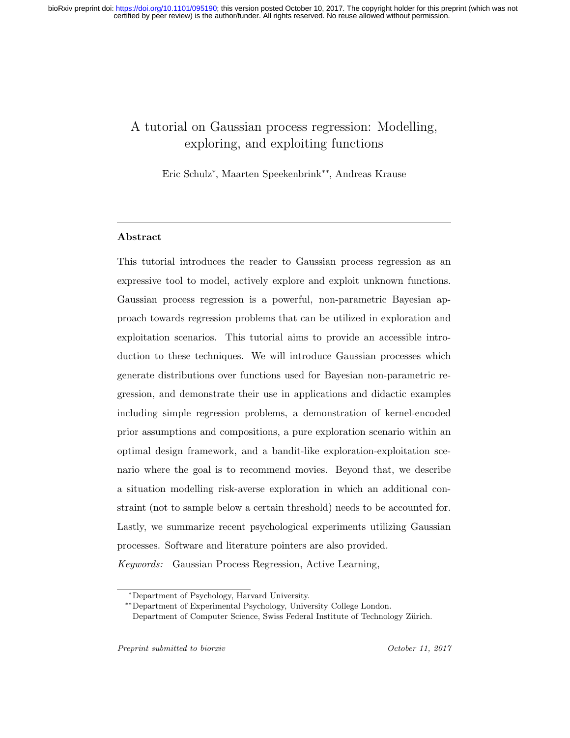# A tutorial on Gaussian process regression: Modelling, exploring, and exploiting functions

Eric Schulz[*], Maarten Speekenbrink[**], Andreas Krause

---

## Abstract

This tutorial introduces the reader to Gaussian process regression as an expressive tool to model, actively explore and exploit unknown functions. Gaussian process regression is a powerful, non-parametric Bayesian approach towards regression problems that can be utilized in exploration and exploitation scenarios. This tutorial aims to provide an accessible introduction to these techniques. We will introduce Gaussian processes which generate distributions over functions used for Bayesian non-parametric regression, and demonstrate their use in applications and didactic examples including simple regression problems, a demonstration of kernel-encoded prior assumptions and compositions, a pure exploration scenario within an optimal design framework, and a bandit-like exploration-exploitation scenario where the goal is to recommend movies. Beyond that, we describe a situation modelling risk-averse exploration in which an additional constraint (not to sample below a certain threshold) needs to be accounted for. Lastly, we summarize recent psychological experiments utilizing Gaussian processes. Software and literature pointers are also provided.

*Keywords:* Gaussian Process Regression, Active Learning,

[*] Department of Psychology, Harvard University.

[**] Department of Experimental Psychology, University College London.

Department of Computer Science, Swiss Federal Institute of Technology Zürich.

*Preprint submitted to biorxiv* *October 11, 2017*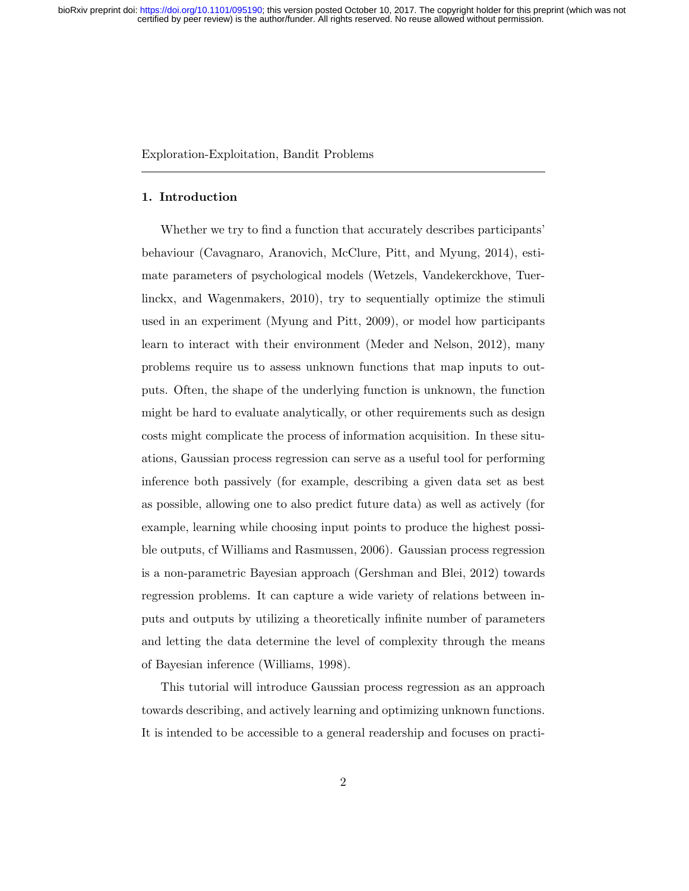Exploration-Exploitation, Bandit Problems

## 1. Introduction

Whether we try to find a function that accurately describes participants' behaviour (Cavagnaro, Aranovich, McClure, Pitt, and Myung, 2014), estimate parameters of psychological models (Wetzels, Vandekerckhove, Tuerlinckx, and Wagenmakers, 2010), try to sequentially optimize the stimuli used in an experiment (Myung and Pitt, 2009), or model how participants learn to interact with their environment (Meder and Nelson, 2012), many problems require us to assess unknown functions that map inputs to outputs. Often, the shape of the underlying function is unknown, the function might be hard to evaluate analytically, or other requirements such as design costs might complicate the process of information acquisition. In these situations, Gaussian process regression can serve as a useful tool for performing inference both passively (for example, describing a given data set as best as possible, allowing one to also predict future data) as well as actively (for example, learning while choosing input points to produce the highest possible outputs, cf Williams and Rasmussen, 2006). Gaussian process regression is a non-parametric Bayesian approach (Gershman and Blei, 2012) towards regression problems. It can capture a wide variety of relations between inputs and outputs by utilizing a theoretically infinite number of parameters and letting the data determine the level of complexity through the means of Bayesian inference (Williams, 1998).

This tutorial will introduce Gaussian process regression as an approach towards describing, and actively learning and optimizing unknown functions. It is intended to be accessible to a general readership and focuses on practi-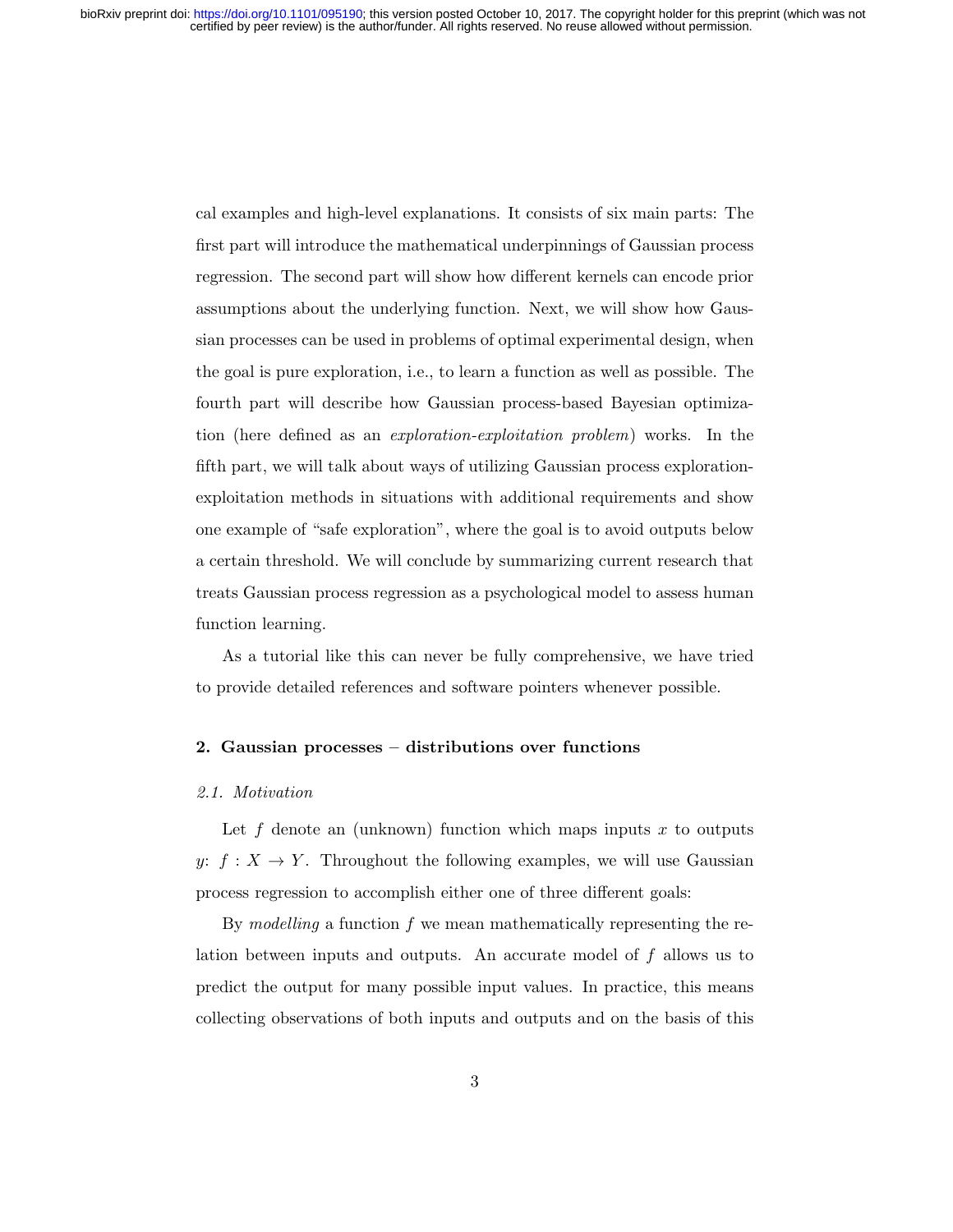cal examples and high-level explanations. It consists of six main parts: The first part will introduce the mathematical underpinnings of Gaussian process regression. The second part will show how different kernels can encode prior assumptions about the underlying function. Next, we will show how Gaussian processes can be used in problems of optimal experimental design, when the goal is pure exploration, i.e., to learn a function as well as possible. The fourth part will describe how Gaussian process-based Bayesian optimization (here defined as an *exploration-exploitation problem*) works. In the fifth part, we will talk about ways of utilizing Gaussian process exploration-exploitation methods in situations with additional requirements and show one example of "safe exploration", where the goal is to avoid outputs below a certain threshold. We will conclude by summarizing current research that treats Gaussian process regression as a psychological model to assess human function learning.

As a tutorial like this can never be fully comprehensive, we have tried to provide detailed references and software pointers whenever possible.

## 2. Gaussian processes – distributions over functions

### *2.1. Motivation*

Let $f$ denote an (unknown) function which maps inputs $x$ to outputs $y$: $f : X \rightarrow Y$. Throughout the following examples, we will use Gaussian process regression to accomplish either one of three different goals:

By *modelling* a function $f$ we mean mathematically representing the relation between inputs and outputs. An accurate model of $f$ allows us to predict the output for many possible input values. In practice, this means collecting observations of both inputs and outputs and on the basis of this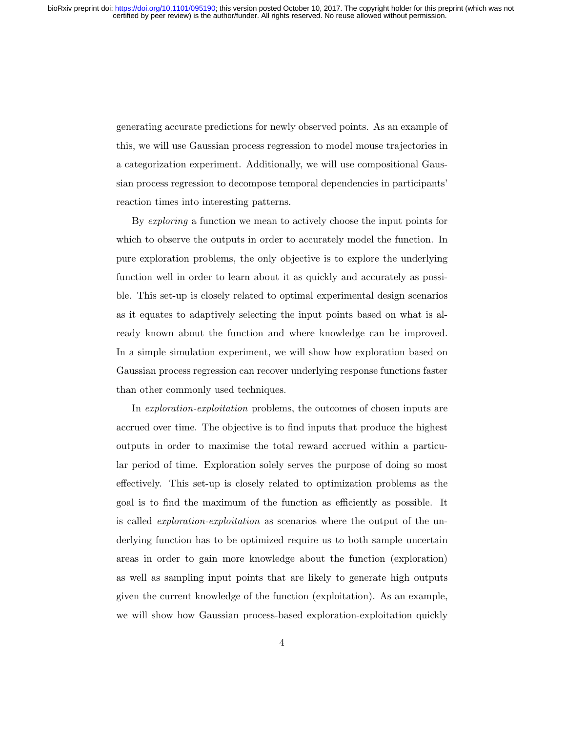generating accurate predictions for newly observed points. As an example of this, we will use Gaussian process regression to model mouse trajectories in a categorization experiment. Additionally, we will use compositional Gaussian process regression to decompose temporal dependencies in participants' reaction times into interesting patterns.

By *exploring* a function we mean to actively choose the input points for which to observe the outputs in order to accurately model the function. In pure exploration problems, the only objective is to explore the underlying function well in order to learn about it as quickly and accurately as possible. This set-up is closely related to optimal experimental design scenarios as it equates to adaptively selecting the input points based on what is already known about the function and where knowledge can be improved. In a simple simulation experiment, we will show how exploration based on Gaussian process regression can recover underlying response functions faster than other commonly used techniques.

In *exploration-exploitation* problems, the outcomes of chosen inputs are accrued over time. The objective is to find inputs that produce the highest outputs in order to maximise the total reward accrued within a particular period of time. Exploration solely serves the purpose of doing so most effectively. This set-up is closely related to optimization problems as the goal is to find the maximum of the function as efficiently as possible. It is called *exploration-exploitation* as scenarios where the output of the underlying function has to be optimized require us to both sample uncertain areas in order to gain more knowledge about the function (exploration) as well as sampling input points that are likely to generate high outputs given the current knowledge of the function (exploitation). As an example, we will show how Gaussian process-based exploration-exploitation quickly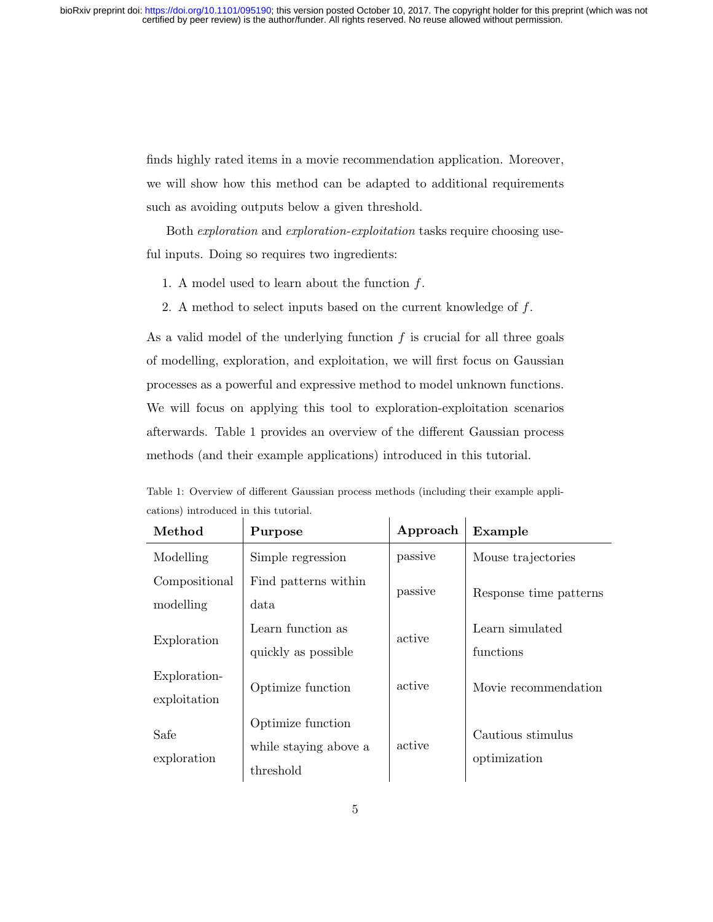finds highly rated items in a movie recommendation application. Moreover, we will show how this method can be adapted to additional requirements such as avoiding outputs below a given threshold.

Both *exploration* and *exploration-exploitation* tasks require choosing useful inputs. Doing so requires two ingredients:

1. A model used to learn about the function $f$.
2. A method to select inputs based on the current knowledge of $f$.

As a valid model of the underlying function $f$ is crucial for all three goals of modelling, exploration, and exploitation, we will first focus on Gaussian processes as a powerful and expressive method to model unknown functions. We will focus on applying this tool to exploration-exploitation scenarios afterwards. Table 1 provides an overview of the different Gaussian process methods (and their example applications) introduced in this tutorial.

Table 1: Overview of different Gaussian process methods (including their example applications) introduced in this tutorial.

| **Method** | **Purpose** | **Approach** | **Example** |
|---|---|---|---|
| Modelling | Simple regression | passive | Mouse trajectories |
| Compositional modelling | Find patterns within data | passive | Response time patterns |
| Exploration | Learn function as quickly as possible | active | Learn simulated functions |
| Exploration-exploitation | Optimize function | active | Movie recommendation |
| Safe exploration | Optimize function while staying above a threshold | active | Cautious stimulus optimization |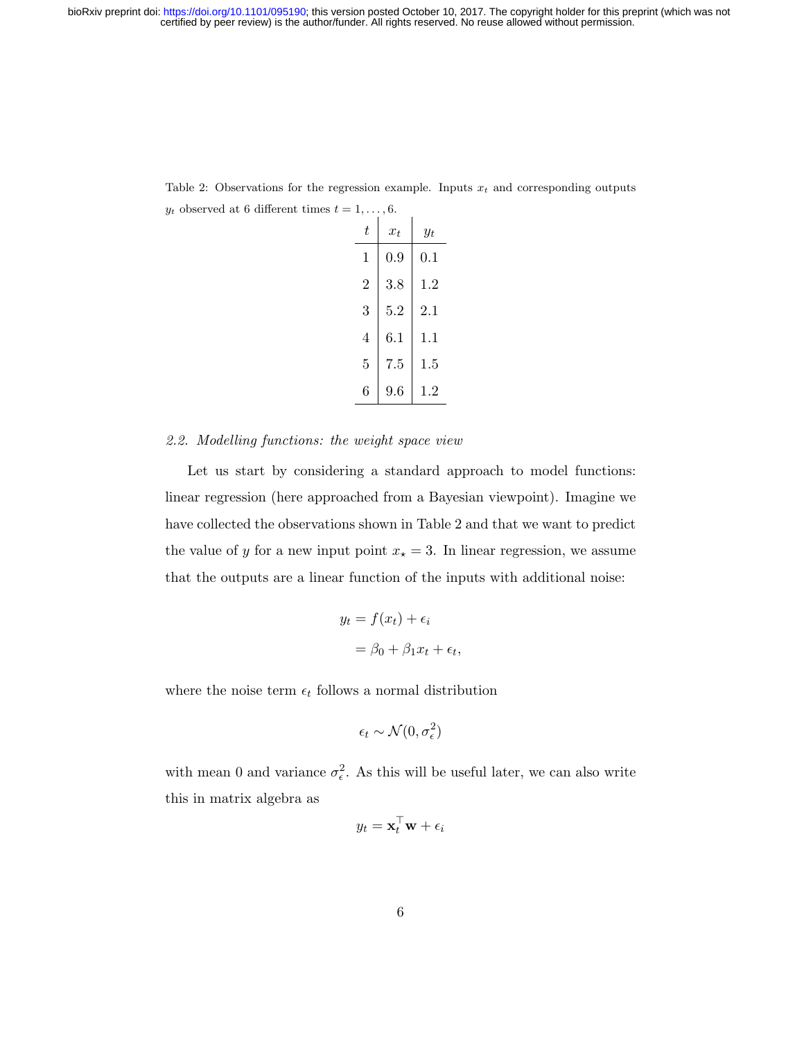Table 2: Observations for the regression example. Inputs $x_t$ and corresponding outputs $y_t$ observed at 6 different times $t = 1, \ldots, 6$.

| $t$ | $x_t$ | $y_t$ |
|---|---|---|
| 1 | 0.9 | 0.1 |
| 2 | 3.8 | 1.2 |
| 3 | 5.2 | 2.1 |
| 4 | 6.1 | 1.1 |
| 5 | 7.5 | 1.5 |
| 6 | 9.6 | 1.2 |

### *2.2. Modelling functions: the weight space view*

Let us start by considering a standard approach to model functions: linear regression (here approached from a Bayesian viewpoint). Imagine we have collected the observations shown in Table 2 and that we want to predict the value of $y$ for a new input point $x_\star = 3$. In linear regression, we assume that the outputs are a linear function of the inputs with additional noise:

$$
\begin{aligned}
y_t &= f(x_t) + \epsilon_i \\
&= \beta_0 + \beta_1 x_t + \epsilon_t,
\end{aligned}
$$

where the noise term $\epsilon_t$ follows a normal distribution

$$\epsilon_t \sim \mathcal{N}(0, \sigma_\epsilon^2)$$

with mean 0 and variance $\sigma_\epsilon^2$. As this will be useful later, we can also write this in matrix algebra as

$$y_t = \mathbf{x}_t^\top \mathbf{w} + \epsilon_i$$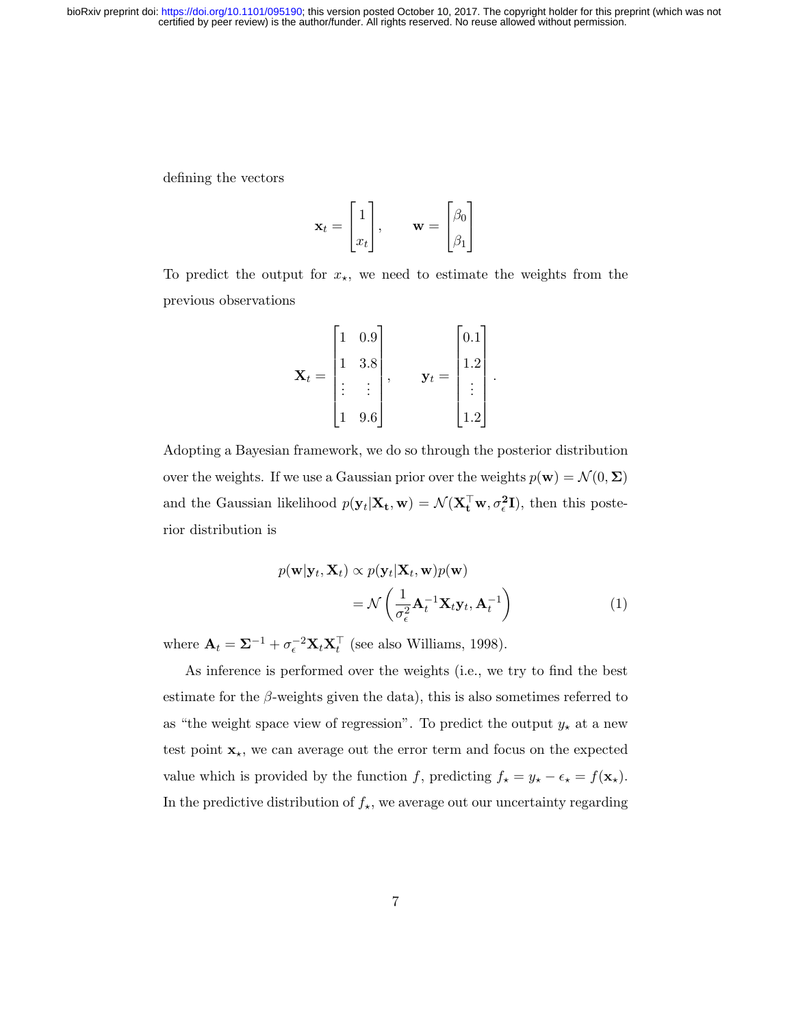defining the vectors

$$\mathbf{x}_t = \begin{bmatrix} 1 \\ x_t \end{bmatrix}, \qquad \mathbf{w} = \begin{bmatrix} \beta_0 \\ \beta_1 \end{bmatrix}$$

To predict the output for $x_\star$, we need to estimate the weights from the previous observations

$$\mathbf{X}_t = \begin{bmatrix} 1 & 0.9 \\ 1 & 3.8 \\ \vdots & \vdots \\ 1 & 9.6 \end{bmatrix}, \qquad \mathbf{y}_t = \begin{bmatrix} 0.1 \\ 1.2 \\ \vdots \\ 1.2 \end{bmatrix}.$$

Adopting a Bayesian framework, we do so through the posterior distribution over the weights. If we use a Gaussian prior over the weights $p(\mathbf{w}) = \mathcal{N}(0, \mathbf{\Sigma})$ and the Gaussian likelihood $p(\mathbf{y}_t|\mathbf{X_t}, \mathbf{w}) = \mathcal{N}(\mathbf{X_t^\top w}, \sigma_\epsilon^\mathbf{2}\mathbf{I})$, then this posterior distribution is

$$\begin{aligned} p(\mathbf{w}|\mathbf{y}_t, \mathbf{X}_t) &\propto p(\mathbf{y}_t|\mathbf{X}_t, \mathbf{w})p(\mathbf{w}) \\ &= \mathcal{N}\left(\frac{1}{\sigma_\epsilon^2}\mathbf{A}_t^{-1}\mathbf{X}_t\mathbf{y}_t, \mathbf{A}_t^{-1}\right) \end{aligned} \tag{1}$$

where $\mathbf{A}_t = \mathbf{\Sigma}^{-1} + \sigma_\epsilon^{-2}\mathbf{X}_t\mathbf{X}_t^\top$ (see also Williams, 1998).

As inference is performed over the weights (i.e., we try to find the best estimate for the $\beta$-weights given the data), this is also sometimes referred to as "the weight space view of regression". To predict the output $y_\star$ at a new test point $\mathbf{x}_\star$, we can average out the error term and focus on the expected value which is provided by the function $f$, predicting $f_\star = y_\star - \epsilon_\star = f(\mathbf{x}_\star)$. In the predictive distribution of $f_\star$, we average out our uncertainty regarding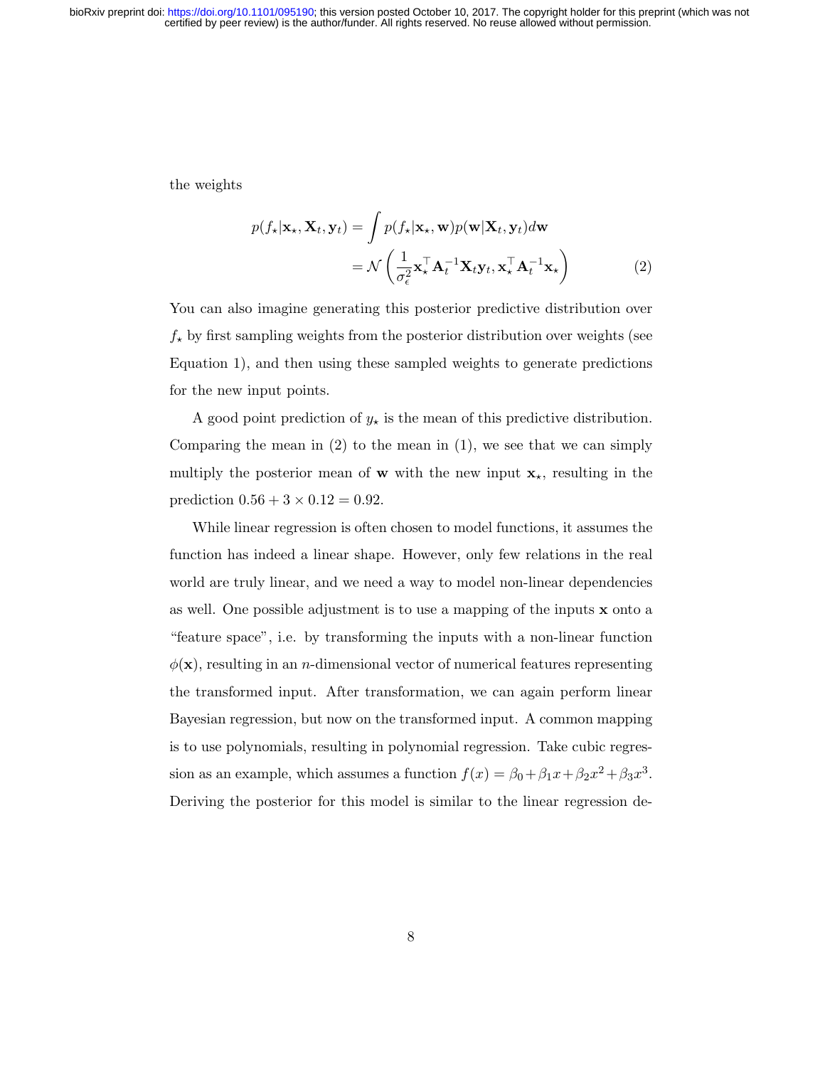the weights

$$
\begin{aligned}
p(f_\star|\mathbf{x}_\star, \mathbf{X}_t, \mathbf{y}_t) &= \int p(f_\star|\mathbf{x}_\star, \mathbf{w}) p(\mathbf{w}|\mathbf{X}_t, \mathbf{y}_t) d\mathbf{w} \\
&= \mathcal{N}\left(\frac{1}{\sigma_\epsilon^2}\mathbf{x}_\star^\top \mathbf{A}_t^{-1}\mathbf{X}_t\mathbf{y}_t, \mathbf{x}_\star^\top \mathbf{A}_t^{-1}\mathbf{x}_\star\right) \qquad (2)
\end{aligned}
$$

You can also imagine generating this posterior predictive distribution over $f_\star$ by first sampling weights from the posterior distribution over weights (see Equation 1), and then using these sampled weights to generate predictions for the new input points.

A good point prediction of $y_\star$ is the mean of this predictive distribution. Comparing the mean in (2) to the mean in (1), we see that we can simply multiply the posterior mean of $\mathbf{w}$ with the new input $\mathbf{x}_\star$, resulting in the prediction $0.56 + 3 \times 0.12 = 0.92$.

While linear regression is often chosen to model functions, it assumes the function has indeed a linear shape. However, only few relations in the real world are truly linear, and we need a way to model non-linear dependencies as well. One possible adjustment is to use a mapping of the inputs $\mathbf{x}$ onto a "feature space", i.e. by transforming the inputs with a non-linear function $\phi(\mathbf{x})$, resulting in an $n$-dimensional vector of numerical features representing the transformed input. After transformation, we can again perform linear Bayesian regression, but now on the transformed input. A common mapping is to use polynomials, resulting in polynomial regression. Take cubic regression as an example, which assumes a function $f(x) = \beta_0 + \beta_1 x + \beta_2 x^2 + \beta_3 x^3$. Deriving the posterior for this model is similar to the linear regression de-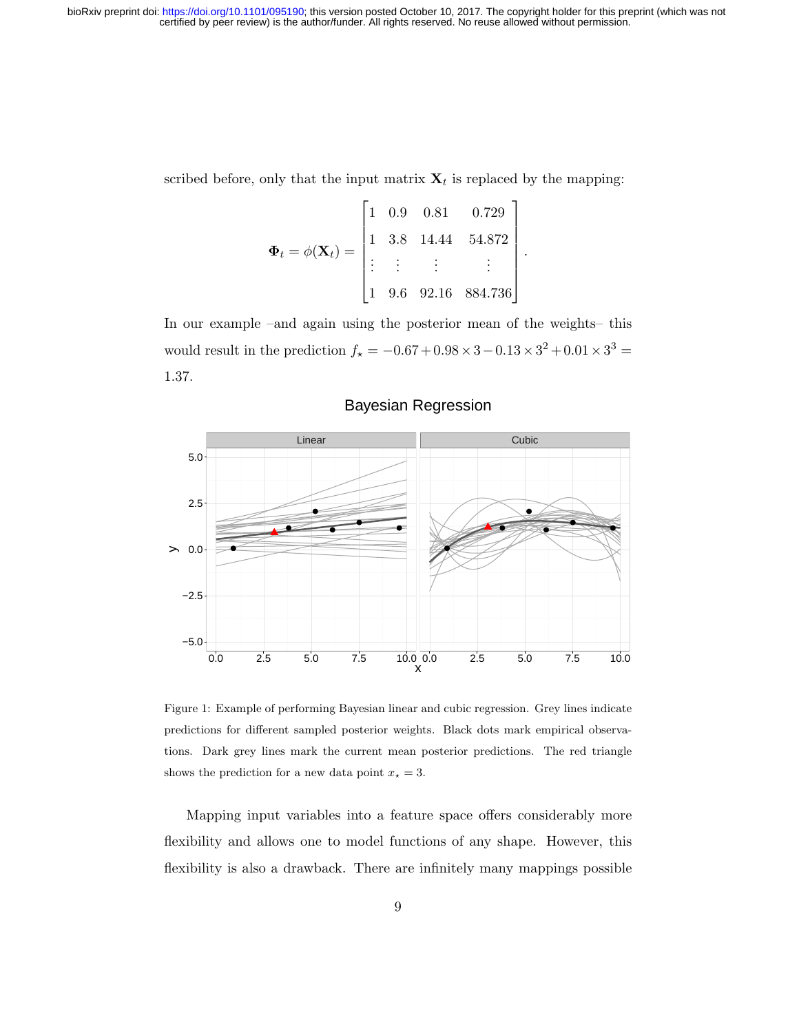scribed before, only that the input matrix $\mathbf{X}_t$ is replaced by the mapping:

$$\mathbf{\Phi}_t = \phi(\mathbf{X}_t) = \begin{bmatrix} 1 & 0.9 & 0.81 & 0.729 \\ 1 & 3.8 & 14.44 & 54.872 \\ \vdots & \vdots & \vdots & \vdots \\ 1 & 9.6 & 92.16 & 884.736 \end{bmatrix}.$$

In our example –and again using the posterior mean of the weights– this would result in the prediction $f_\star = -0.67 + 0.98 \times 3 - 0.13 \times 3^2 + 0.01 \times 3^3 = 1.37$.

Figure 1: Example of performing Bayesian linear and cubic regression. Grey lines indicate predictions for different sampled posterior weights. Black dots mark empirical observations. Dark grey lines mark the current mean posterior predictions. The red triangle shows the prediction for a new data point $x_\star = 3$.

Mapping input variables into a feature space offers considerably more flexibility and allows one to model functions of any shape. However, this flexibility is also a drawback. There are infinitely many mappings possible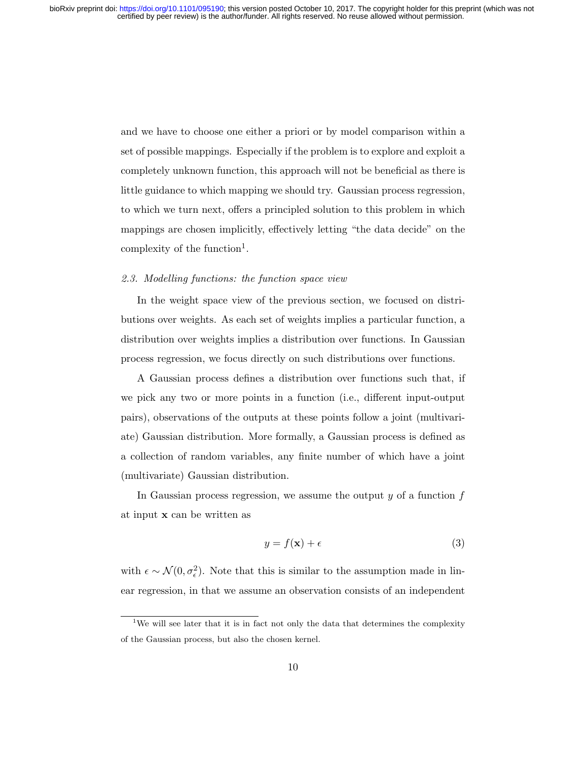and we have to choose one either a priori or by model comparison within a set of possible mappings. Especially if the problem is to explore and exploit a completely unknown function, this approach will not be beneficial as there is little guidance to which mapping we should try. Gaussian process regression, to which we turn next, offers a principled solution to this problem in which mappings are chosen implicitly, effectively letting "the data decide" on the complexity of the function[1].

### *2.3. Modelling functions: the function space view*

In the weight space view of the previous section, we focused on distributions over weights. As each set of weights implies a particular function, a distribution over weights implies a distribution over functions. In Gaussian process regression, we focus directly on such distributions over functions.

A Gaussian process defines a distribution over functions such that, if we pick any two or more points in a function (i.e., different input-output pairs), observations of the outputs at these points follow a joint (multivariate) Gaussian distribution. More formally, a Gaussian process is defined as a collection of random variables, any finite number of which have a joint (multivariate) Gaussian distribution.

In Gaussian process regression, we assume the output $y$ of a function $f$ at input $\mathbf{x}$ can be written as

$$y = f(\mathbf{x}) + \epsilon \tag{3}$$

with $\epsilon \sim \mathcal{N}(0, \sigma_\epsilon^2)$. Note that this is similar to the assumption made in linear regression, in that we assume an observation consists of an independent

[1] We will see later that it is in fact not only the data that determines the complexity of the Gaussian process, but also the chosen kernel.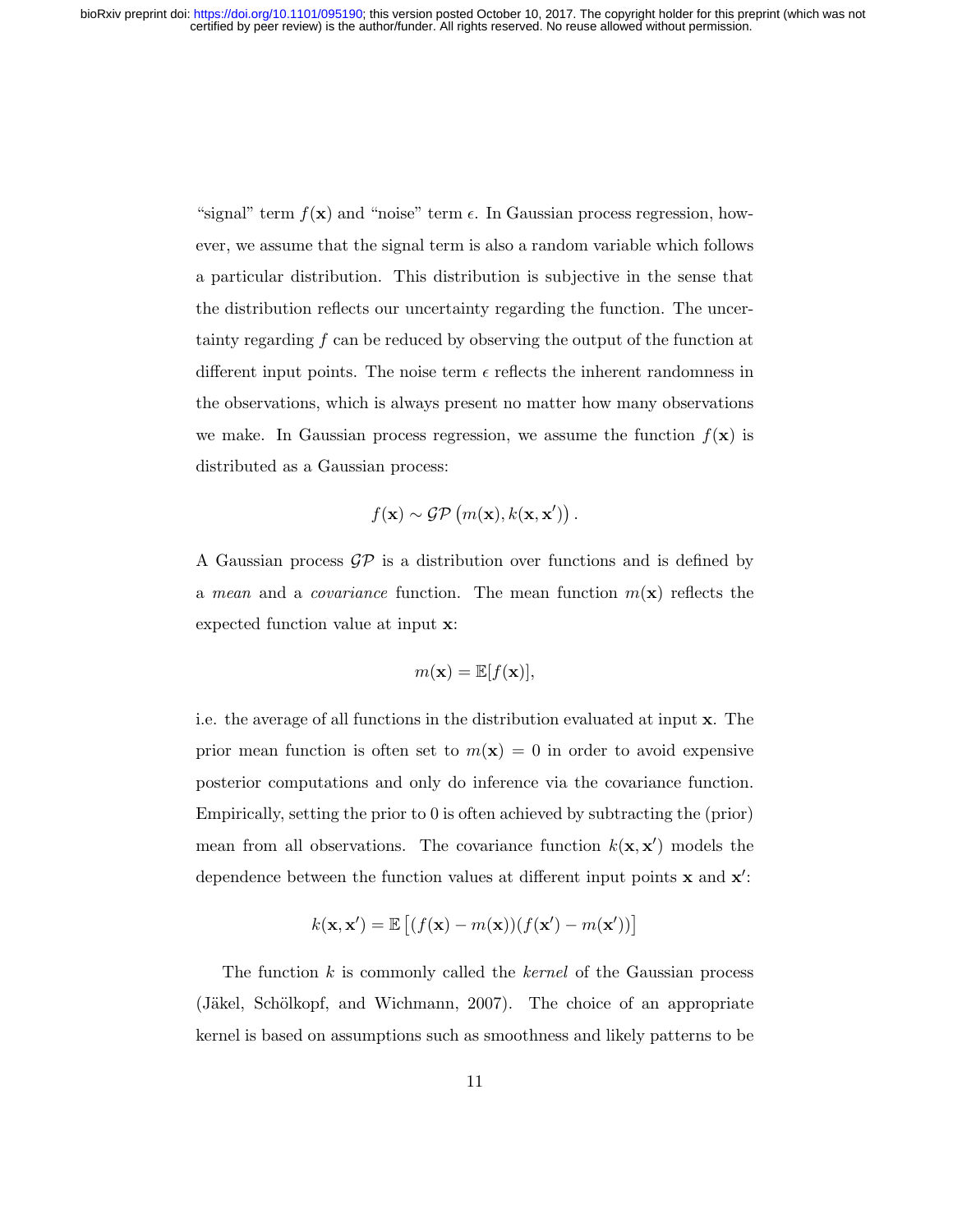"signal" term $f(\mathbf{x})$ and "noise" term $\epsilon$. In Gaussian process regression, however, we assume that the signal term is also a random variable which follows a particular distribution. This distribution is subjective in the sense that the distribution reflects our uncertainty regarding the function. The uncertainty regarding $f$ can be reduced by observing the output of the function at different input points. The noise term $\epsilon$ reflects the inherent randomness in the observations, which is always present no matter how many observations we make. In Gaussian process regression, we assume the function $f(\mathbf{x})$ is distributed as a Gaussian process:

$$f(\mathbf{x}) \sim \mathcal{GP}\left(m(\mathbf{x}), k(\mathbf{x}, \mathbf{x}')\right).$$

A Gaussian process $\mathcal{GP}$ is a distribution over functions and is defined by a *mean* and a *covariance* function. The mean function $m(\mathbf{x})$ reflects the expected function value at input $\mathbf{x}$:

$$m(\mathbf{x}) = \mathbb{E}[f(\mathbf{x})],$$

i.e. the average of all functions in the distribution evaluated at input $\mathbf{x}$. The prior mean function is often set to $m(\mathbf{x}) = 0$ in order to avoid expensive posterior computations and only do inference via the covariance function. Empirically, setting the prior to 0 is often achieved by subtracting the (prior) mean from all observations. The covariance function $k(\mathbf{x}, \mathbf{x}')$ models the dependence between the function values at different input points $\mathbf{x}$ and $\mathbf{x}'$:

$$k(\mathbf{x}, \mathbf{x}') = \mathbb{E}\left[(f(\mathbf{x}) - m(\mathbf{x}))(f(\mathbf{x}') - m(\mathbf{x}'))\right]$$

The function $k$ is commonly called the *kernel* of the Gaussian process (Jäkel, Schölkopf, and Wichmann, 2007). The choice of an appropriate kernel is based on assumptions such as smoothness and likely patterns to be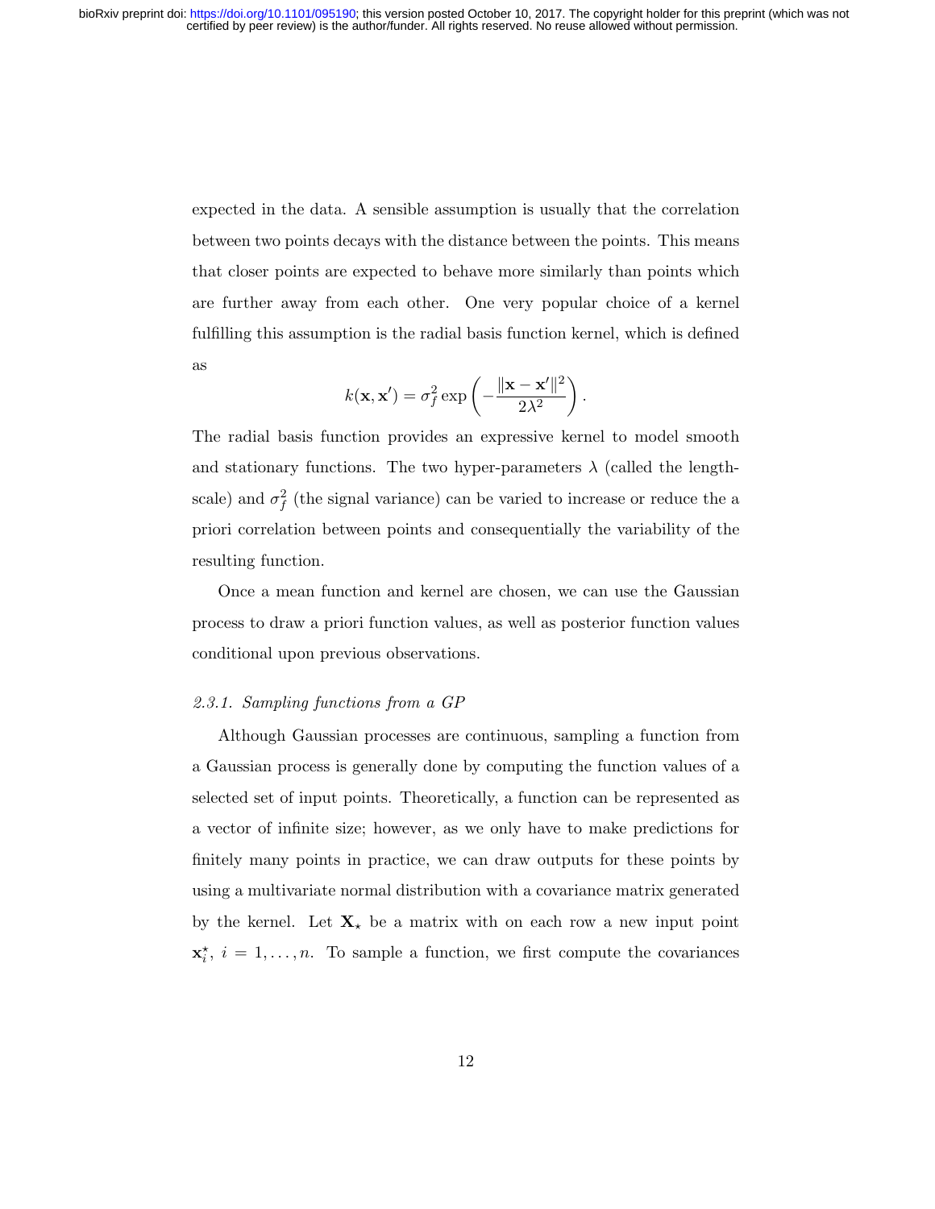expected in the data. A sensible assumption is usually that the correlation between two points decays with the distance between the points. This means that closer points are expected to behave more similarly than points which are further away from each other. One very popular choice of a kernel fulfilling this assumption is the radial basis function kernel, which is defined as

$$k(\mathbf{x}, \mathbf{x}') = \sigma_f^2 \exp\left(-\frac{\|\mathbf{x} - \mathbf{x}'\|^2}{2\lambda^2}\right).$$

The radial basis function provides an expressive kernel to model smooth and stationary functions. The two hyper-parameters $\lambda$ (called the length-scale) and $\sigma_f^2$ (the signal variance) can be varied to increase or reduce the a priori correlation between points and consequentially the variability of the resulting function.

Once a mean function and kernel are chosen, we can use the Gaussian process to draw a priori function values, as well as posterior function values conditional upon previous observations.

*2.3.1. Sampling functions from a GP*

Although Gaussian processes are continuous, sampling a function from a Gaussian process is generally done by computing the function values of a selected set of input points. Theoretically, a function can be represented as a vector of infinite size; however, as we only have to make predictions for finitely many points in practice, we can draw outputs for these points by using a multivariate normal distribution with a covariance matrix generated by the kernel. Let $\mathbf{X}_\star$ be a matrix with on each row a new input point $\mathbf{x}_i^\star$, $i = 1, \ldots, n$. To sample a function, we first compute the covariances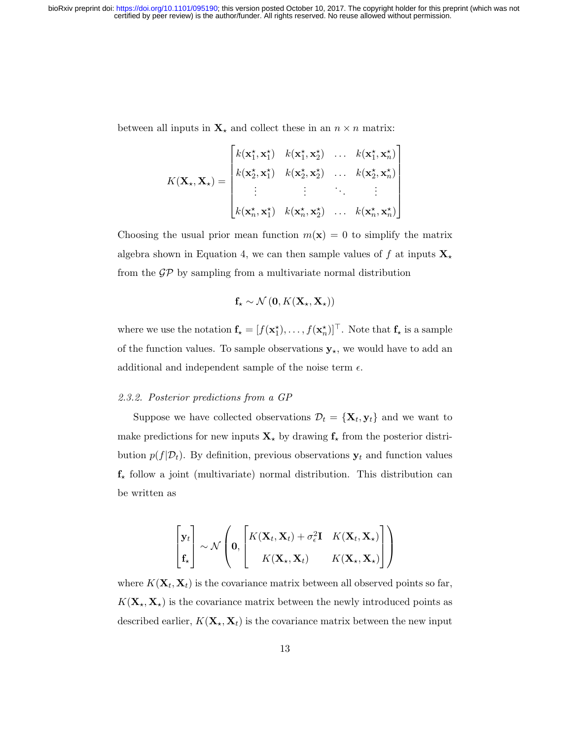between all inputs in $\mathbf{X}_\star$ and collect these in an $n \times n$ matrix:

$$
K(\mathbf{X}_\star, \mathbf{X}_\star) = \begin{bmatrix} k(\mathbf{x}_1^\star, \mathbf{x}_1^\star) & k(\mathbf{x}_1^\star, \mathbf{x}_2^\star) & \dots & k(\mathbf{x}_1^\star, \mathbf{x}_n^\star) \\ k(\mathbf{x}_2^\star, \mathbf{x}_1^\star) & k(\mathbf{x}_2^\star, \mathbf{x}_2^\star) & \dots & k(\mathbf{x}_2^\star, \mathbf{x}_n^\star) \\ \vdots & \vdots & \ddots & \vdots \\ k(\mathbf{x}_n^\star, \mathbf{x}_1^\star) & k(\mathbf{x}_n^\star, \mathbf{x}_2^\star) & \dots & k(\mathbf{x}_n^\star, \mathbf{x}_n^\star) \end{bmatrix}
$$

Choosing the usual prior mean function $m(\mathbf{x}) = 0$ to simplify the matrix algebra shown in Equation 4, we can then sample values of $f$ at inputs $\mathbf{X}_\star$ from the $\mathcal{GP}$ by sampling from a multivariate normal distribution

$$
\mathbf{f}_\star \sim \mathcal{N}\left(\mathbf{0}, K(\mathbf{X}_\star, \mathbf{X}_\star)\right)
$$

where we use the notation $\mathbf{f}_\star = [f(\mathbf{x}_1^\star), \dots, f(\mathbf{x}_n^\star)]^\top$. Note that $\mathbf{f}_\star$ is a sample of the function values. To sample observations $\mathbf{y}_\star$, we would have to add an additional and independent sample of the noise term $\epsilon$.

### *2.3.2. Posterior predictions from a GP*

Suppose we have collected observations $\mathcal{D}_t = \{\mathbf{X}_t, \mathbf{y}_t\}$ and we want to make predictions for new inputs $\mathbf{X}_\star$ by drawing $\mathbf{f}_\star$ from the posterior distribution $p(f|\mathcal{D}_t)$. By definition, previous observations $\mathbf{y}_t$ and function values $\mathbf{f}_\star$ follow a joint (multivariate) normal distribution. This distribution can be written as

$$
\begin{bmatrix} \mathbf{y}_t \\ \mathbf{f}_\star \end{bmatrix} \sim \mathcal{N}\left(\mathbf{0}, \begin{bmatrix} K(\mathbf{X}_t, \mathbf{X}_t) + \sigma_\epsilon^2 \mathbf{I} & K(\mathbf{X}_t, \mathbf{X}_\star) \\ K(\mathbf{X}_\star, \mathbf{X}_t) & K(\mathbf{X}_\star, \mathbf{X}_\star) \end{bmatrix}\right)
$$

where $K(\mathbf{X}_t, \mathbf{X}_t)$ is the covariance matrix between all observed points so far, $K(\mathbf{X}_\star, \mathbf{X}_\star)$ is the covariance matrix between the newly introduced points as described earlier, $K(\mathbf{X}_\star, \mathbf{X}_t)$ is the covariance matrix between the new input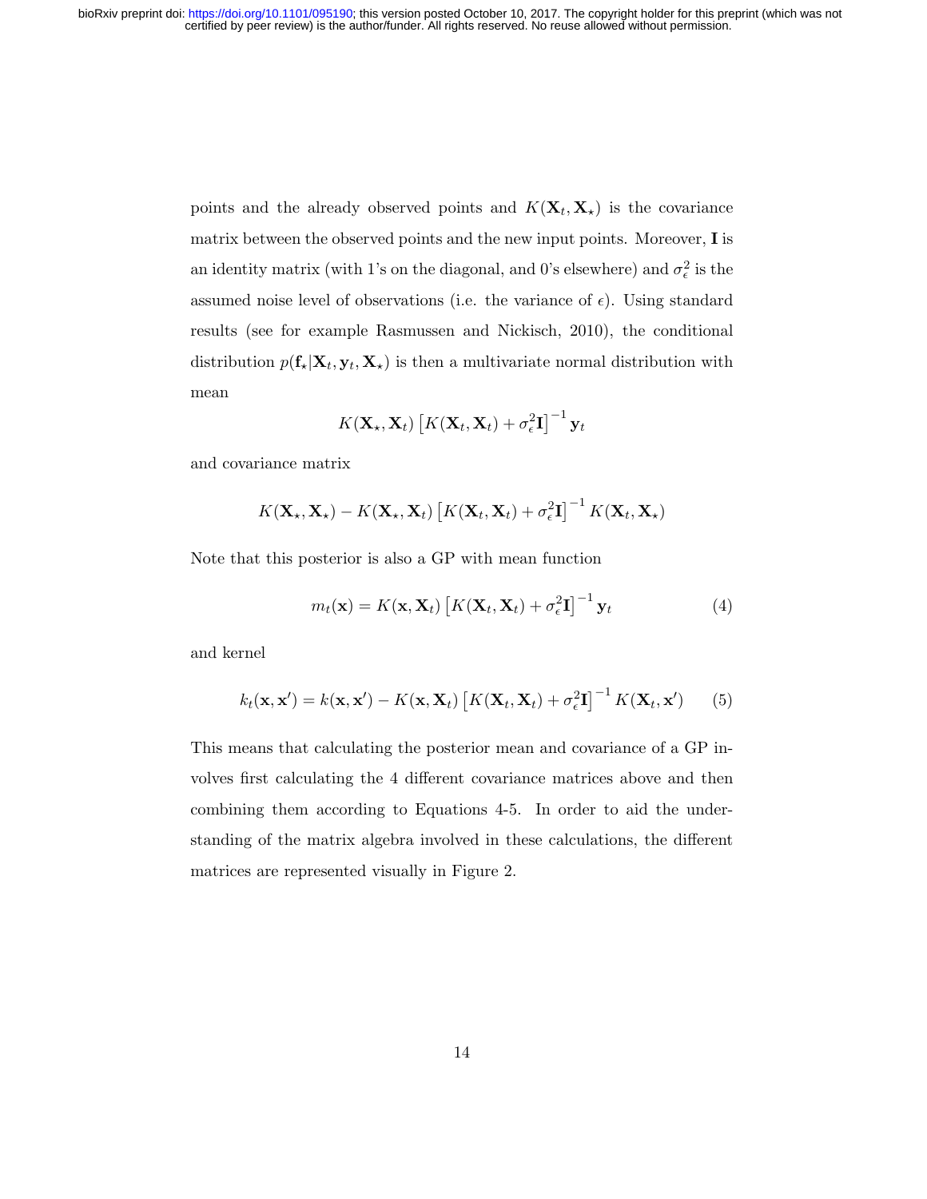points and the already observed points and $K(\mathbf{X}_t, \mathbf{X}_\star)$ is the covariance matrix between the observed points and the new input points. Moreover, $\mathbf{I}$ is an identity matrix (with 1's on the diagonal, and 0's elsewhere) and $\sigma_\epsilon^2$ is the assumed noise level of observations (i.e. the variance of $\epsilon$). Using standard results (see for example Rasmussen and Nickisch, 2010), the conditional distribution $p(\mathbf{f}_\star | \mathbf{X}_t, \mathbf{y}_t, \mathbf{X}_\star)$ is then a multivariate normal distribution with mean

$$K(\mathbf{X}_\star, \mathbf{X}_t) \left[ K(\mathbf{X}_t, \mathbf{X}_t) + \sigma_\epsilon^2 \mathbf{I} \right]^{-1} \mathbf{y}_t$$

and covariance matrix

$$K(\mathbf{X}_\star, \mathbf{X}_\star) - K(\mathbf{X}_\star, \mathbf{X}_t) \left[ K(\mathbf{X}_t, \mathbf{X}_t) + \sigma_\epsilon^2 \mathbf{I} \right]^{-1} K(\mathbf{X}_t, \mathbf{X}_\star)$$

Note that this posterior is also a GP with mean function

$$m_t(\mathbf{x}) = K(\mathbf{x}, \mathbf{X}_t) \left[ K(\mathbf{X}_t, \mathbf{X}_t) + \sigma_\epsilon^2 \mathbf{I} \right]^{-1} \mathbf{y}_t \tag{4}$$

and kernel

$$k_t(\mathbf{x}, \mathbf{x}') = k(\mathbf{x}, \mathbf{x}') - K(\mathbf{x}, \mathbf{X}_t) \left[ K(\mathbf{X}_t, \mathbf{X}_t) + \sigma_\epsilon^2 \mathbf{I} \right]^{-1} K(\mathbf{X}_t, \mathbf{x}') \tag{5}$$

This means that calculating the posterior mean and covariance of a GP involves first calculating the 4 different covariance matrices above and then combining them according to Equations 4-5. In order to aid the understanding of the matrix algebra involved in these calculations, the different matrices are represented visually in Figure 2.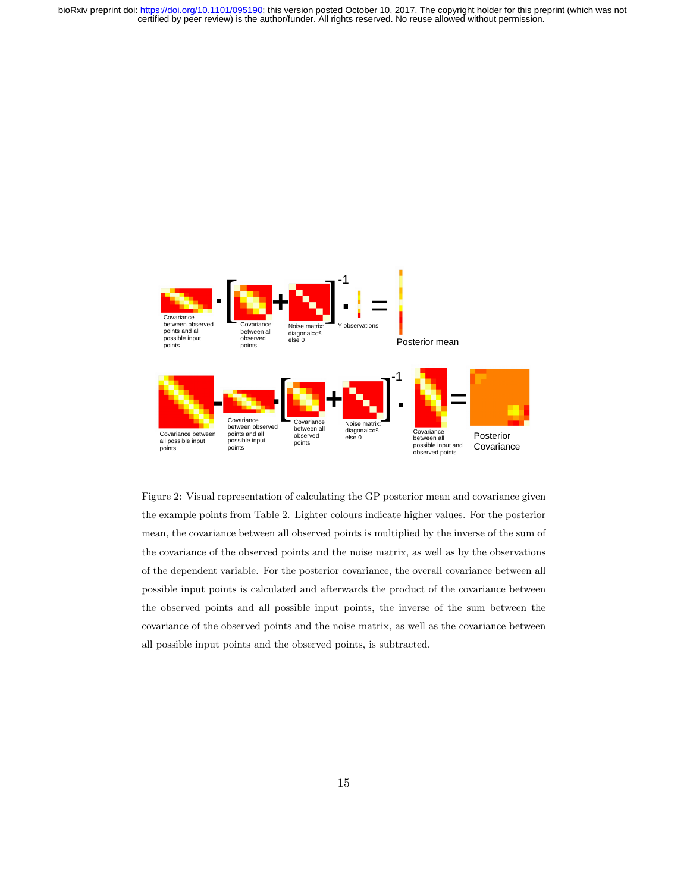Figure 2: Visual representation of calculating the GP posterior mean and covariance given the example points from Table 2. Lighter colours indicate higher values. For the posterior mean, the covariance between all observed points is multiplied by the inverse of the sum of the covariance of the observed points and the noise matrix, as well as by the observations of the dependent variable. For the posterior covariance, the overall covariance between all possible input points is calculated and afterwards the product of the covariance between the observed points and all possible input points, the inverse of the sum between the covariance of the observed points and the noise matrix, as well as the covariance between all possible input points and the observed points, is subtracted.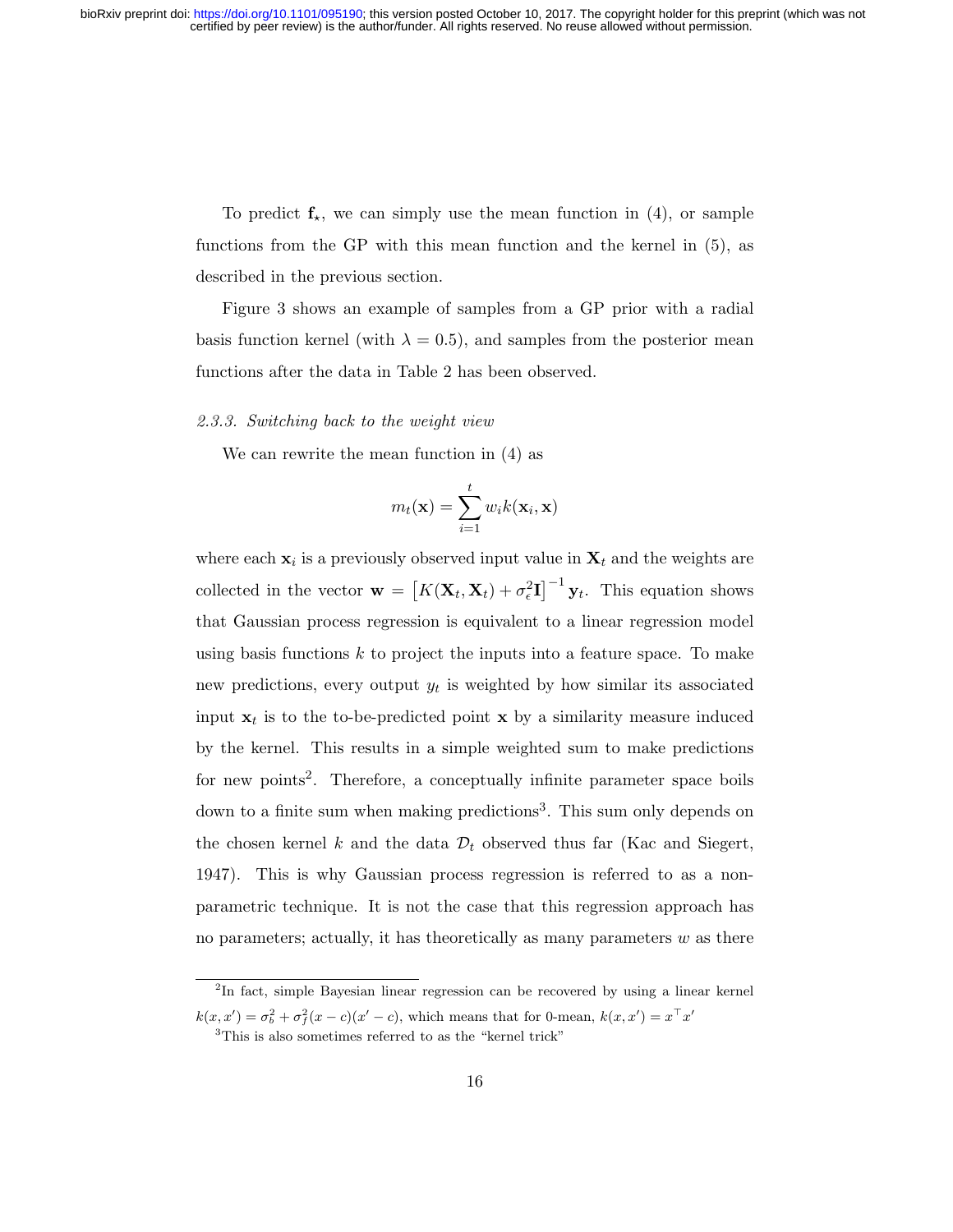To predict $\mathbf{f}_\star$, we can simply use the mean function in (4), or sample functions from the GP with this mean function and the kernel in (5), as described in the previous section.

Figure 3 shows an example of samples from a GP prior with a radial basis function kernel (with $\lambda = 0.5$), and samples from the posterior mean functions after the data in Table 2 has been observed.

#### *2.3.3. Switching back to the weight view*

We can rewrite the mean function in (4) as

$$m_t(\mathbf{x}) = \sum_{i=1}^{t} w_i k(\mathbf{x}_i, \mathbf{x})$$

where each $\mathbf{x}_i$ is a previously observed input value in $\mathbf{X}_t$ and the weights are collected in the vector $\mathbf{w} = \left[K(\mathbf{X}_t, \mathbf{X}_t) + \sigma_\epsilon^2 \mathbf{I}\right]^{-1} \mathbf{y}_t$. This equation shows that Gaussian process regression is equivalent to a linear regression model using basis functions $k$ to project the inputs into a feature space. To make new predictions, every output $y_t$ is weighted by how similar its associated input $\mathbf{x}_t$ is to the to-be-predicted point $\mathbf{x}$ by a similarity measure induced by the kernel. This results in a simple weighted sum to make predictions for new points[2]. Therefore, a conceptually infinite parameter space boils down to a finite sum when making predictions[3]. This sum only depends on the chosen kernel $k$ and the data $\mathcal{D}_t$ observed thus far (Kac and Siegert, 1947). This is why Gaussian process regression is referred to as a non-parametric technique. It is not the case that this regression approach has no parameters; actually, it has theoretically as many parameters $w$ as there

---

[2] In fact, simple Bayesian linear regression can be recovered by using a linear kernel $k(x, x') = \sigma_b^2 + \sigma_f^2 (x - c)(x' - c)$, which means that for 0-mean, $k(x, x') = x^\top x'$

[3] This is also sometimes referred to as the "kernel trick"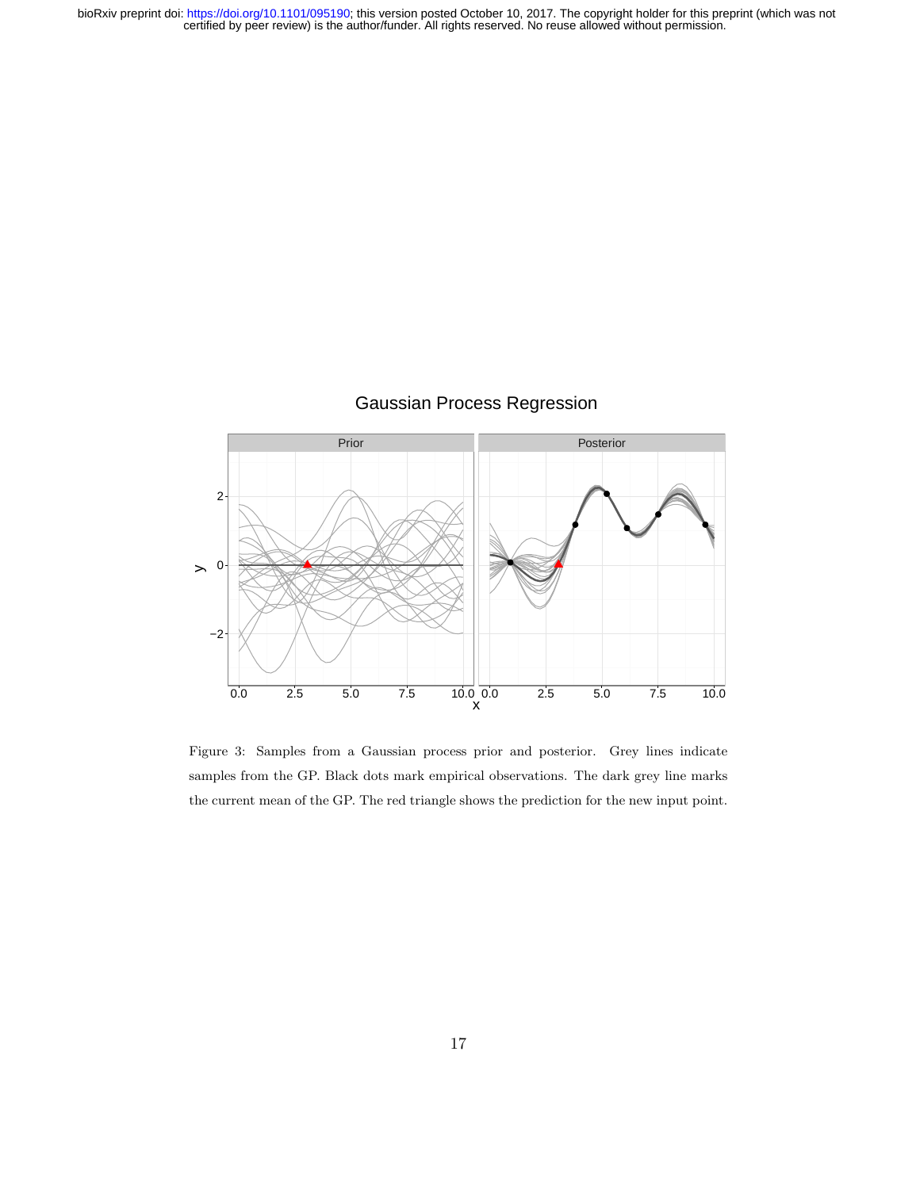Figure 3: Samples from a Gaussian process prior and posterior. Grey lines indicate samples from the GP. Black dots mark empirical observations. The dark grey line marks the current mean of the GP. The red triangle shows the prediction for the new input point.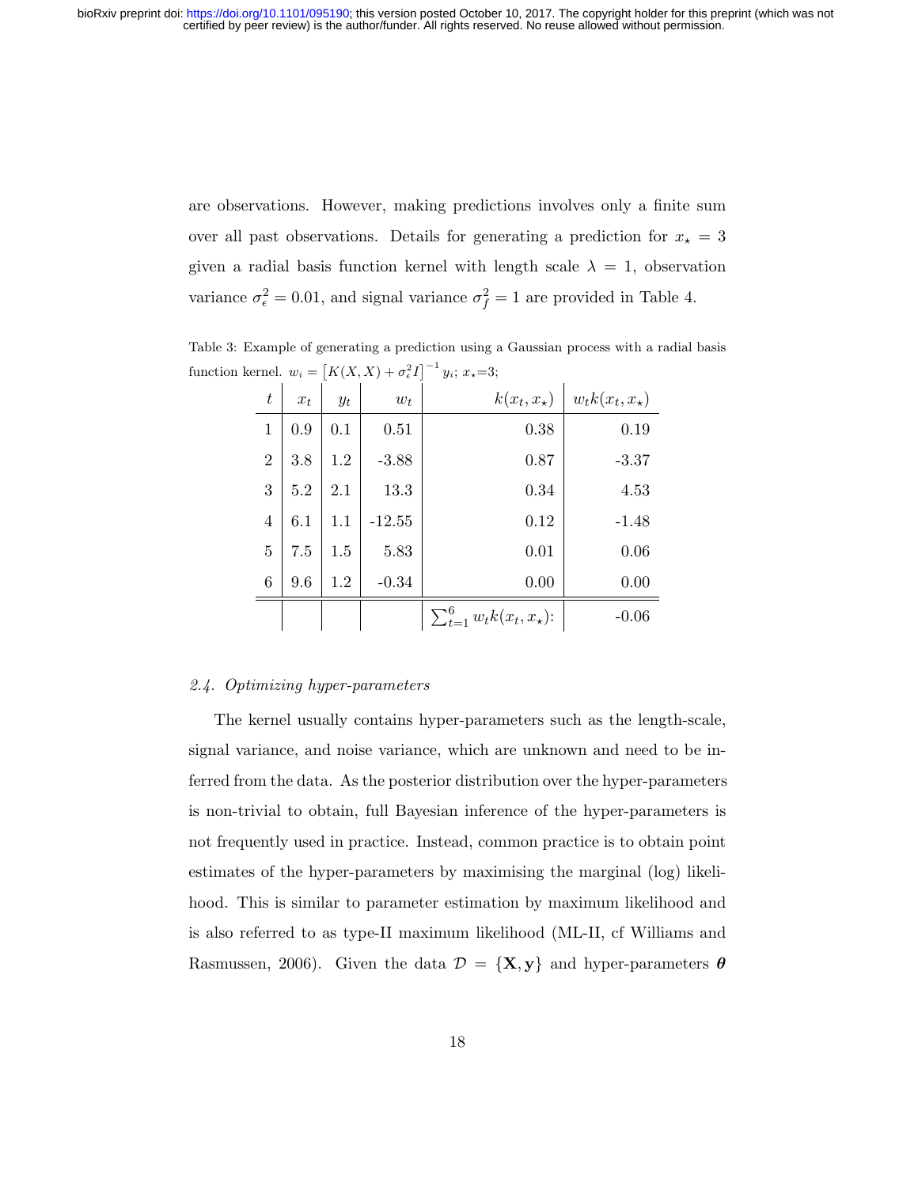are observations. However, making predictions involves only a finite sum over all past observations. Details for generating a prediction for $x_\star = 3$ given a radial basis function kernel with length scale $\lambda = 1$, observation variance $\sigma_\epsilon^2 = 0.01$, and signal variance $\sigma_f^2 = 1$ are provided in Table 4.

Table 3: Example of generating a prediction using a Gaussian process with a radial basis function kernel. $w_i = \left[K(X,X) + \sigma_\epsilon^2 I\right]^{-1} y_i$; $x_\star$=3;

| $t$ | $x_t$ | $y_t$ | $w_t$ | $k(x_t, x_\star)$ | $w_t k(x_t, x_\star)$ |
|---|---|---|---|---|---|
| 1 | 0.9 | 0.1 | 0.51 | 0.38 | 0.19 |
| 2 | 3.8 | 1.2 | -3.88 | 0.87 | -3.37 |
| 3 | 5.2 | 2.1 | 13.3 | 0.34 | 4.53 |
| 4 | 6.1 | 1.1 | -12.55 | 0.12 | -1.48 |
| 5 | 7.5 | 1.5 | 5.83 | 0.01 | 0.06 |
| 6 | 9.6 | 1.2 | -0.34 | 0.00 | 0.00 |
| | | | | $\sum_{t=1}^{6} w_t k(x_t, x_\star)$: | -0.06 |

### 2.4. Optimizing hyper-parameters

The kernel usually contains hyper-parameters such as the length-scale, signal variance, and noise variance, which are unknown and need to be inferred from the data. As the posterior distribution over the hyper-parameters is non-trivial to obtain, full Bayesian inference of the hyper-parameters is not frequently used in practice. Instead, common practice is to obtain point estimates of the hyper-parameters by maximising the marginal (log) likelihood. This is similar to parameter estimation by maximum likelihood and is also referred to as type-II maximum likelihood (ML-II, cf Williams and Rasmussen, 2006). Given the data $\mathcal{D} = \{\mathbf{X}, \mathbf{y}\}$ and hyper-parameters $\boldsymbol{\theta}$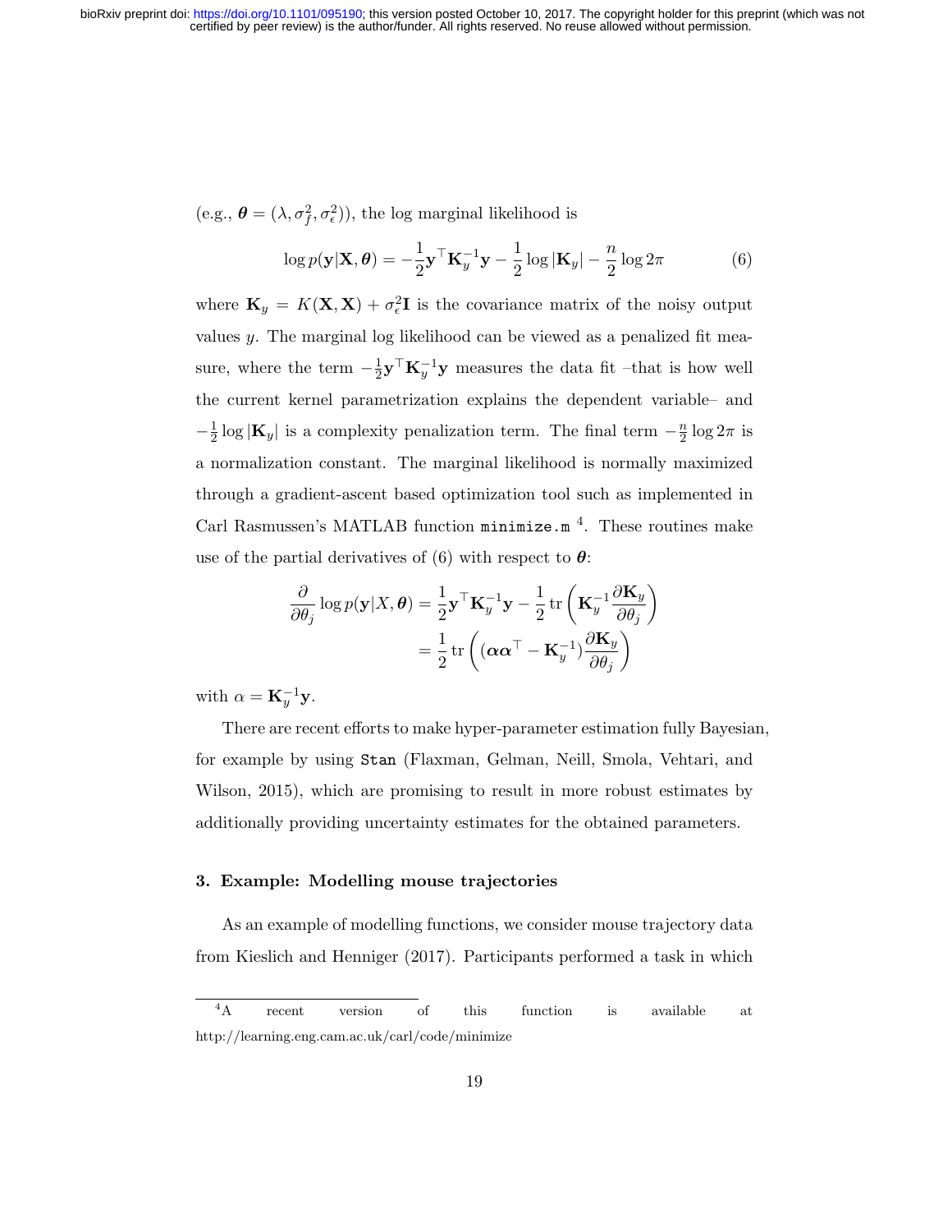(e.g., $\boldsymbol{\theta} = (\lambda, \sigma_f^2, \sigma_\epsilon^2)$), the log marginal likelihood is

$$\log p(\mathbf{y}|\mathbf{X}, \boldsymbol{\theta}) = -\frac{1}{2}\mathbf{y}^\top \mathbf{K}_y^{-1}\mathbf{y} - \frac{1}{2}\log|\mathbf{K}_y| - \frac{n}{2}\log 2\pi \tag{6}$$

where $\mathbf{K}_y = K(\mathbf{X}, \mathbf{X}) + \sigma_\epsilon^2 \mathbf{I}$ is the covariance matrix of the noisy output values $y$. The marginal log likelihood can be viewed as a penalized fit measure, where the term $-\frac{1}{2}\mathbf{y}^\top \mathbf{K}_y^{-1}\mathbf{y}$ measures the data fit –that is how well the current kernel parametrization explains the dependent variable– and $-\frac{1}{2}\log|\mathbf{K}_y|$ is a complexity penalization term. The final term $-\frac{n}{2}\log 2\pi$ is a normalization constant. The marginal likelihood is normally maximized through a gradient-ascent based optimization tool such as implemented in Carl Rasmussen's MATLAB function `minimize.m` [4]. These routines make use of the partial derivatives of (6) with respect to $\boldsymbol{\theta}$:

$$\begin{aligned}
\frac{\partial}{\partial \theta_j} \log p(\mathbf{y}|X, \boldsymbol{\theta}) &= \frac{1}{2}\mathbf{y}^\top \mathbf{K}_y^{-1}\mathbf{y} - \frac{1}{2}\operatorname{tr}\left(\mathbf{K}_y^{-1}\frac{\partial \mathbf{K}_y}{\partial \theta_j}\right) \\
&= \frac{1}{2}\operatorname{tr}\left((\boldsymbol{\alpha}\boldsymbol{\alpha}^\top - \mathbf{K}_y^{-1})\frac{\partial \mathbf{K}_y}{\partial \theta_j}\right)
\end{aligned}$$

with $\alpha = \mathbf{K}_y^{-1}\mathbf{y}$.

There are recent efforts to make hyper-parameter estimation fully Bayesian, for example by using `Stan` (Flaxman, Gelman, Neill, Smola, Vehtari, and Wilson, 2015), which are promising to result in more robust estimates by additionally providing uncertainty estimates for the obtained parameters.

### 3. Example: Modelling mouse trajectories

As an example of modelling functions, we consider mouse trajectory data from Kieslich and Henniger (2017). Participants performed a task in which

[4] A recent version of this function is available at http://learning.eng.cam.ac.uk/carl/code/minimize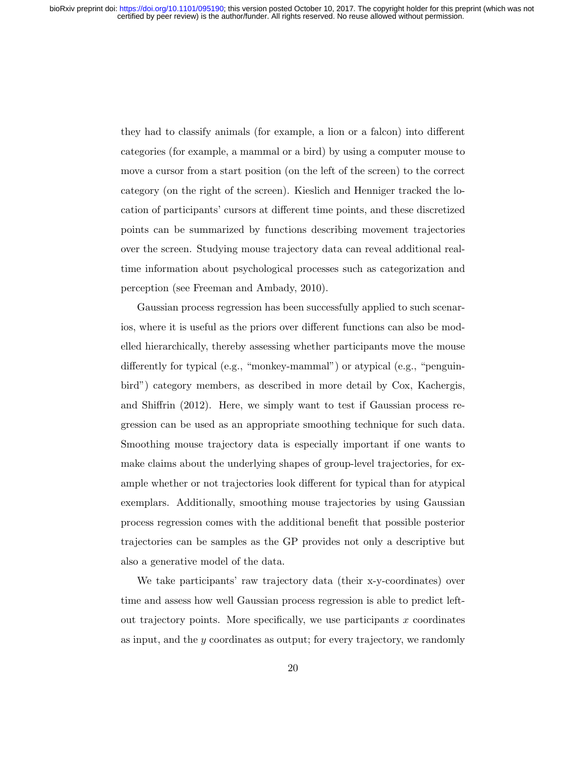they had to classify animals (for example, a lion or a falcon) into different categories (for example, a mammal or a bird) by using a computer mouse to move a cursor from a start position (on the left of the screen) to the correct category (on the right of the screen). Kieslich and Henniger tracked the location of participants' cursors at different time points, and these discretized points can be summarized by functions describing movement trajectories over the screen. Studying mouse trajectory data can reveal additional real-time information about psychological processes such as categorization and perception (see Freeman and Ambady, 2010).

Gaussian process regression has been successfully applied to such scenarios, where it is useful as the priors over different functions can also be modelled hierarchically, thereby assessing whether participants move the mouse differently for typical (e.g., "monkey-mammal") or atypical (e.g., "penguin-bird") category members, as described in more detail by Cox, Kachergis, and Shiffrin (2012). Here, we simply want to test if Gaussian process regression can be used as an appropriate smoothing technique for such data. Smoothing mouse trajectory data is especially important if one wants to make claims about the underlying shapes of group-level trajectories, for example whether or not trajectories look different for typical than for atypical exemplars. Additionally, smoothing mouse trajectories by using Gaussian process regression comes with the additional benefit that possible posterior trajectories can be samples as the GP provides not only a descriptive but also a generative model of the data.

We take participants' raw trajectory data (their x-y-coordinates) over time and assess how well Gaussian process regression is able to predict left-out trajectory points. More specifically, we use participants $x$ coordinates as input, and the $y$ coordinates as output; for every trajectory, we randomly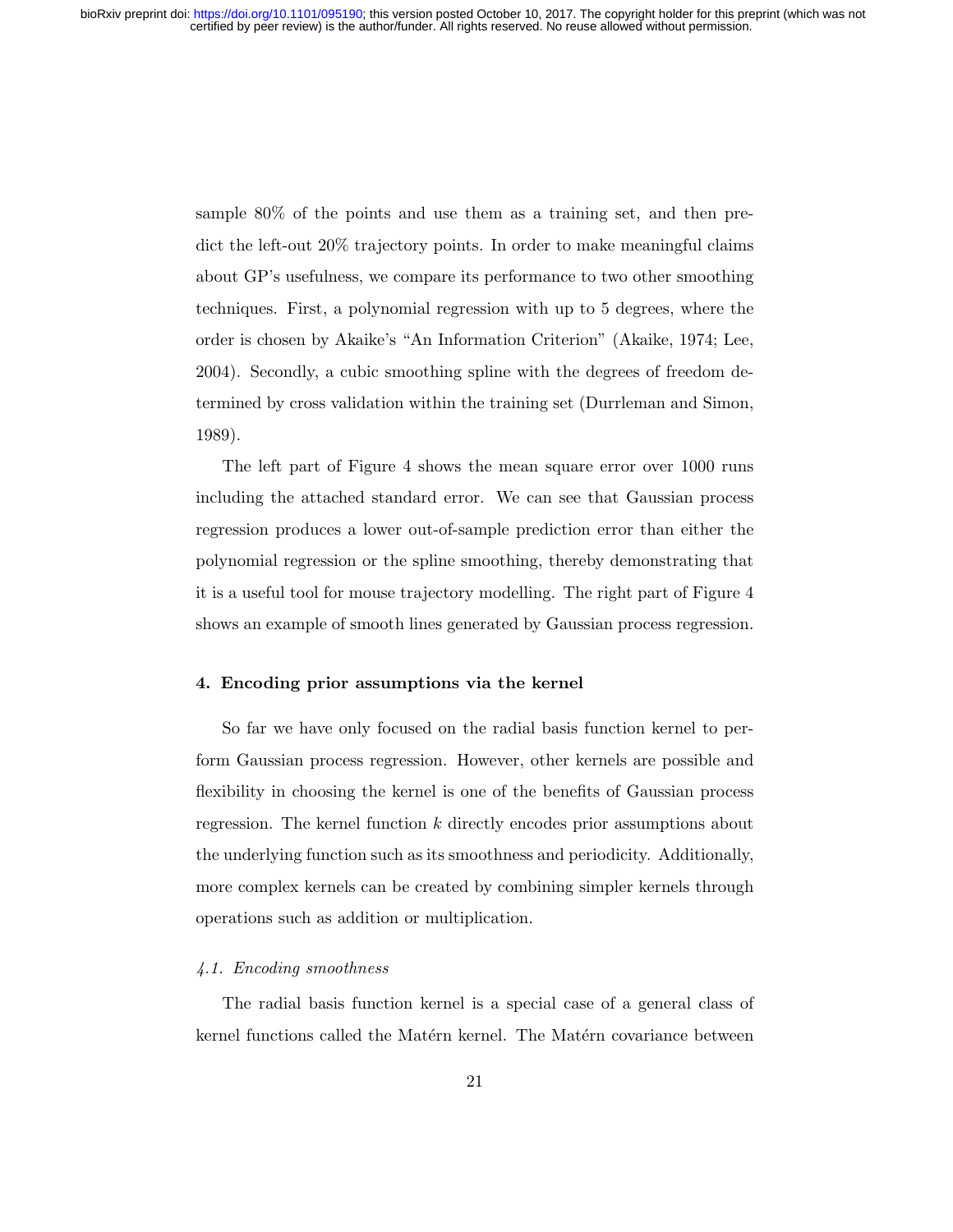sample 80% of the points and use them as a training set, and then predict the left-out 20% trajectory points. In order to make meaningful claims about GP's usefulness, we compare its performance to two other smoothing techniques. First, a polynomial regression with up to 5 degrees, where the order is chosen by Akaike's "An Information Criterion" (Akaike, 1974; Lee, 2004). Secondly, a cubic smoothing spline with the degrees of freedom determined by cross validation within the training set (Durrleman and Simon, 1989).

The left part of Figure 4 shows the mean square error over 1000 runs including the attached standard error. We can see that Gaussian process regression produces a lower out-of-sample prediction error than either the polynomial regression or the spline smoothing, thereby demonstrating that it is a useful tool for mouse trajectory modelling. The right part of Figure 4 shows an example of smooth lines generated by Gaussian process regression.

## 4. Encoding prior assumptions via the kernel

So far we have only focused on the radial basis function kernel to perform Gaussian process regression. However, other kernels are possible and flexibility in choosing the kernel is one of the benefits of Gaussian process regression. The kernel function $k$ directly encodes prior assumptions about the underlying function such as its smoothness and periodicity. Additionally, more complex kernels can be created by combining simpler kernels through operations such as addition or multiplication.

### *4.1. Encoding smoothness*

The radial basis function kernel is a special case of a general class of kernel functions called the Matérn kernel. The Matérn covariance between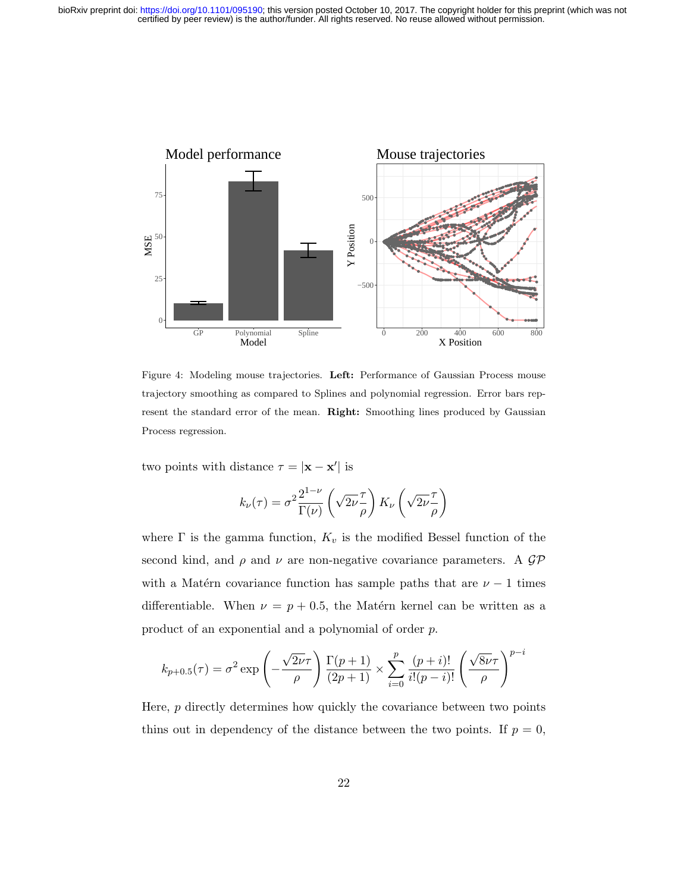Figure 4: Modeling mouse trajectories. **Left:** Performance of Gaussian Process mouse trajectory smoothing as compared to Splines and polynomial regression. Error bars represent the standard error of the mean. **Right:** Smoothing lines produced by Gaussian Process regression.

two points with distance $\tau = |\mathbf{x} - \mathbf{x}'|$ is

$$k_\nu(\tau) = \sigma^2 \frac{2^{1-\nu}}{\Gamma(\nu)} \left( \sqrt{2\nu} \frac{\tau}{\rho} \right) K_\nu \left( \sqrt{2\nu} \frac{\tau}{\rho} \right)$$

where $\Gamma$ is the gamma function, $K_v$ is the modified Bessel function of the second kind, and $\rho$ and $\nu$ are non-negative covariance parameters. A $\mathcal{GP}$ with a Matérn covariance function has sample paths that are $\nu - 1$ times differentiable. When $\nu = p + 0.5$, the Matérn kernel can be written as a product of an exponential and a polynomial of order $p$.

$$k_{p+0.5}(\tau) = \sigma^2 \exp\left( -\frac{\sqrt{2\nu}\tau}{\rho} \right) \frac{\Gamma(p+1)}{(2p+1)} \times \sum_{i=0}^{p} \frac{(p+i)!}{i!(p-i)!} \left( \frac{\sqrt{8\nu}\tau}{\rho} \right)^{p-i}$$

Here, $p$ directly determines how quickly the covariance between two points thins out in dependency of the distance between the two points. If $p = 0$,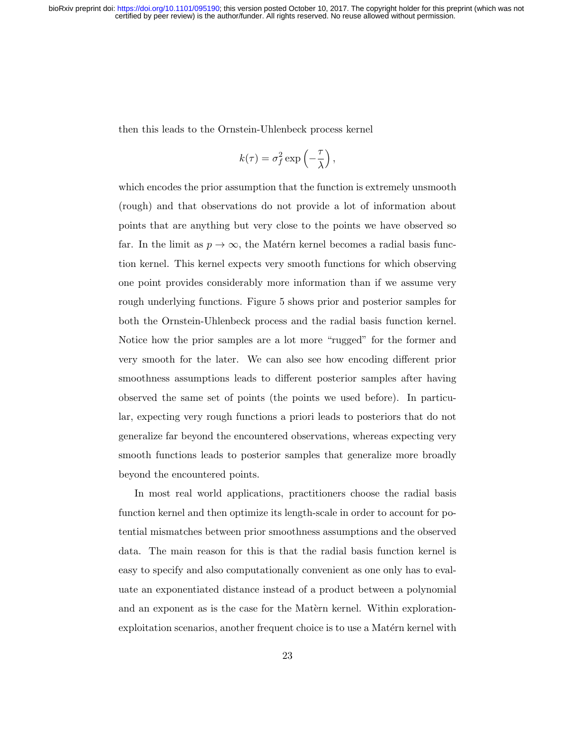then this leads to the Ornstein-Uhlenbeck process kernel

$$k(\tau) = \sigma_f^2 \exp\left(-\frac{\tau}{\lambda}\right),$$

which encodes the prior assumption that the function is extremely unsmooth (rough) and that observations do not provide a lot of information about points that are anything but very close to the points we have observed so far. In the limit as $p \to \infty$, the Matérn kernel becomes a radial basis function kernel. This kernel expects very smooth functions for which observing one point provides considerably more information than if we assume very rough underlying functions. Figure 5 shows prior and posterior samples for both the Ornstein-Uhlenbeck process and the radial basis function kernel. Notice how the prior samples are a lot more "rugged" for the former and very smooth for the later. We can also see how encoding different prior smoothness assumptions leads to different posterior samples after having observed the same set of points (the points we used before). In particular, expecting very rough functions a priori leads to posteriors that do not generalize far beyond the encountered observations, whereas expecting very smooth functions leads to posterior samples that generalize more broadly beyond the encountered points.

In most real world applications, practitioners choose the radial basis function kernel and then optimize its length-scale in order to account for potential mismatches between prior smoothness assumptions and the observed data. The main reason for this is that the radial basis function kernel is easy to specify and also computationally convenient as one only has to evaluate an exponentiated distance instead of a product between a polynomial and an exponent as is the case for the Matèrn kernel. Within exploration-exploitation scenarios, another frequent choice is to use a Matérn kernel with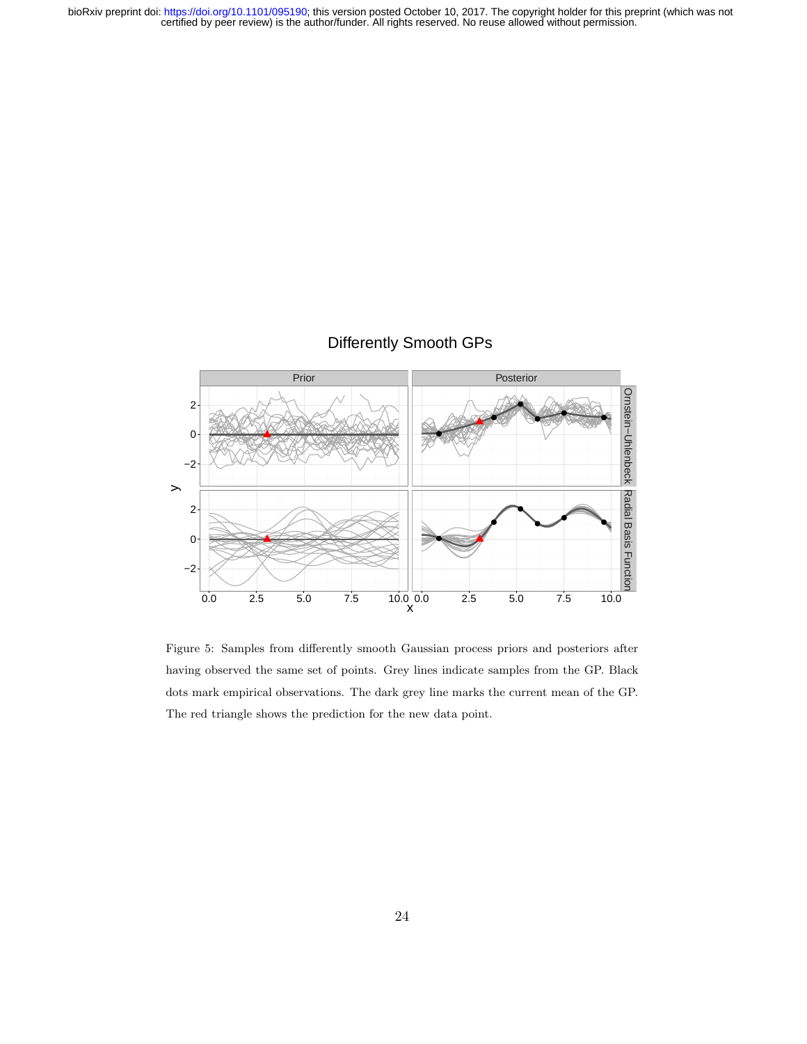Figure 5: Samples from differently smooth Gaussian process priors and posteriors after having observed the same set of points. Grey lines indicate samples from the GP. Black dots mark empirical observations. The dark grey line marks the current mean of the GP. The red triangle shows the prediction for the new data point.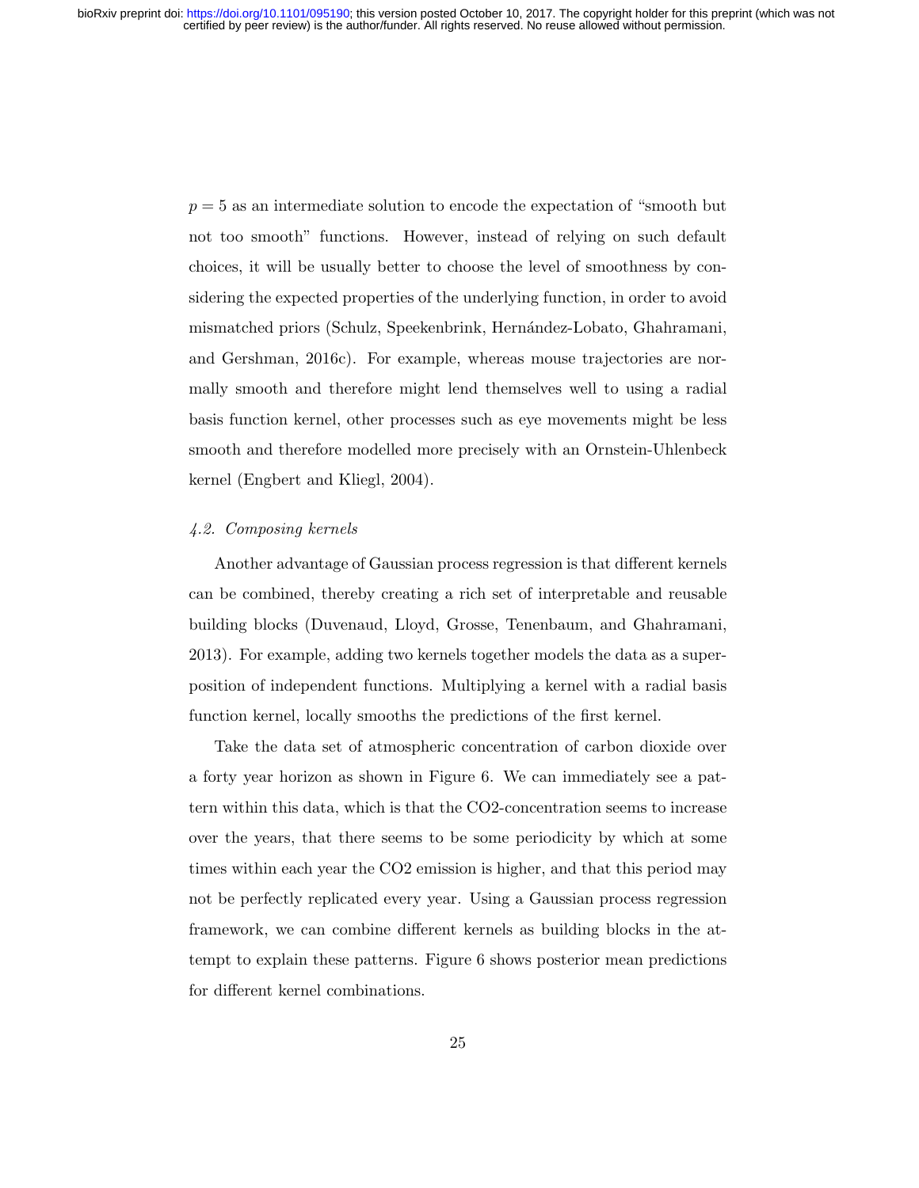$p = 5$ as an intermediate solution to encode the expectation of "smooth but not too smooth" functions. However, instead of relying on such default choices, it will be usually better to choose the level of smoothness by considering the expected properties of the underlying function, in order to avoid mismatched priors (Schulz, Speekenbrink, Hernández-Lobato, Ghahramani, and Gershman, 2016c). For example, whereas mouse trajectories are normally smooth and therefore might lend themselves well to using a radial basis function kernel, other processes such as eye movements might be less smooth and therefore modelled more precisely with an Ornstein-Uhlenbeck kernel (Engbert and Kliegl, 2004).

### *4.2. Composing kernels*

Another advantage of Gaussian process regression is that different kernels can be combined, thereby creating a rich set of interpretable and reusable building blocks (Duvenaud, Lloyd, Grosse, Tenenbaum, and Ghahramani, 2013). For example, adding two kernels together models the data as a superposition of independent functions. Multiplying a kernel with a radial basis function kernel, locally smooths the predictions of the first kernel.

Take the data set of atmospheric concentration of carbon dioxide over a forty year horizon as shown in Figure 6. We can immediately see a pattern within this data, which is that the CO2-concentration seems to increase over the years, that there seems to be some periodicity by which at some times within each year the CO2 emission is higher, and that this period may not be perfectly replicated every year. Using a Gaussian process regression framework, we can combine different kernels as building blocks in the attempt to explain these patterns. Figure 6 shows posterior mean predictions for different kernel combinations.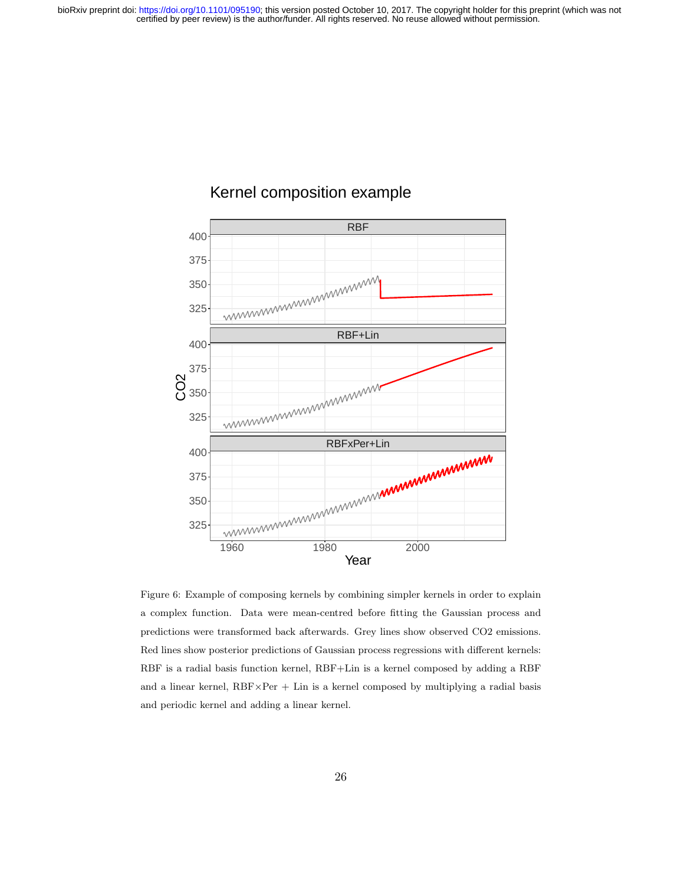Figure 6: Example of composing kernels by combining simpler kernels in order to explain a complex function. Data were mean-centred before fitting the Gaussian process and predictions were transformed back afterwards. Grey lines show observed $CO_2$ emissions. Red lines show posterior predictions of Gaussian process regressions with different kernels: RBF is a radial basis function kernel, RBF+Lin is a kernel composed by adding a RBF and a linear kernel, RBF$\times$Per + Lin is a kernel composed by multiplying a radial basis and periodic kernel and adding a linear kernel.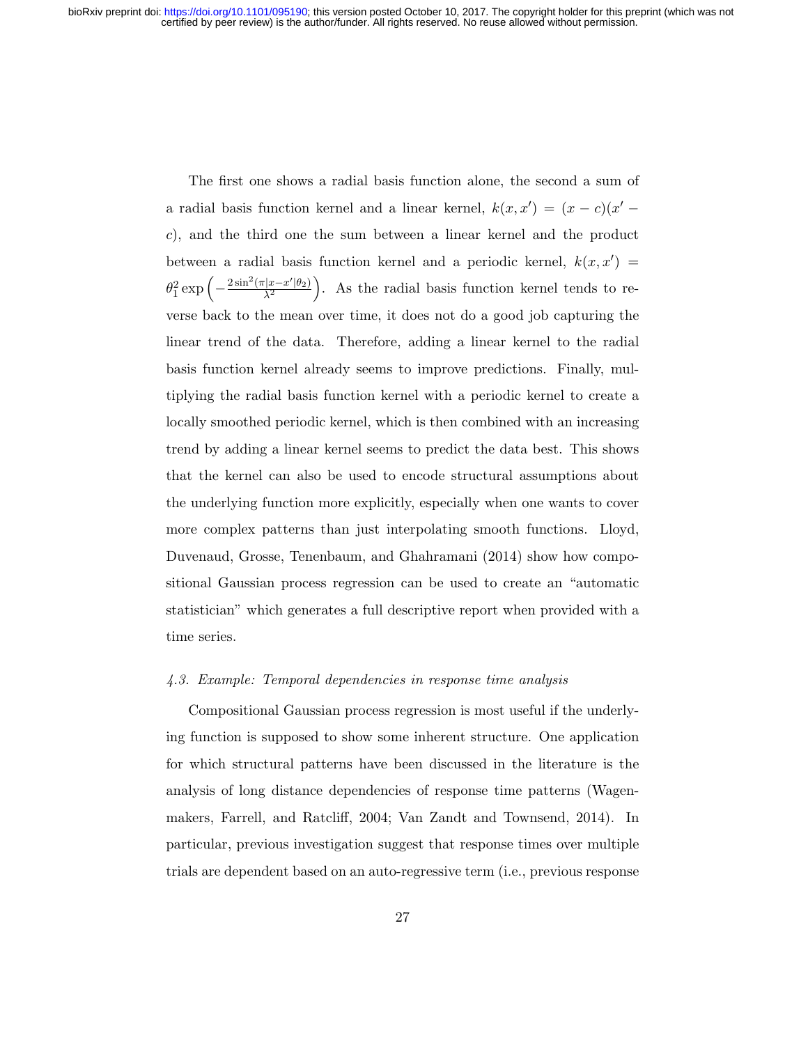The first one shows a radial basis function alone, the second a sum of a radial basis function kernel and a linear kernel, $k(x, x') = (x - c)(x' - c)$, and the third one the sum between a linear kernel and the product between a radial basis function kernel and a periodic kernel, $k(x, x') = \theta_1^2 \exp\left(-\frac{2\sin^2(\pi|x-x'|\theta_2)}{\lambda^2}\right)$. As the radial basis function kernel tends to reverse back to the mean over time, it does not do a good job capturing the linear trend of the data. Therefore, adding a linear kernel to the radial basis function kernel already seems to improve predictions. Finally, multiplying the radial basis function kernel with a periodic kernel to create a locally smoothed periodic kernel, which is then combined with an increasing trend by adding a linear kernel seems to predict the data best. This shows that the kernel can also be used to encode structural assumptions about the underlying function more explicitly, especially when one wants to cover more complex patterns than just interpolating smooth functions. Lloyd, Duvenaud, Grosse, Tenenbaum, and Ghahramani (2014) show how compositional Gaussian process regression can be used to create an "automatic statistician" which generates a full descriptive report when provided with a time series.

### *4.3. Example: Temporal dependencies in response time analysis*

Compositional Gaussian process regression is most useful if the underlying function is supposed to show some inherent structure. One application for which structural patterns have been discussed in the literature is the analysis of long distance dependencies of response time patterns (Wagenmakers, Farrell, and Ratcliff, 2004; Van Zandt and Townsend, 2014). In particular, previous investigation suggest that response times over multiple trials are dependent based on an auto-regressive term (i.e., previous response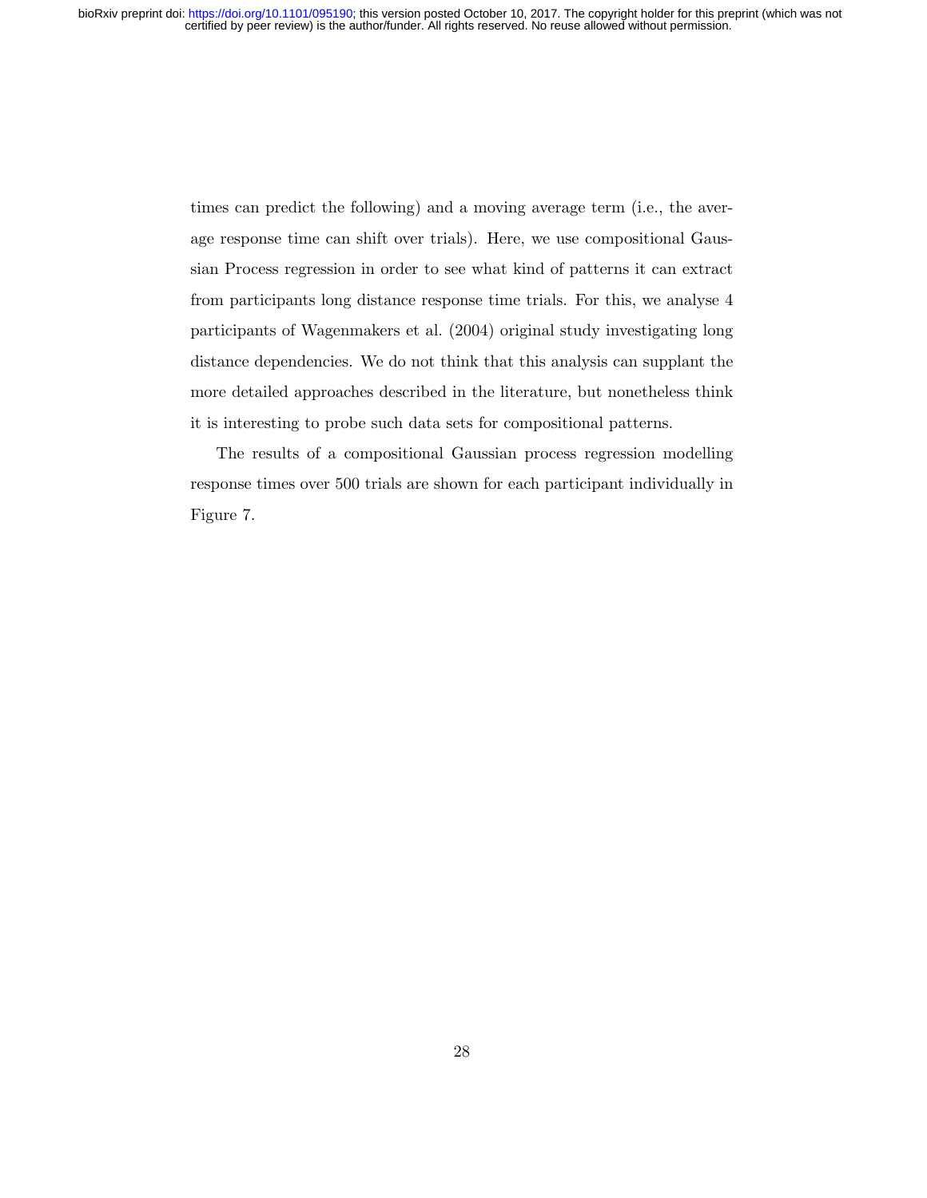times can predict the following) and a moving average term (i.e., the average response time can shift over trials). Here, we use compositional Gaussian Process regression in order to see what kind of patterns it can extract from participants long distance response time trials. For this, we analyse 4 participants of Wagenmakers et al. (2004) original study investigating long distance dependencies. We do not think that this analysis can supplant the more detailed approaches described in the literature, but nonetheless think it is interesting to probe such data sets for compositional patterns.

The results of a compositional Gaussian process regression modelling response times over 500 trials are shown for each participant individually in Figure 7.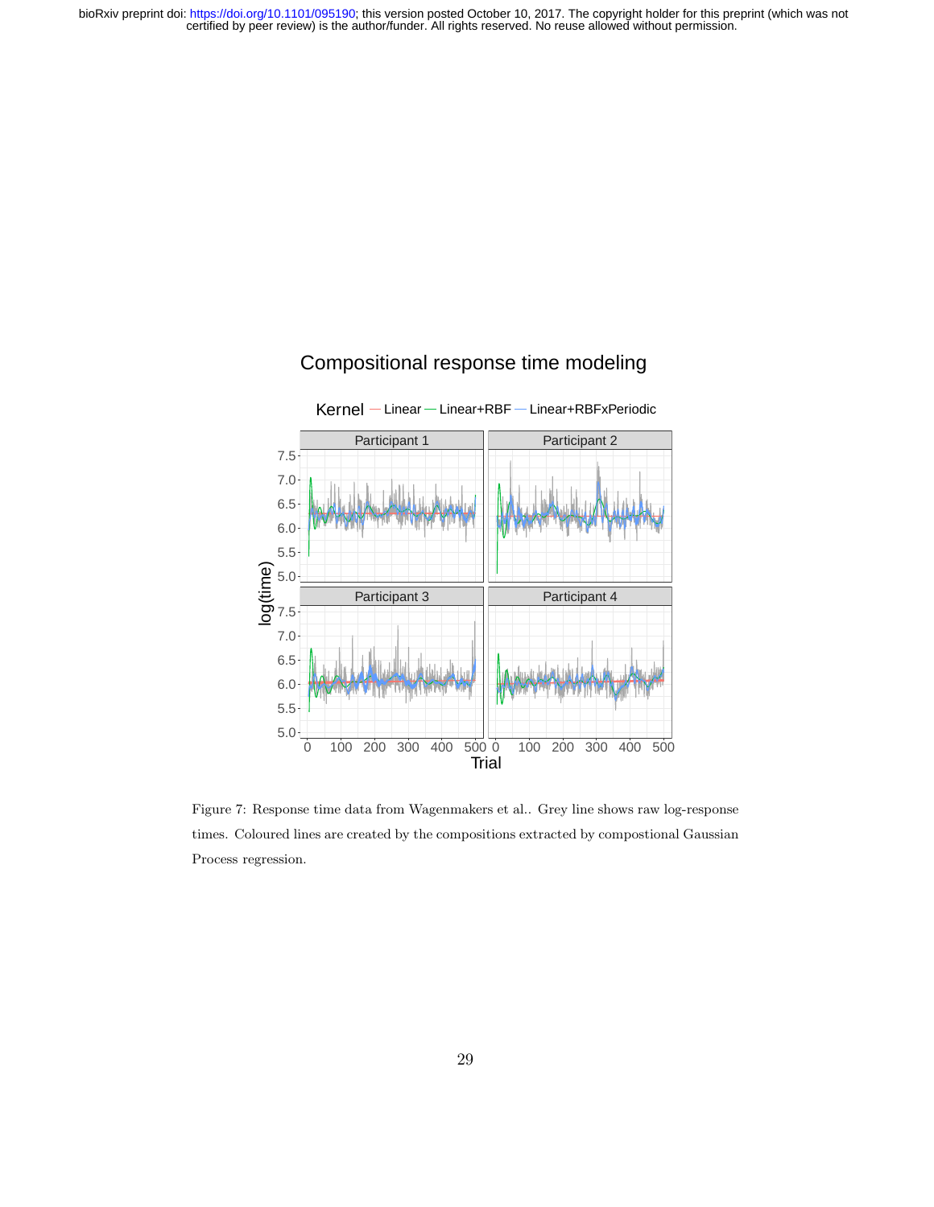Figure 7: Response time data from Wagenmakers et al.. Grey line shows raw log-response times. Coloured lines are created by the compositions extracted by compostional Gaussian Process regression.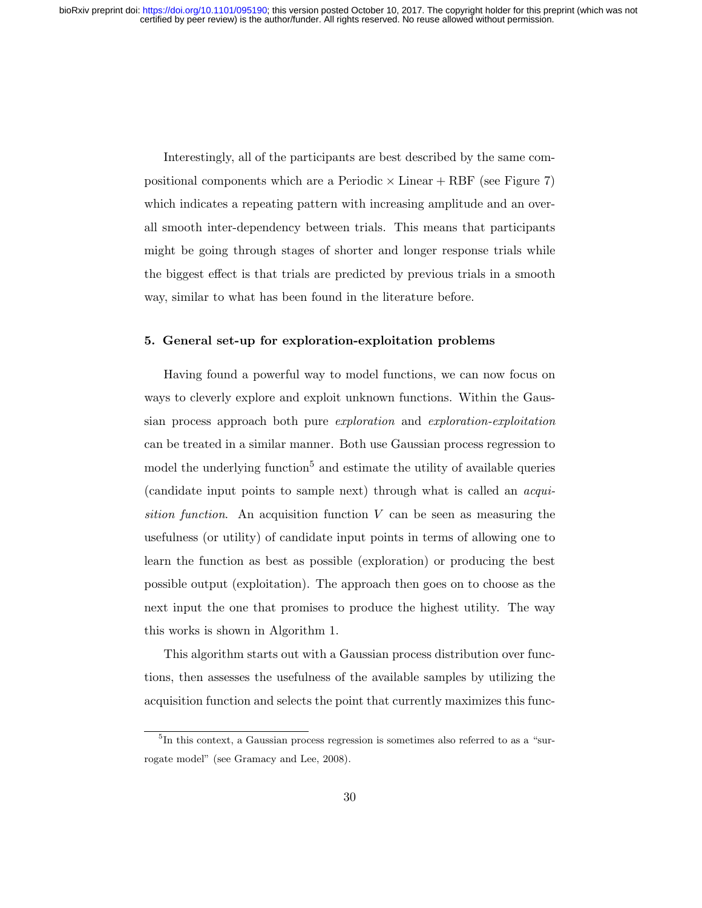Interestingly, all of the participants are best described by the same compositional components which are a Periodic $\times$ Linear + RBF (see Figure 7) which indicates a repeating pattern with increasing amplitude and an overall smooth inter-dependency between trials. This means that participants might be going through stages of shorter and longer response trials while the biggest effect is that trials are predicted by previous trials in a smooth way, similar to what has been found in the literature before.

### 5. General set-up for exploration-exploitation problems

Having found a powerful way to model functions, we can now focus on ways to cleverly explore and exploit unknown functions. Within the Gaussian process approach both pure *exploration* and *exploration-exploitation* can be treated in a similar manner. Both use Gaussian process regression to model the underlying function[5] and estimate the utility of available queries (candidate input points to sample next) through what is called an *acquisition function*. An acquisition function $V$ can be seen as measuring the usefulness (or utility) of candidate input points in terms of allowing one to learn the function as best as possible (exploration) or producing the best possible output (exploitation). The approach then goes on to choose as the next input the one that promises to produce the highest utility. The way this works is shown in Algorithm 1.

This algorithm starts out with a Gaussian process distribution over functions, then assesses the usefulness of the available samples by utilizing the acquisition function and selects the point that currently maximizes this func-

[5] In this context, a Gaussian process regression is sometimes also referred to as a "surrogate model" (see Gramacy and Lee, 2008).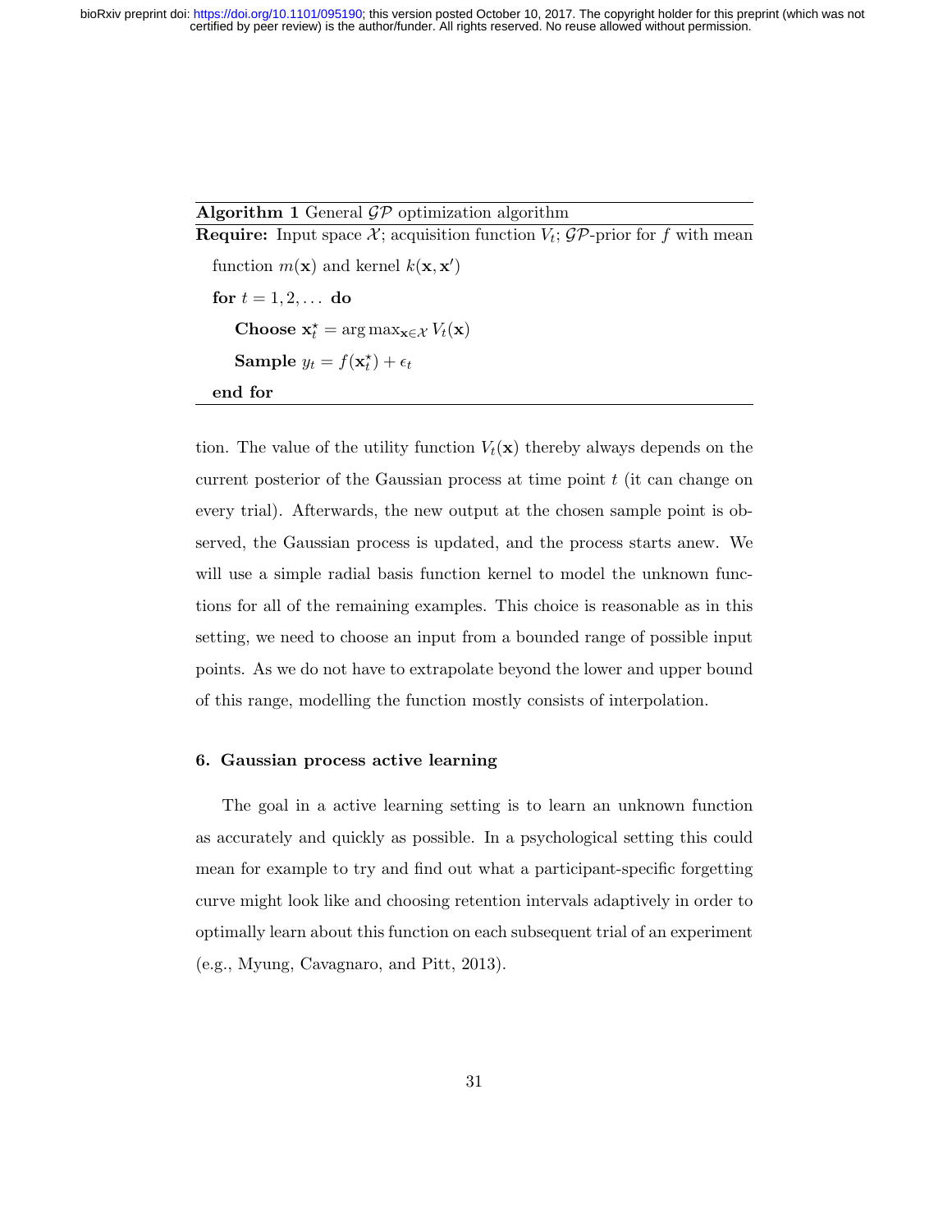**Algorithm 1** General $\mathcal{GP}$ optimization algorithm

---

**Require:** Input space $\mathcal{X}$; acquisition function $V_t$; $\mathcal{GP}$-prior for $f$ with mean function $m(\mathbf{x})$ and kernel $k(\mathbf{x}, \mathbf{x}')$

**for** $t = 1, 2, \ldots$ **do**

  **Choose** $\mathbf{x}_t^\star = \arg\max_{\mathbf{x} \in \mathcal{X}} V_t(\mathbf{x})$

  **Sample** $y_t = f(\mathbf{x}_t^\star) + \epsilon_t$

**end for**

---

tion. The value of the utility function $V_t(\mathbf{x})$ thereby always depends on the current posterior of the Gaussian process at time point $t$ (it can change on every trial). Afterwards, the new output at the chosen sample point is observed, the Gaussian process is updated, and the process starts anew. We will use a simple radial basis function kernel to model the unknown functions for all of the remaining examples. This choice is reasonable as in this setting, we need to choose an input from a bounded range of possible input points. As we do not have to extrapolate beyond the lower and upper bound of this range, modelling the function mostly consists of interpolation.

### 6. Gaussian process active learning

The goal in a active learning setting is to learn an unknown function as accurately and quickly as possible. In a psychological setting this could mean for example to try and find out what a participant-specific forgetting curve might look like and choosing retention intervals adaptively in order to optimally learn about this function on each subsequent trial of an experiment (e.g., Myung, Cavagnaro, and Pitt, 2013).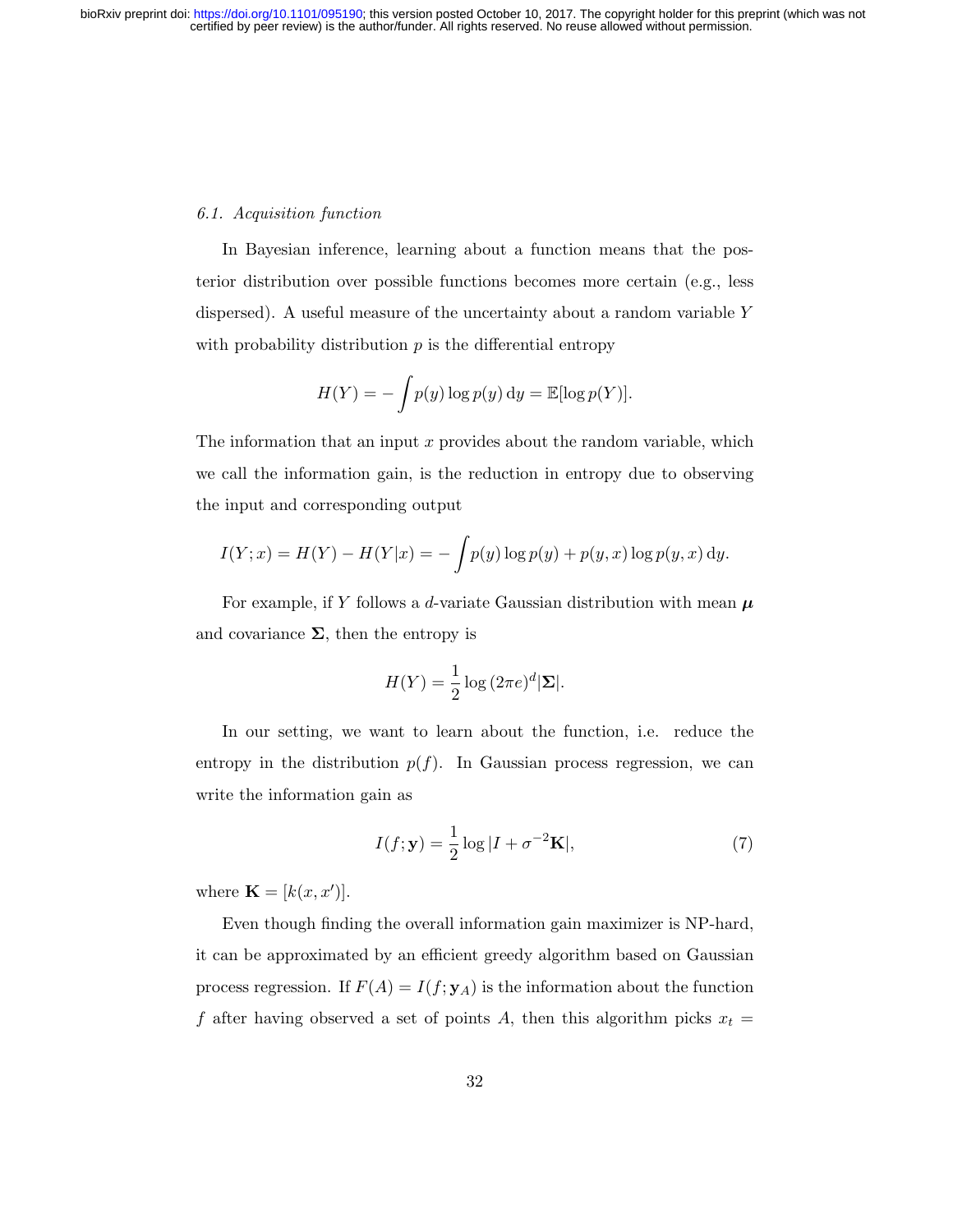### 6.1. Acquisition function

In Bayesian inference, learning about a function means that the posterior distribution over possible functions becomes more certain (e.g., less dispersed). A useful measure of the uncertainty about a random variable $Y$ with probability distribution $p$ is the differential entropy

$$H(Y) = -\int p(y) \log p(y) \, \mathrm{d}y = \mathbb{E}[\log p(Y)].$$

The information that an input $x$ provides about the random variable, which we call the information gain, is the reduction in entropy due to observing the input and corresponding output

$$I(Y; x) = H(Y) - H(Y|x) = -\int p(y) \log p(y) + p(y, x) \log p(y, x) \, \mathrm{d}y.$$

For example, if $Y$ follows a $d$-variate Gaussian distribution with mean $\boldsymbol{\mu}$ and covariance $\boldsymbol{\Sigma}$, then the entropy is

$$H(Y) = \frac{1}{2} \log (2\pi e)^d |\boldsymbol{\Sigma}|.$$

In our setting, we want to learn about the function, i.e. reduce the entropy in the distribution $p(f)$. In Gaussian process regression, we can write the information gain as

$$I(f; \mathbf{y}) = \frac{1}{2} \log |I + \sigma^{-2} \mathbf{K}|, \tag{7}$$

where $\mathbf{K} = [k(x, x')]$.

Even though finding the overall information gain maximizer is NP-hard, it can be approximated by an efficient greedy algorithm based on Gaussian process regression. If $F(A) = I(f; \mathbf{y}_A)$ is the information about the function $f$ after having observed a set of points $A$, then this algorithm picks $x_t =$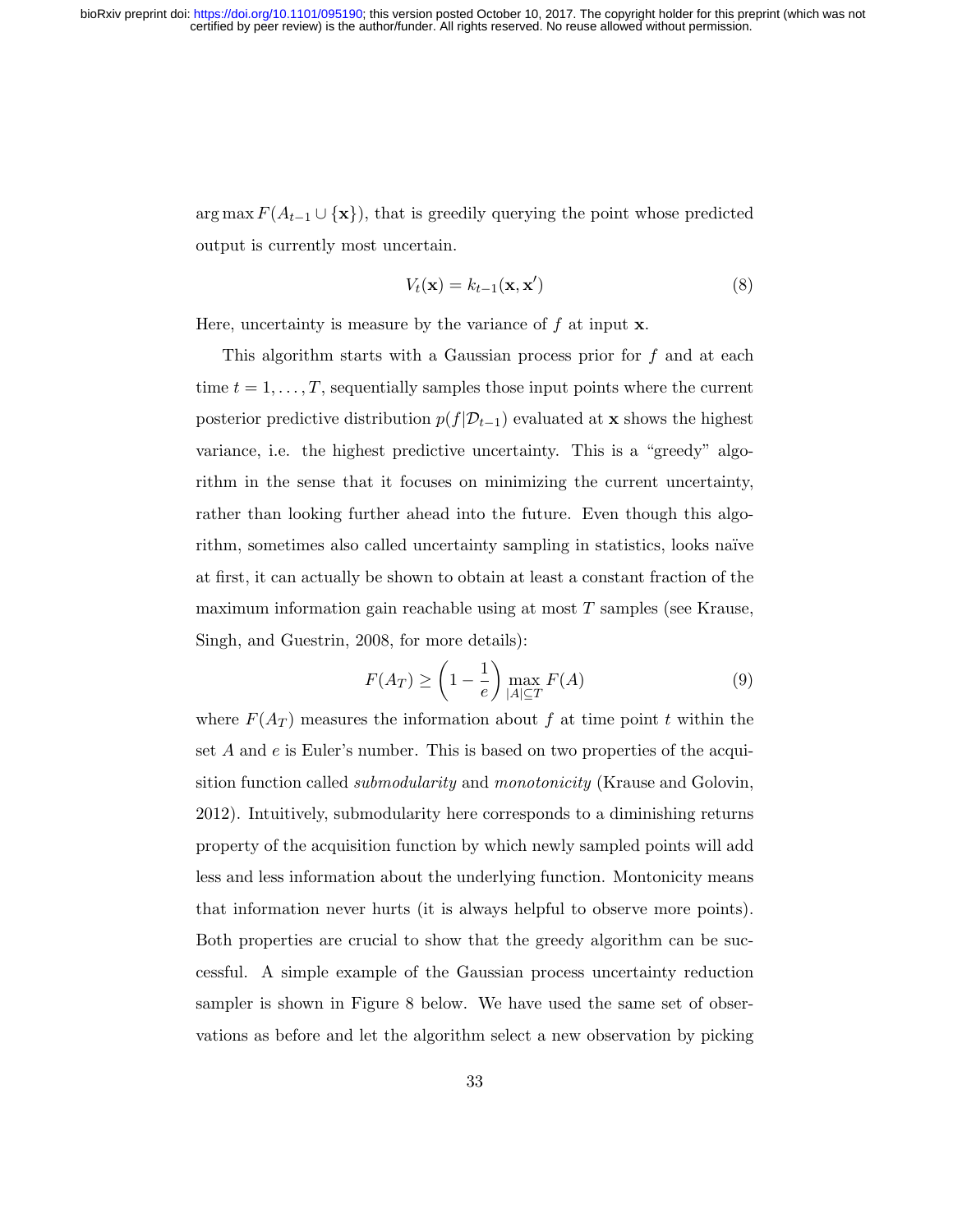$\arg\max F(A_{t-1} \cup \{\mathbf{x}\})$, that is greedily querying the point whose predicted output is currently most uncertain.

$$V_t(\mathbf{x}) = k_{t-1}(\mathbf{x}, \mathbf{x}') \tag{8}$$

Here, uncertainty is measure by the variance of $f$ at input $\mathbf{x}$.

This algorithm starts with a Gaussian process prior for $f$ and at each time $t = 1, \ldots, T$, sequentially samples those input points where the current posterior predictive distribution $p(f|\mathcal{D}_{t-1})$ evaluated at $\mathbf{x}$ shows the highest variance, i.e. the highest predictive uncertainty. This is a "greedy" algorithm in the sense that it focuses on minimizing the current uncertainty, rather than looking further ahead into the future. Even though this algorithm, sometimes also called uncertainty sampling in statistics, looks naïve at first, it can actually be shown to obtain at least a constant fraction of the maximum information gain reachable using at most $T$ samples (see Krause, Singh, and Guestrin, 2008, for more details):

$$F(A_T) \geq \left(1 - \frac{1}{e}\right) \max_{|A| \subseteq T} F(A) \tag{9}$$

where $F(A_T)$ measures the information about $f$ at time point $t$ within the set $A$ and $e$ is Euler's number. This is based on two properties of the acquisition function called *submodularity* and *monotonicity* (Krause and Golovin, 2012). Intuitively, submodularity here corresponds to a diminishing returns property of the acquisition function by which newly sampled points will add less and less information about the underlying function. Montonicity means that information never hurts (it is always helpful to observe more points). Both properties are crucial to show that the greedy algorithm can be successful. A simple example of the Gaussian process uncertainty reduction sampler is shown in Figure 8 below. We have used the same set of observations as before and let the algorithm select a new observation by picking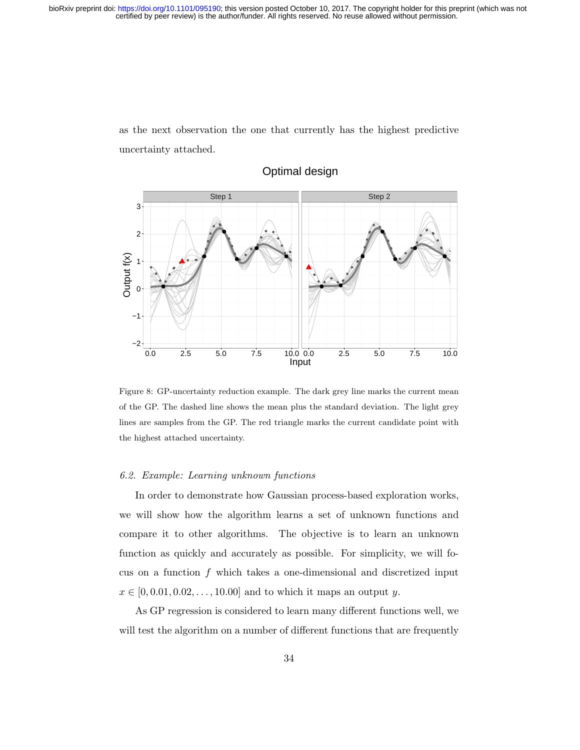as the next observation the one that currently has the highest predictive uncertainty attached.

Figure 8: GP-uncertainty reduction example. The dark grey line marks the current mean of the GP. The dashed line shows the mean plus the standard deviation. The light grey lines are samples from the GP. The red triangle marks the current candidate point with the highest attached uncertainty.

### *6.2. Example: Learning unknown functions*

In order to demonstrate how Gaussian process-based exploration works, we will show how the algorithm learns a set of unknown functions and compare it to other algorithms. The objective is to learn an unknown function as quickly and accurately as possible. For simplicity, we will focus on a function $f$ which takes a one-dimensional and discretized input $x \in [0, 0.01, 0.02, \ldots, 10.00]$ and to which it maps an output $y$.

As GP regression is considered to learn many different functions well, we will test the algorithm on a number of different functions that are frequently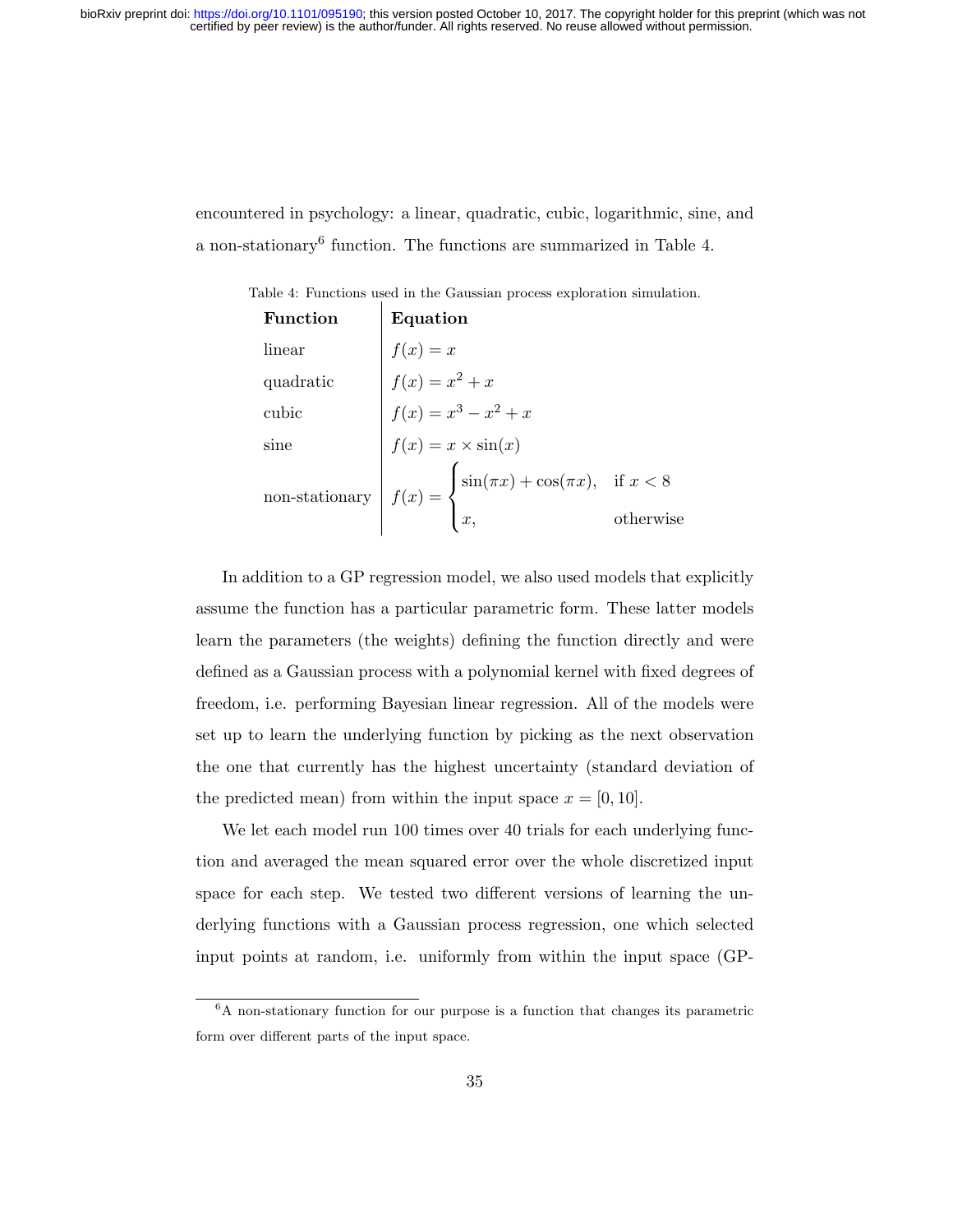encountered in psychology: a linear, quadratic, cubic, logarithmic, sine, and a non-stationary[6] function. The functions are summarized in Table 4.

Table 4: Functions used in the Gaussian process exploration simulation.

| Function | Equation |
|---|---|
| linear | $f(x) = x$ |
| quadratic | $f(x) = x^2 + x$ |
| cubic | $f(x) = x^3 - x^2 + x$ |
| sine | $f(x) = x \times \sin(x)$ |
| non-stationary | $f(x) = \begin{cases} \sin(\pi x) + \cos(\pi x), & \text{if } x < 8 \\ x, & \text{otherwise} \end{cases}$ |

In addition to a GP regression model, we also used models that explicitly assume the function has a particular parametric form. These latter models learn the parameters (the weights) defining the function directly and were defined as a Gaussian process with a polynomial kernel with fixed degrees of freedom, i.e. performing Bayesian linear regression. All of the models were set up to learn the underlying function by picking as the next observation the one that currently has the highest uncertainty (standard deviation of the predicted mean) from within the input space $x = [0, 10]$.

We let each model run 100 times over 40 trials for each underlying function and averaged the mean squared error over the whole discretized input space for each step. We tested two different versions of learning the underlying functions with a Gaussian process regression, one which selected input points at random, i.e. uniformly from within the input space (GP-

[6] A non-stationary function for our purpose is a function that changes its parametric form over different parts of the input space.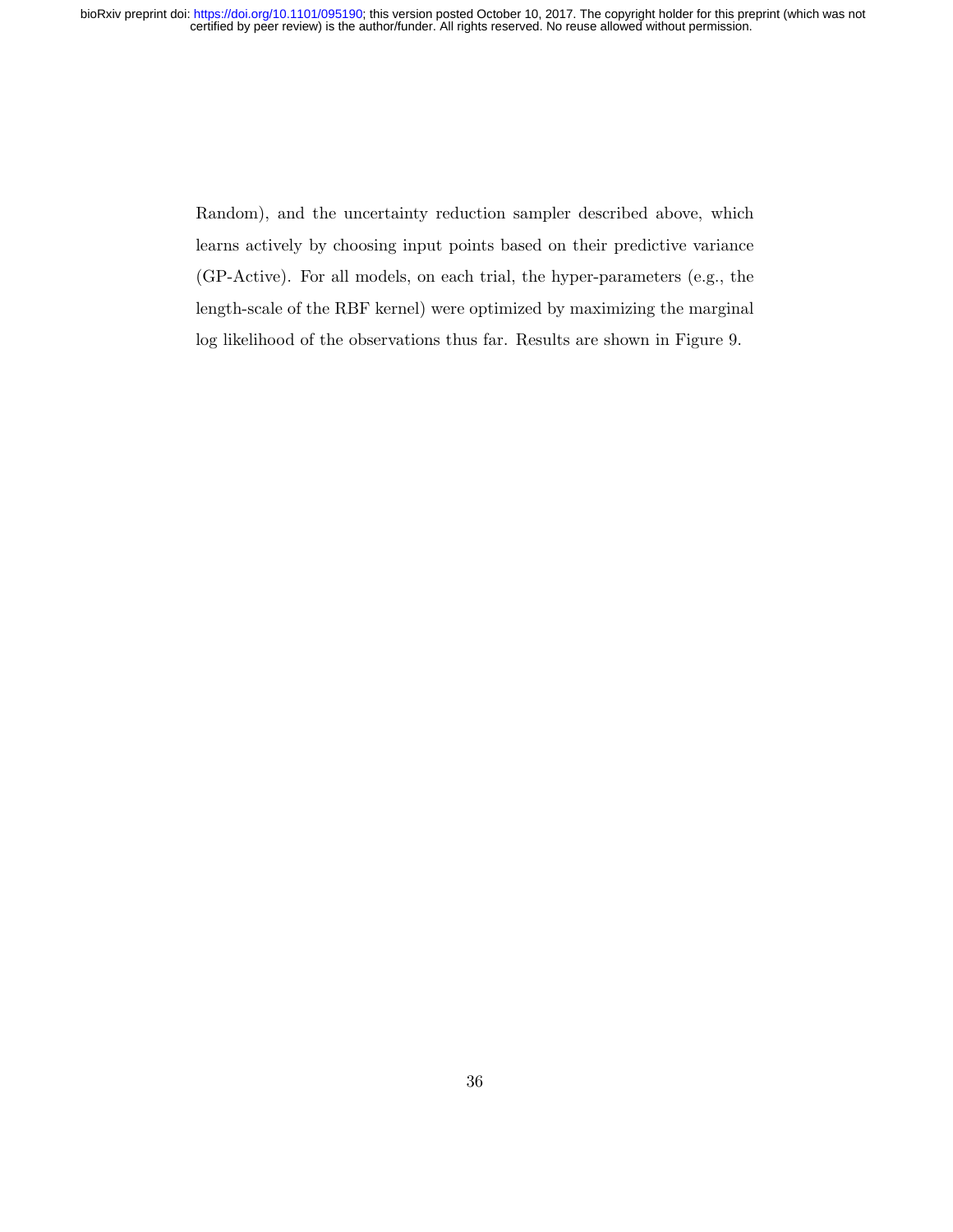Random), and the uncertainty reduction sampler described above, which learns actively by choosing input points based on their predictive variance (GP-Active). For all models, on each trial, the hyper-parameters (e.g., the length-scale of the RBF kernel) were optimized by maximizing the marginal log likelihood of the observations thus far. Results are shown in Figure 9.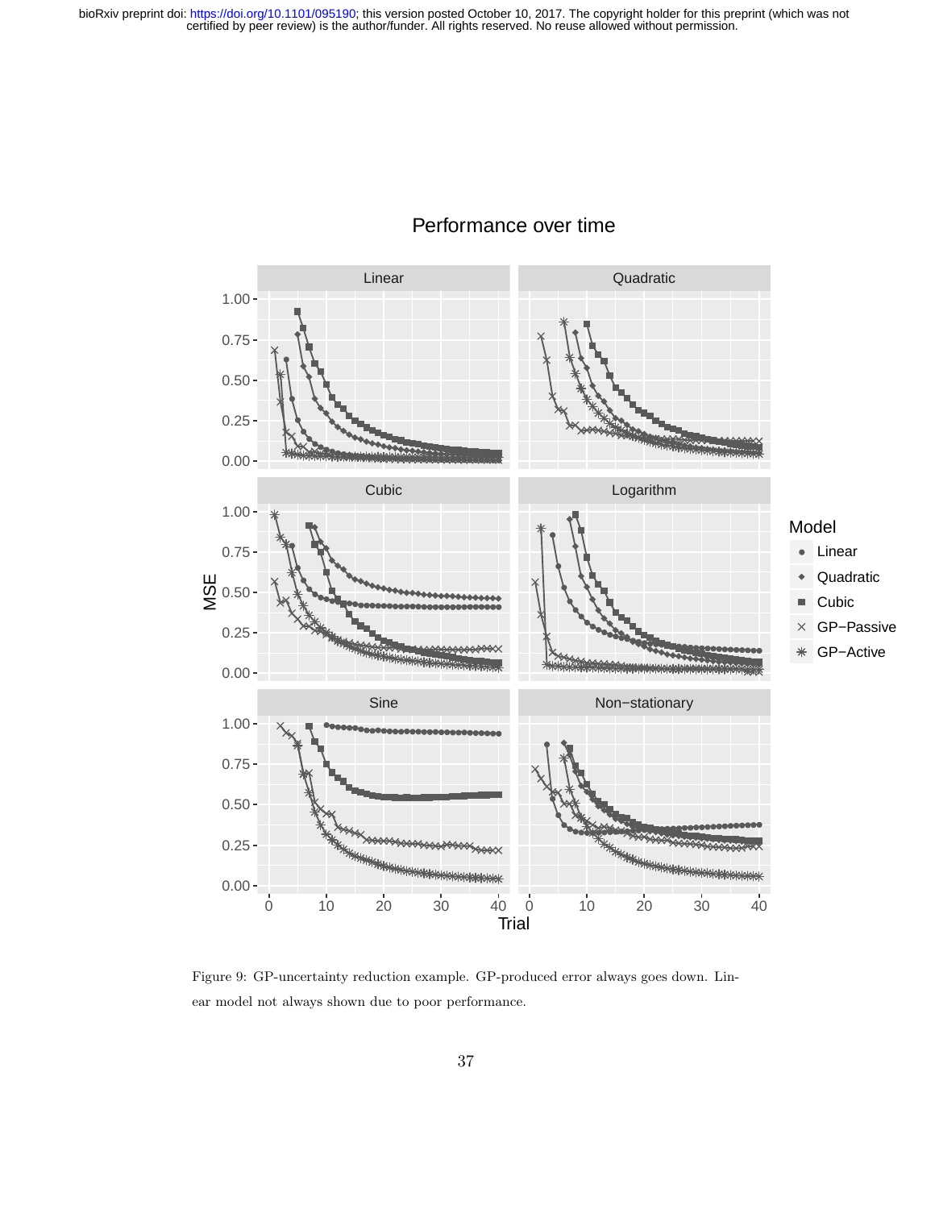Figure 9: GP-uncertainty reduction example. GP-produced error always goes down. Linear model not always shown due to poor performance.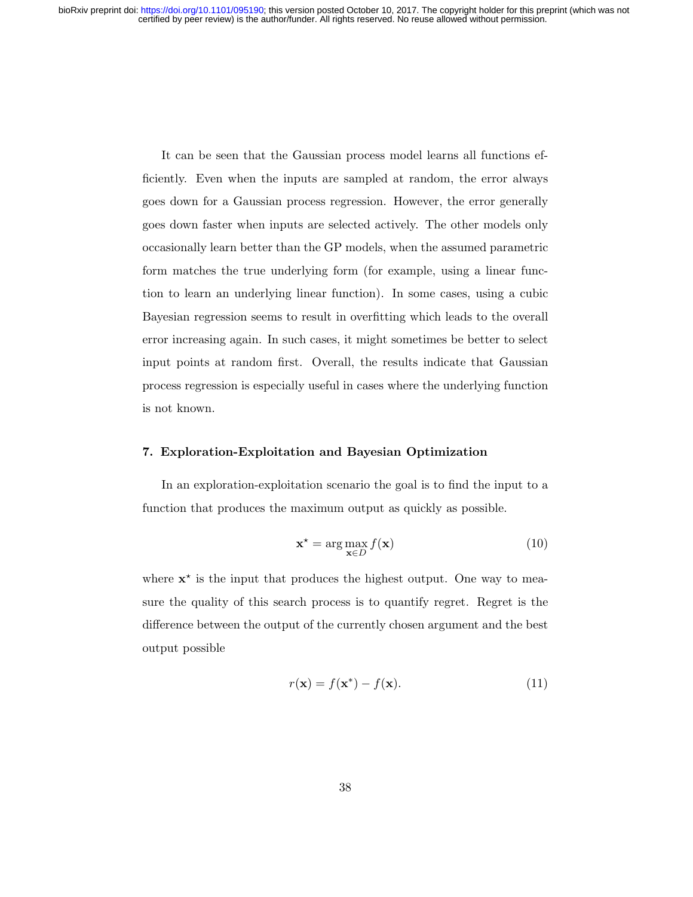It can be seen that the Gaussian process model learns all functions efficiently. Even when the inputs are sampled at random, the error always goes down for a Gaussian process regression. However, the error generally goes down faster when inputs are selected actively. The other models only occasionally learn better than the GP models, when the assumed parametric form matches the true underlying form (for example, using a linear function to learn an underlying linear function). In some cases, using a cubic Bayesian regression seems to result in overfitting which leads to the overall error increasing again. In such cases, it might sometimes be better to select input points at random first. Overall, the results indicate that Gaussian process regression is especially useful in cases where the underlying function is not known.

## 7. Exploration-Exploitation and Bayesian Optimization

In an exploration-exploitation scenario the goal is to find the input to a function that produces the maximum output as quickly as possible.

$$\mathbf{x}^{\star} = \arg\max_{\mathbf{x} \in D} f(\mathbf{x}) \tag{10}$$

where $\mathbf{x}^{\star}$ is the input that produces the highest output. One way to measure the quality of this search process is to quantify regret. Regret is the difference between the output of the currently chosen argument and the best output possible

$$r(\mathbf{x}) = f(\mathbf{x}^{*}) - f(\mathbf{x}). \tag{11}$$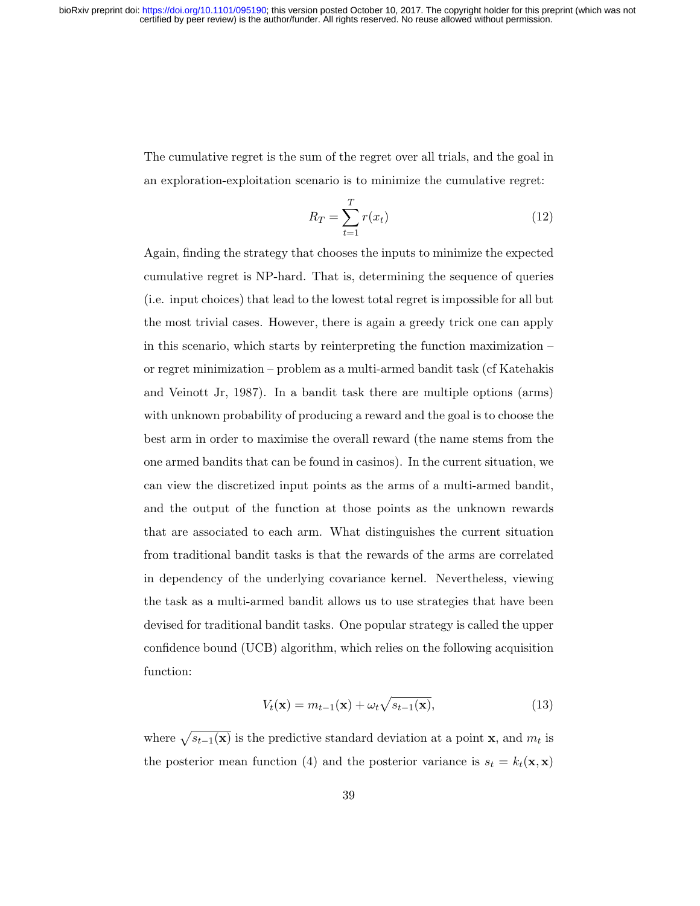The cumulative regret is the sum of the regret over all trials, and the goal in an exploration-exploitation scenario is to minimize the cumulative regret:

$$R_T = \sum_{t=1}^{T} r(x_t) \tag{12}$$

Again, finding the strategy that chooses the inputs to minimize the expected cumulative regret is NP-hard. That is, determining the sequence of queries (i.e. input choices) that lead to the lowest total regret is impossible for all but the most trivial cases. However, there is again a greedy trick one can apply in this scenario, which starts by reinterpreting the function maximization – or regret minimization – problem as a multi-armed bandit task (cf Katehakis and Veinott Jr, 1987). In a bandit task there are multiple options (arms) with unknown probability of producing a reward and the goal is to choose the best arm in order to maximise the overall reward (the name stems from the one armed bandits that can be found in casinos). In the current situation, we can view the discretized input points as the arms of a multi-armed bandit, and the output of the function at those points as the unknown rewards that are associated to each arm. What distinguishes the current situation from traditional bandit tasks is that the rewards of the arms are correlated in dependency of the underlying covariance kernel. Nevertheless, viewing the task as a multi-armed bandit allows us to use strategies that have been devised for traditional bandit tasks. One popular strategy is called the upper confidence bound (UCB) algorithm, which relies on the following acquisition function:

$$V_t(\mathbf{x}) = m_{t-1}(\mathbf{x}) + \omega_t \sqrt{s_{t-1}(\mathbf{x})}, \tag{13}$$

where $\sqrt{s_{t-1}(\mathbf{x})}$ is the predictive standard deviation at a point $\mathbf{x}$, and $m_t$ is the posterior mean function (4) and the posterior variance is $s_t = k_t(\mathbf{x}, \mathbf{x})$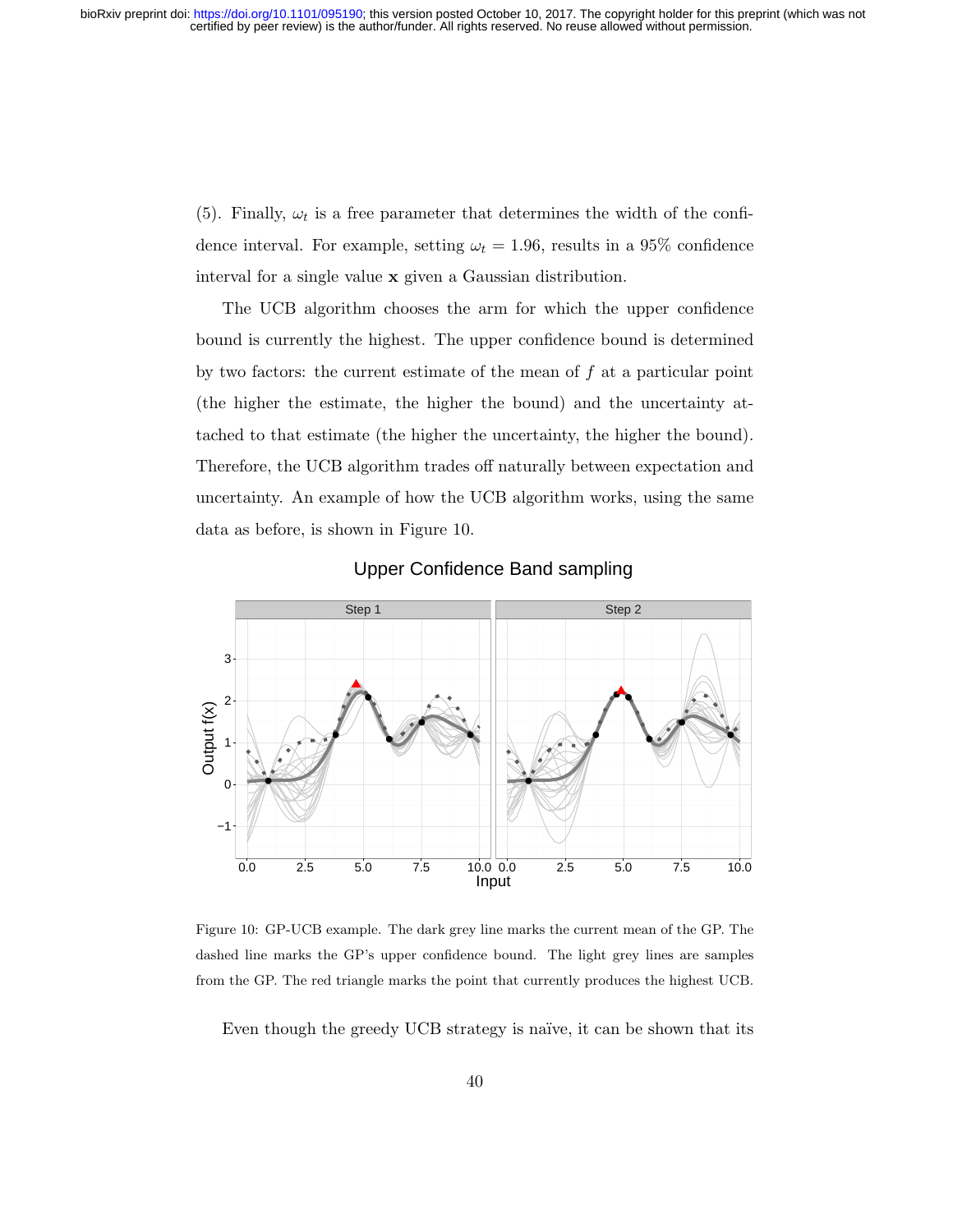(5). Finally, $\omega_t$ is a free parameter that determines the width of the confidence interval. For example, setting $\omega_t = 1.96$, results in a 95% confidence interval for a single value $\mathbf{x}$ given a Gaussian distribution.

The UCB algorithm chooses the arm for which the upper confidence bound is currently the highest. The upper confidence bound is determined by two factors: the current estimate of the mean of $f$ at a particular point (the higher the estimate, the higher the bound) and the uncertainty attached to that estimate (the higher the uncertainty, the higher the bound). Therefore, the UCB algorithm trades off naturally between expectation and uncertainty. An example of how the UCB algorithm works, using the same data as before, is shown in Figure 10.

Figure 10: GP-UCB example. The dark grey line marks the current mean of the GP. The dashed line marks the GP's upper confidence bound. The light grey lines are samples from the GP. The red triangle marks the point that currently produces the highest UCB.

Even though the greedy UCB strategy is naïve, it can be shown that its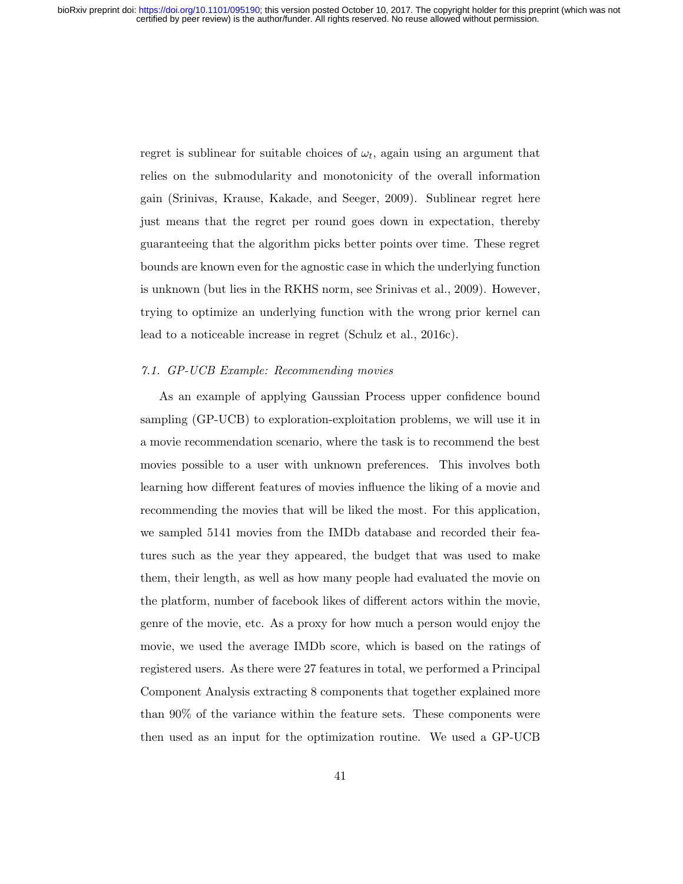regret is sublinear for suitable choices of $\omega_t$, again using an argument that relies on the submodularity and monotonicity of the overall information gain (Srinivas, Krause, Kakade, and Seeger, 2009). Sublinear regret here just means that the regret per round goes down in expectation, thereby guaranteeing that the algorithm picks better points over time. These regret bounds are known even for the agnostic case in which the underlying function is unknown (but lies in the RKHS norm, see Srinivas et al., 2009). However, trying to optimize an underlying function with the wrong prior kernel can lead to a noticeable increase in regret (Schulz et al., 2016c).

### *7.1. GP-UCB Example: Recommending movies*

As an example of applying Gaussian Process upper confidence bound sampling (GP-UCB) to exploration-exploitation problems, we will use it in a movie recommendation scenario, where the task is to recommend the best movies possible to a user with unknown preferences. This involves both learning how different features of movies influence the liking of a movie and recommending the movies that will be liked the most. For this application, we sampled 5141 movies from the IMDb database and recorded their features such as the year they appeared, the budget that was used to make them, their length, as well as how many people had evaluated the movie on the platform, number of facebook likes of different actors within the movie, genre of the movie, etc. As a proxy for how much a person would enjoy the movie, we used the average IMDb score, which is based on the ratings of registered users. As there were 27 features in total, we performed a Principal Component Analysis extracting 8 components that together explained more than 90% of the variance within the feature sets. These components were then used as an input for the optimization routine. We used a GP-UCB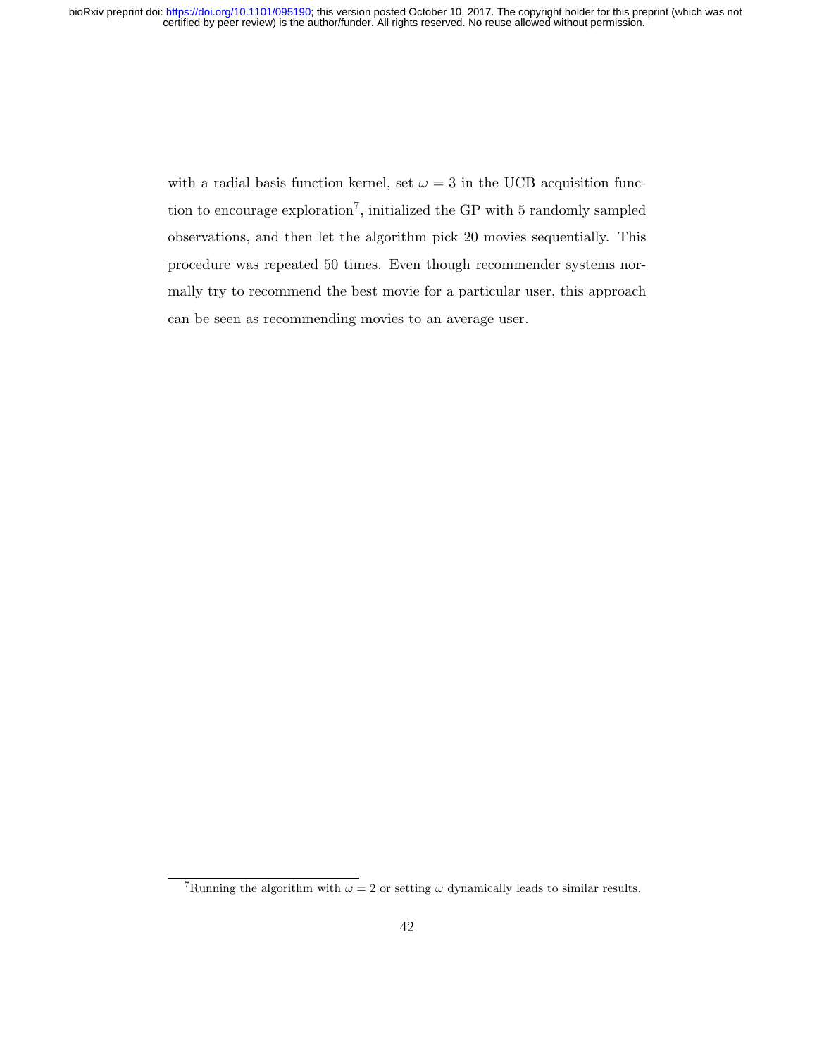with a radial basis function kernel, set $\omega = 3$ in the UCB acquisition function to encourage exploration[7], initialized the GP with 5 randomly sampled observations, and then let the algorithm pick 20 movies sequentially. This procedure was repeated 50 times. Even though recommender systems normally try to recommend the best movie for a particular user, this approach can be seen as recommending movies to an average user.

[7] Running the algorithm with $\omega = 2$ or setting $\omega$ dynamically leads to similar results.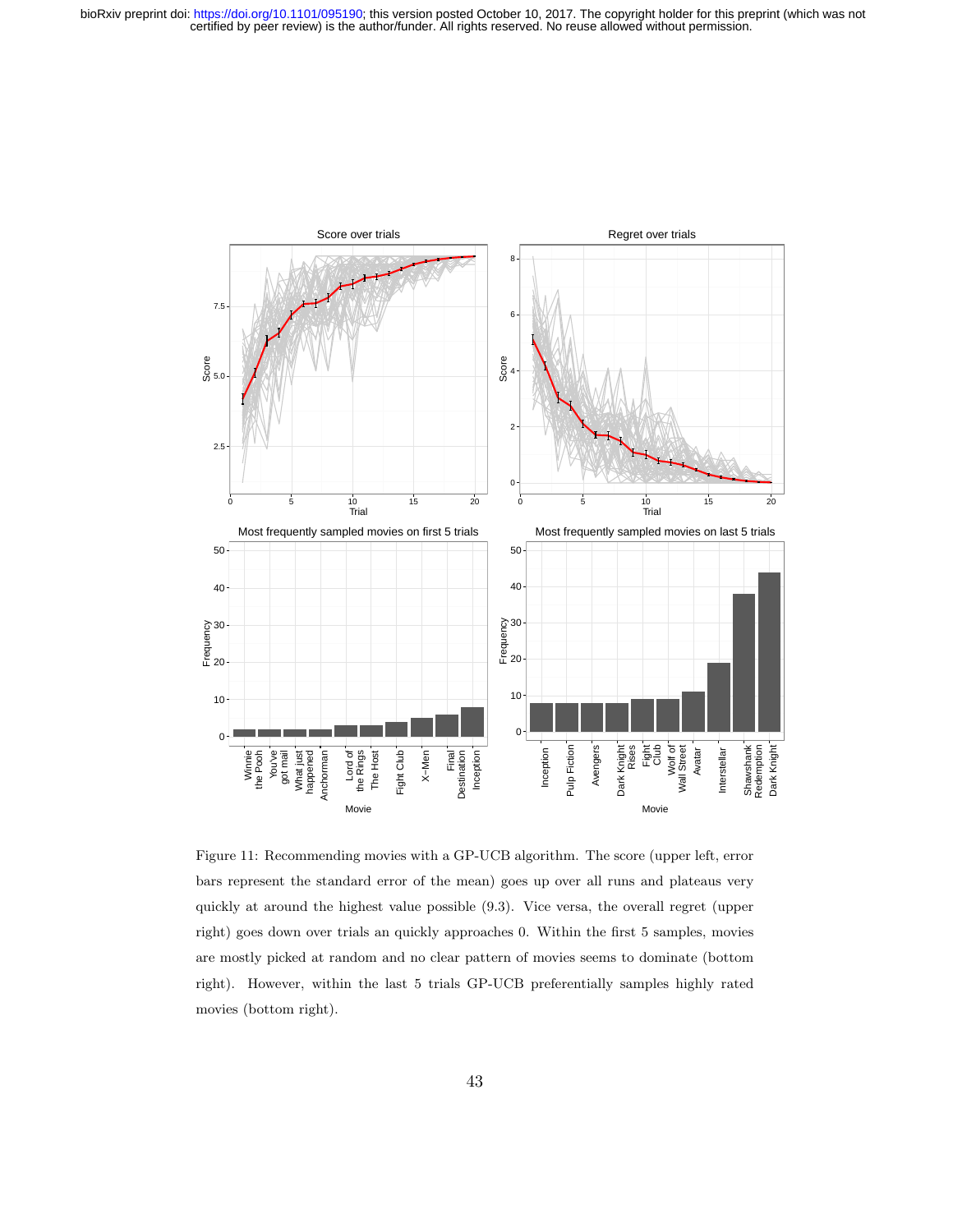Figure 11: Recommending movies with a GP-UCB algorithm. The score (upper left, error bars represent the standard error of the mean) goes up over all runs and plateaus very quickly at around the highest value possible (9.3). Vice versa, the overall regret (upper right) goes down over trials an quickly approaches 0. Within the first 5 samples, movies are mostly picked at random and no clear pattern of movies seems to dominate (bottom right). However, within the last 5 trials GP-UCB preferentially samples highly rated movies (bottom right).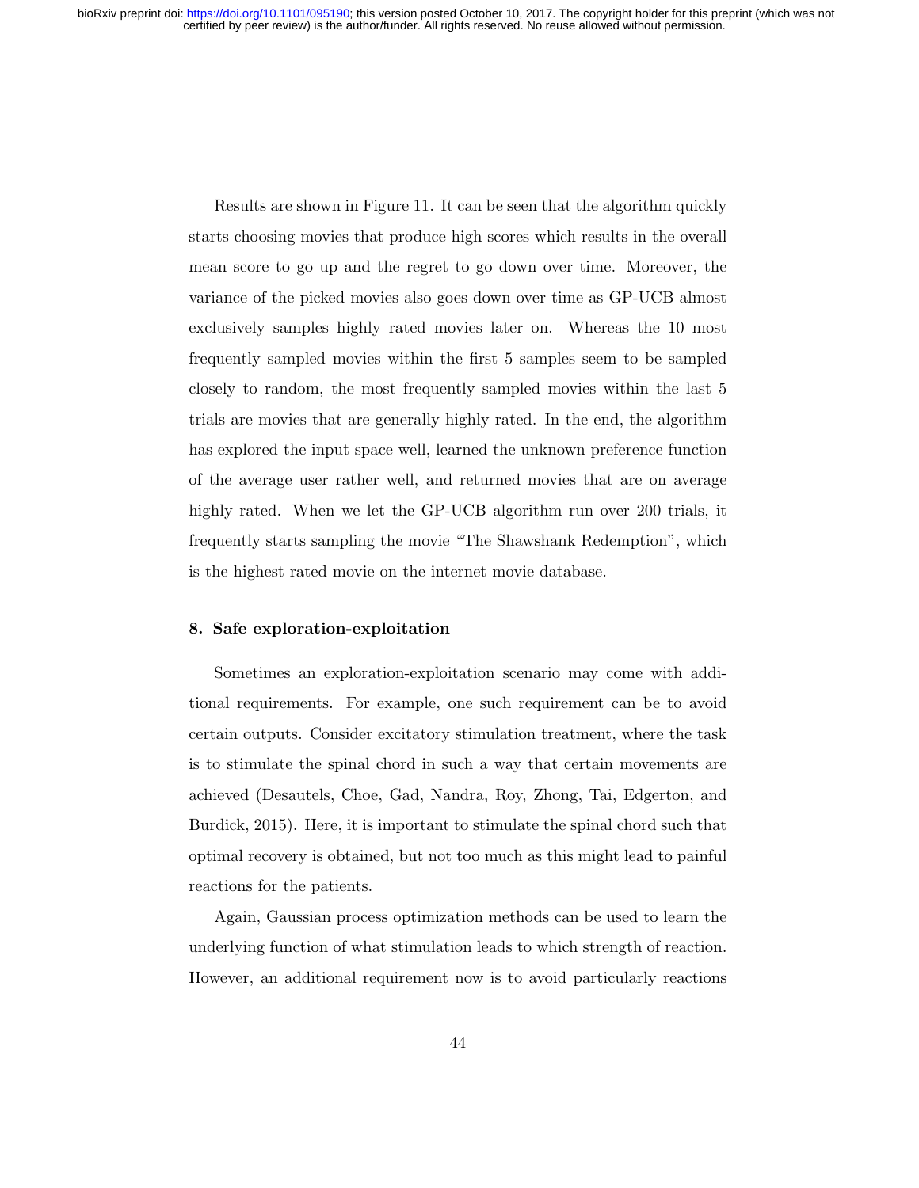Results are shown in Figure 11. It can be seen that the algorithm quickly starts choosing movies that produce high scores which results in the overall mean score to go up and the regret to go down over time. Moreover, the variance of the picked movies also goes down over time as GP-UCB almost exclusively samples highly rated movies later on. Whereas the 10 most frequently sampled movies within the first 5 samples seem to be sampled closely to random, the most frequently sampled movies within the last 5 trials are movies that are generally highly rated. In the end, the algorithm has explored the input space well, learned the unknown preference function of the average user rather well, and returned movies that are on average highly rated. When we let the GP-UCB algorithm run over 200 trials, it frequently starts sampling the movie "The Shawshank Redemption", which is the highest rated movie on the internet movie database.

## 8. Safe exploration-exploitation

Sometimes an exploration-exploitation scenario may come with additional requirements. For example, one such requirement can be to avoid certain outputs. Consider excitatory stimulation treatment, where the task is to stimulate the spinal chord in such a way that certain movements are achieved (Desautels, Choe, Gad, Nandra, Roy, Zhong, Tai, Edgerton, and Burdick, 2015). Here, it is important to stimulate the spinal chord such that optimal recovery is obtained, but not too much as this might lead to painful reactions for the patients.

Again, Gaussian process optimization methods can be used to learn the underlying function of what stimulation leads to which strength of reaction. However, an additional requirement now is to avoid particularly reactions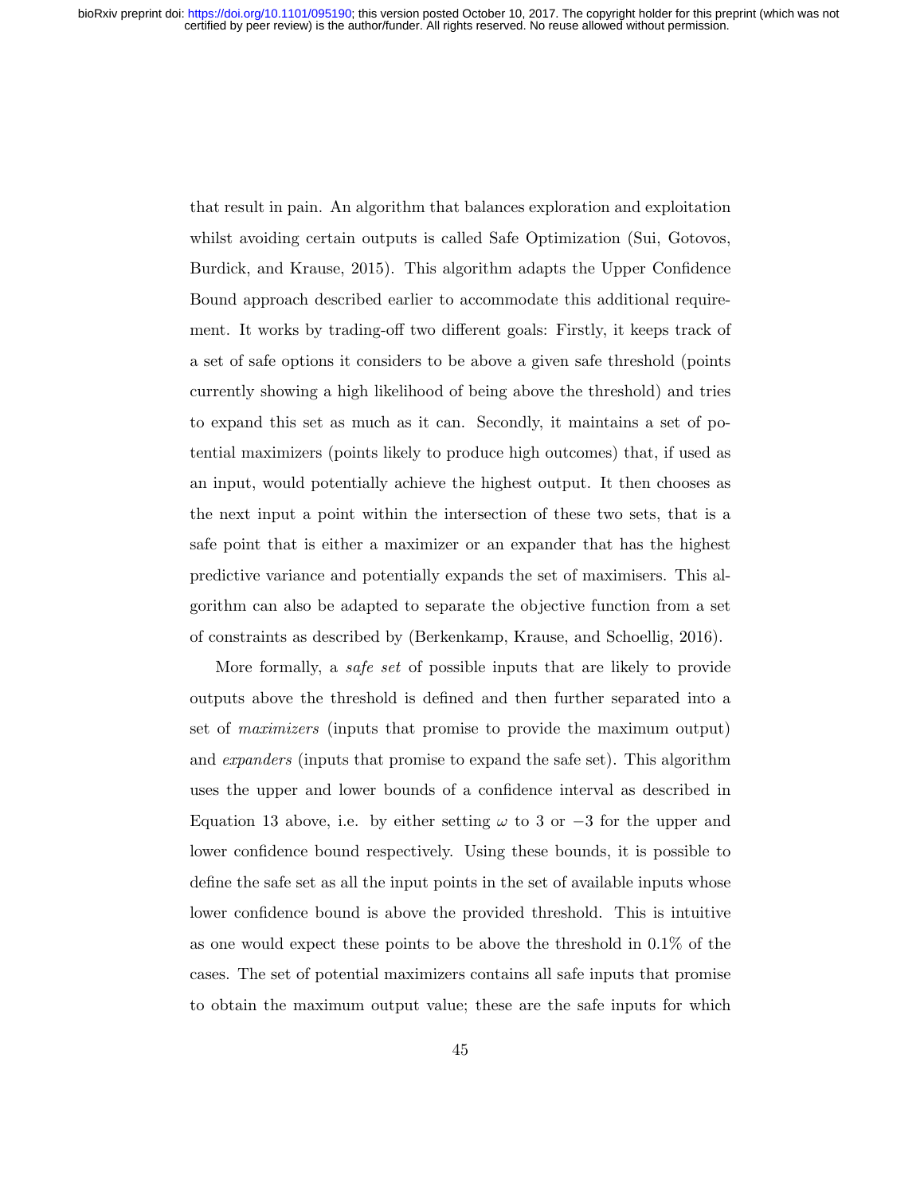that result in pain. An algorithm that balances exploration and exploitation whilst avoiding certain outputs is called Safe Optimization (Sui, Gotovos, Burdick, and Krause, 2015). This algorithm adapts the Upper Confidence Bound approach described earlier to accommodate this additional requirement. It works by trading-off two different goals: Firstly, it keeps track of a set of safe options it considers to be above a given safe threshold (points currently showing a high likelihood of being above the threshold) and tries to expand this set as much as it can. Secondly, it maintains a set of potential maximizers (points likely to produce high outcomes) that, if used as an input, would potentially achieve the highest output. It then chooses as the next input a point within the intersection of these two sets, that is a safe point that is either a maximizer or an expander that has the highest predictive variance and potentially expands the set of maximisers. This algorithm can also be adapted to separate the objective function from a set of constraints as described by (Berkenkamp, Krause, and Schoellig, 2016).

More formally, a *safe set* of possible inputs that are likely to provide outputs above the threshold is defined and then further separated into a set of *maximizers* (inputs that promise to provide the maximum output) and *expanders* (inputs that promise to expand the safe set). This algorithm uses the upper and lower bounds of a confidence interval as described in Equation 13 above, i.e. by either setting $\omega$ to 3 or $-3$ for the upper and lower confidence bound respectively. Using these bounds, it is possible to define the safe set as all the input points in the set of available inputs whose lower confidence bound is above the provided threshold. This is intuitive as one would expect these points to be above the threshold in 0.1% of the cases. The set of potential maximizers contains all safe inputs that promise to obtain the maximum output value; these are the safe inputs for which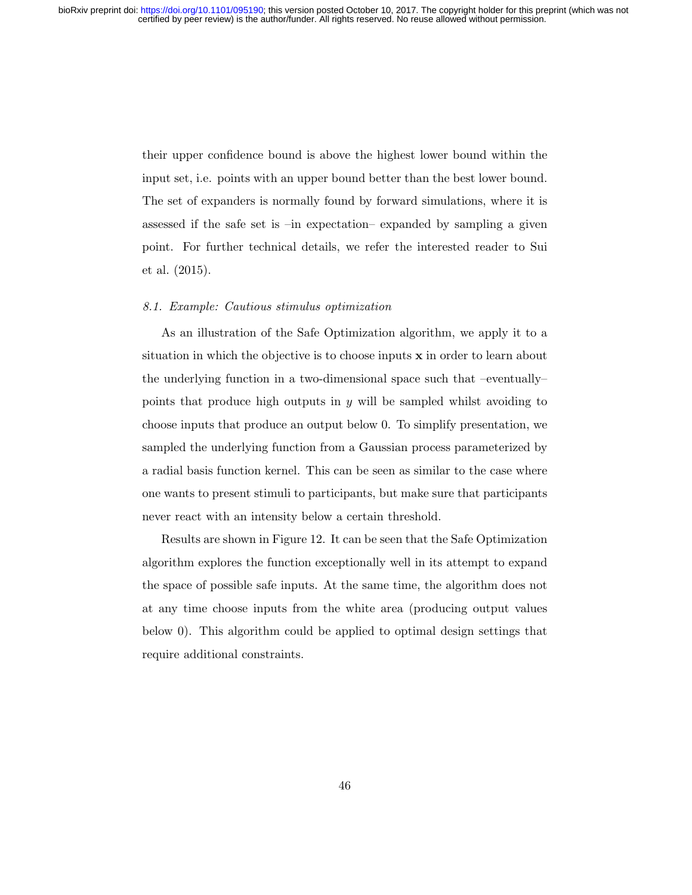their upper confidence bound is above the highest lower bound within the input set, i.e. points with an upper bound better than the best lower bound. The set of expanders is normally found by forward simulations, where it is assessed if the safe set is –in expectation– expanded by sampling a given point. For further technical details, we refer the interested reader to Sui et al. (2015).

### 8.1. Example: Cautious stimulus optimization

As an illustration of the Safe Optimization algorithm, we apply it to a situation in which the objective is to choose inputs $\mathbf{x}$ in order to learn about the underlying function in a two-dimensional space such that –eventually– points that produce high outputs in $y$ will be sampled whilst avoiding to choose inputs that produce an output below 0. To simplify presentation, we sampled the underlying function from a Gaussian process parameterized by a radial basis function kernel. This can be seen as similar to the case where one wants to present stimuli to participants, but make sure that participants never react with an intensity below a certain threshold.

Results are shown in Figure 12. It can be seen that the Safe Optimization algorithm explores the function exceptionally well in its attempt to expand the space of possible safe inputs. At the same time, the algorithm does not at any time choose inputs from the white area (producing output values below 0). This algorithm could be applied to optimal design settings that require additional constraints.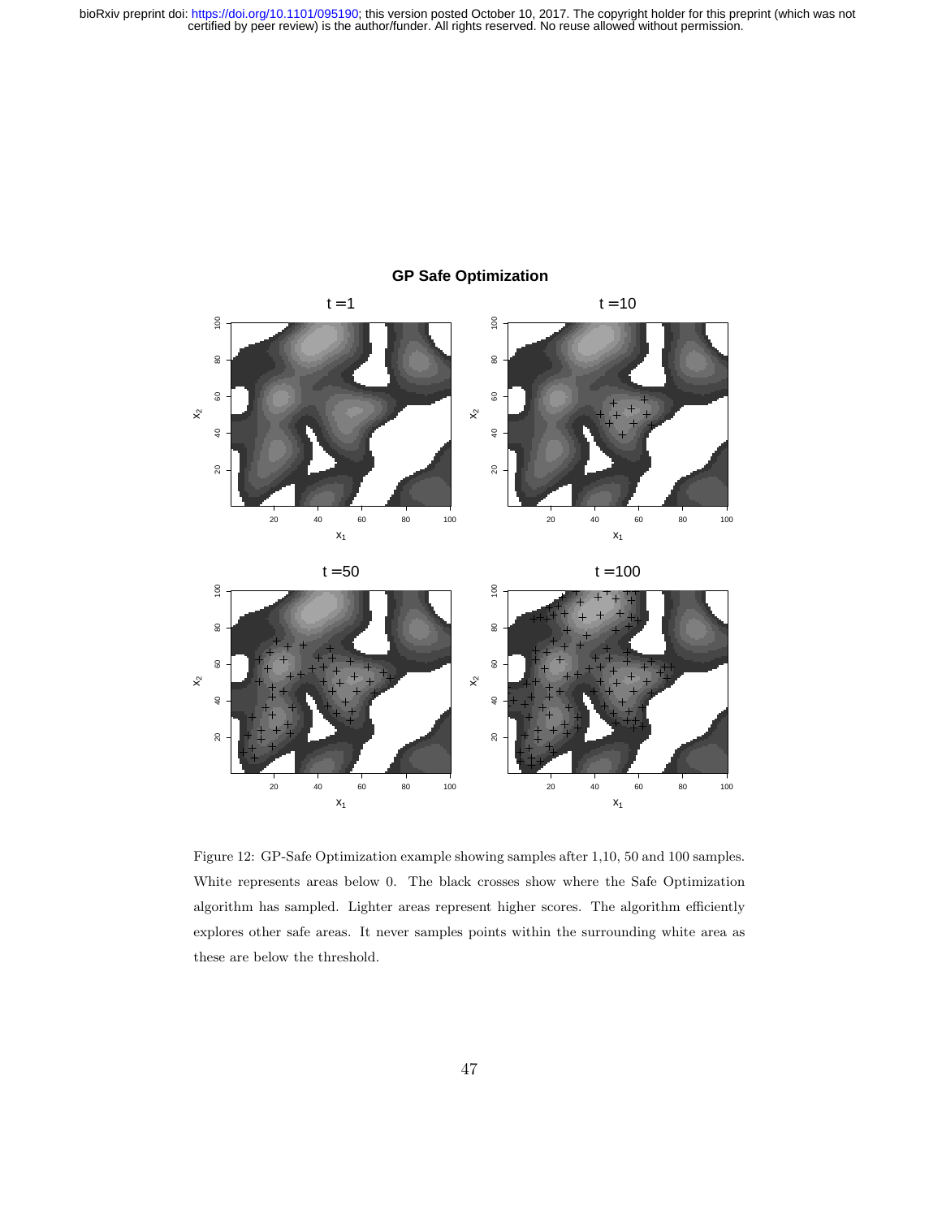Figure 12: GP-Safe Optimization example showing samples after 1,10, 50 and 100 samples. White represents areas below 0. The black crosses show where the Safe Optimization algorithm has sampled. Lighter areas represent higher scores. The algorithm efficiently explores other safe areas. It never samples points within the surrounding white area as these are below the threshold.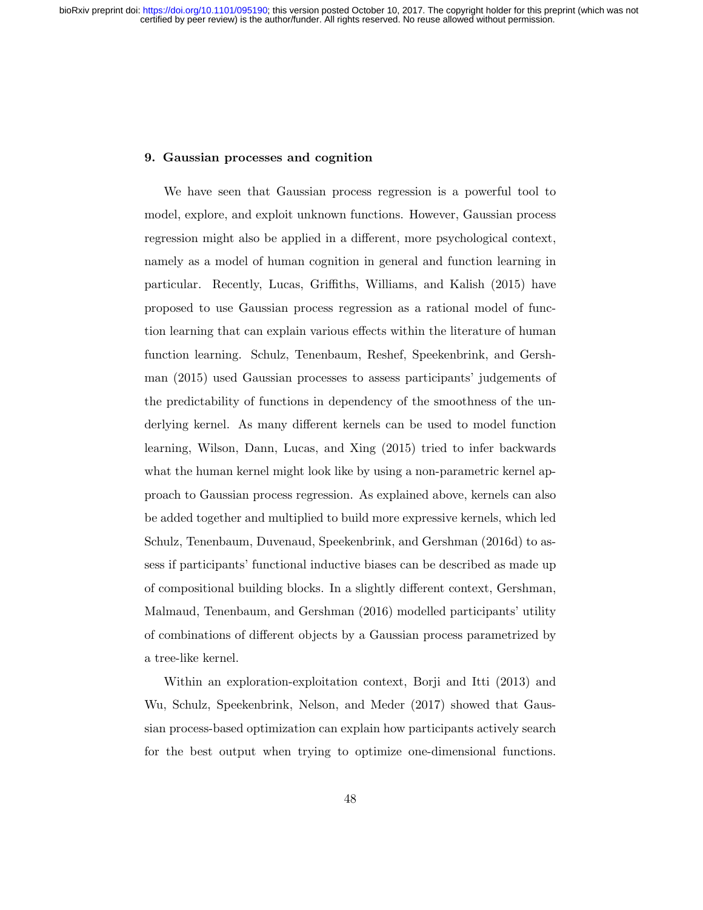## 9. Gaussian processes and cognition

We have seen that Gaussian process regression is a powerful tool to model, explore, and exploit unknown functions. However, Gaussian process regression might also be applied in a different, more psychological context, namely as a model of human cognition in general and function learning in particular. Recently, Lucas, Griffiths, Williams, and Kalish (2015) have proposed to use Gaussian process regression as a rational model of function learning that can explain various effects within the literature of human function learning. Schulz, Tenenbaum, Reshef, Speekenbrink, and Gershman (2015) used Gaussian processes to assess participants' judgements of the predictability of functions in dependency of the smoothness of the underlying kernel. As many different kernels can be used to model function learning, Wilson, Dann, Lucas, and Xing (2015) tried to infer backwards what the human kernel might look like by using a non-parametric kernel approach to Gaussian process regression. As explained above, kernels can also be added together and multiplied to build more expressive kernels, which led Schulz, Tenenbaum, Duvenaud, Speekenbrink, and Gershman (2016d) to assess if participants' functional inductive biases can be described as made up of compositional building blocks. In a slightly different context, Gershman, Malmaud, Tenenbaum, and Gershman (2016) modelled participants' utility of combinations of different objects by a Gaussian process parametrized by a tree-like kernel.

Within an exploration-exploitation context, Borji and Itti (2013) and Wu, Schulz, Speekenbrink, Nelson, and Meder (2017) showed that Gaussian process-based optimization can explain how participants actively search for the best output when trying to optimize one-dimensional functions.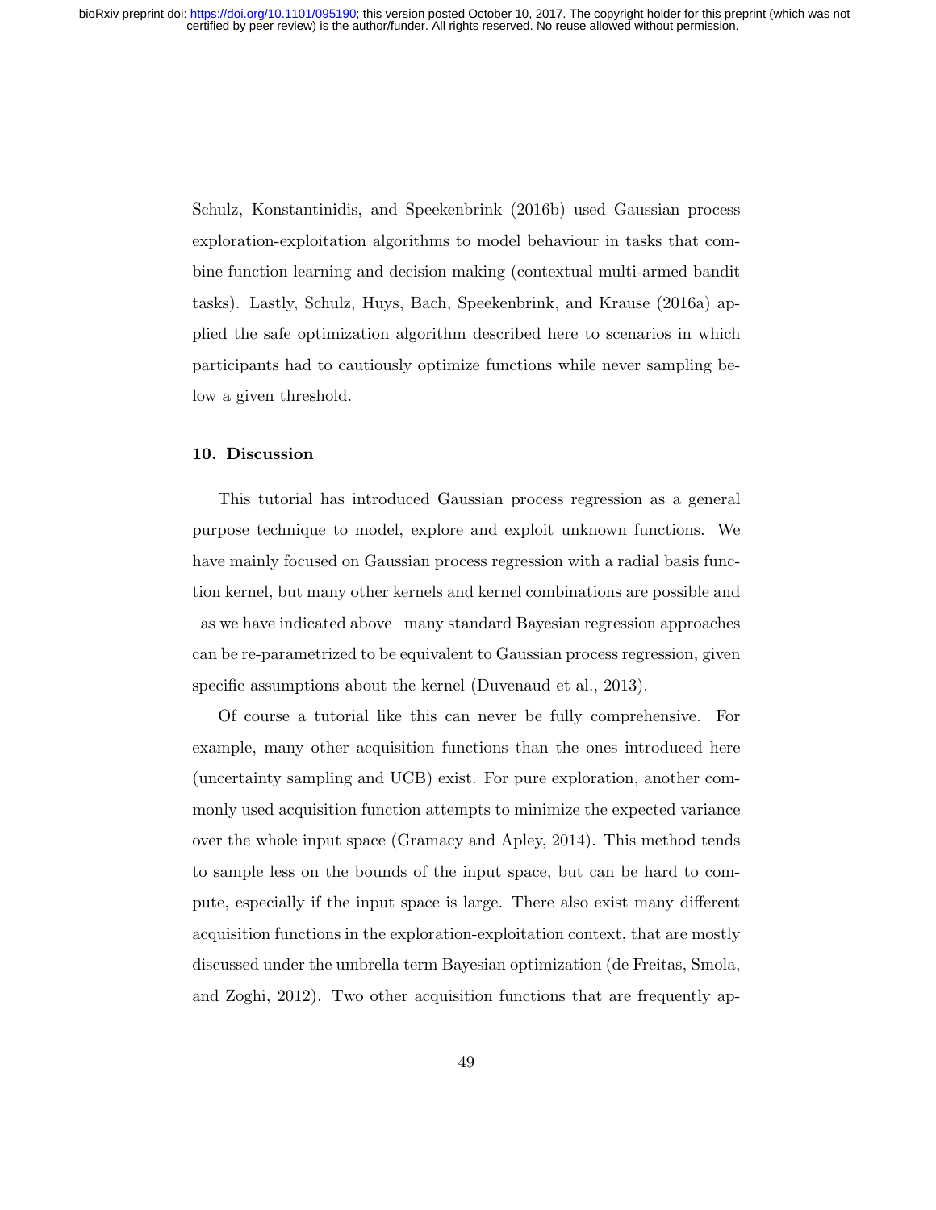Schulz, Konstantinidis, and Speekenbrink (2016b) used Gaussian process exploration-exploitation algorithms to model behaviour in tasks that combine function learning and decision making (contextual multi-armed bandit tasks). Lastly, Schulz, Huys, Bach, Speekenbrink, and Krause (2016a) applied the safe optimization algorithm described here to scenarios in which participants had to cautiously optimize functions while never sampling below a given threshold.

### 10. Discussion

This tutorial has introduced Gaussian process regression as a general purpose technique to model, explore and exploit unknown functions. We have mainly focused on Gaussian process regression with a radial basis function kernel, but many other kernels and kernel combinations are possible and –as we have indicated above– many standard Bayesian regression approaches can be re-parametrized to be equivalent to Gaussian process regression, given specific assumptions about the kernel (Duvenaud et al., 2013).

Of course a tutorial like this can never be fully comprehensive. For example, many other acquisition functions than the ones introduced here (uncertainty sampling and UCB) exist. For pure exploration, another commonly used acquisition function attempts to minimize the expected variance over the whole input space (Gramacy and Apley, 2014). This method tends to sample less on the bounds of the input space, but can be hard to compute, especially if the input space is large. There also exist many different acquisition functions in the exploration-exploitation context, that are mostly discussed under the umbrella term Bayesian optimization (de Freitas, Smola, and Zoghi, 2012). Two other acquisition functions that are frequently ap-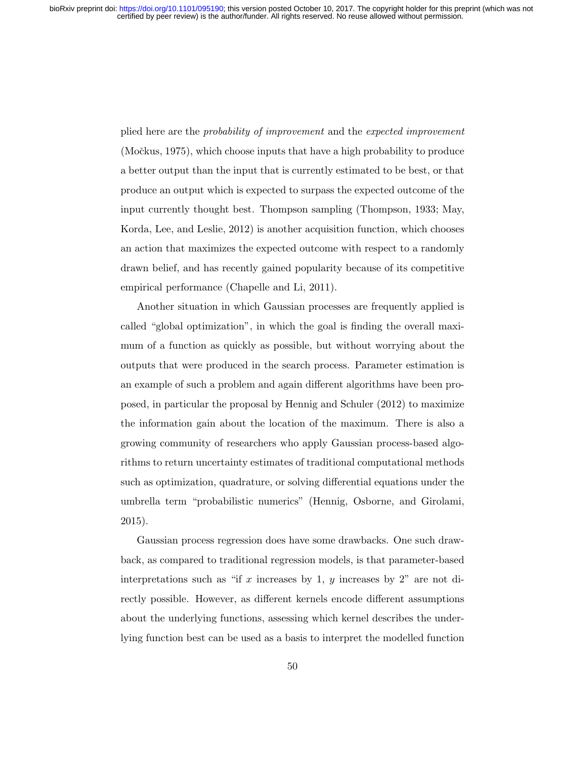plied here are the *probability of improvement* and the *expected improvement* (Močkus, 1975), which choose inputs that have a high probability to produce a better output than the input that is currently estimated to be best, or that produce an output which is expected to surpass the expected outcome of the input currently thought best. Thompson sampling (Thompson, 1933; May, Korda, Lee, and Leslie, 2012) is another acquisition function, which chooses an action that maximizes the expected outcome with respect to a randomly drawn belief, and has recently gained popularity because of its competitive empirical performance (Chapelle and Li, 2011).

Another situation in which Gaussian processes are frequently applied is called "global optimization", in which the goal is finding the overall maximum of a function as quickly as possible, but without worrying about the outputs that were produced in the search process. Parameter estimation is an example of such a problem and again different algorithms have been proposed, in particular the proposal by Hennig and Schuler (2012) to maximize the information gain about the location of the maximum. There is also a growing community of researchers who apply Gaussian process-based algorithms to return uncertainty estimates of traditional computational methods such as optimization, quadrature, or solving differential equations under the umbrella term "probabilistic numerics" (Hennig, Osborne, and Girolami, 2015).

Gaussian process regression does have some drawbacks. One such drawback, as compared to traditional regression models, is that parameter-based interpretations such as "if $x$ increases by 1, $y$ increases by 2" are not directly possible. However, as different kernels encode different assumptions about the underlying functions, assessing which kernel describes the underlying function best can be used as a basis to interpret the modelled function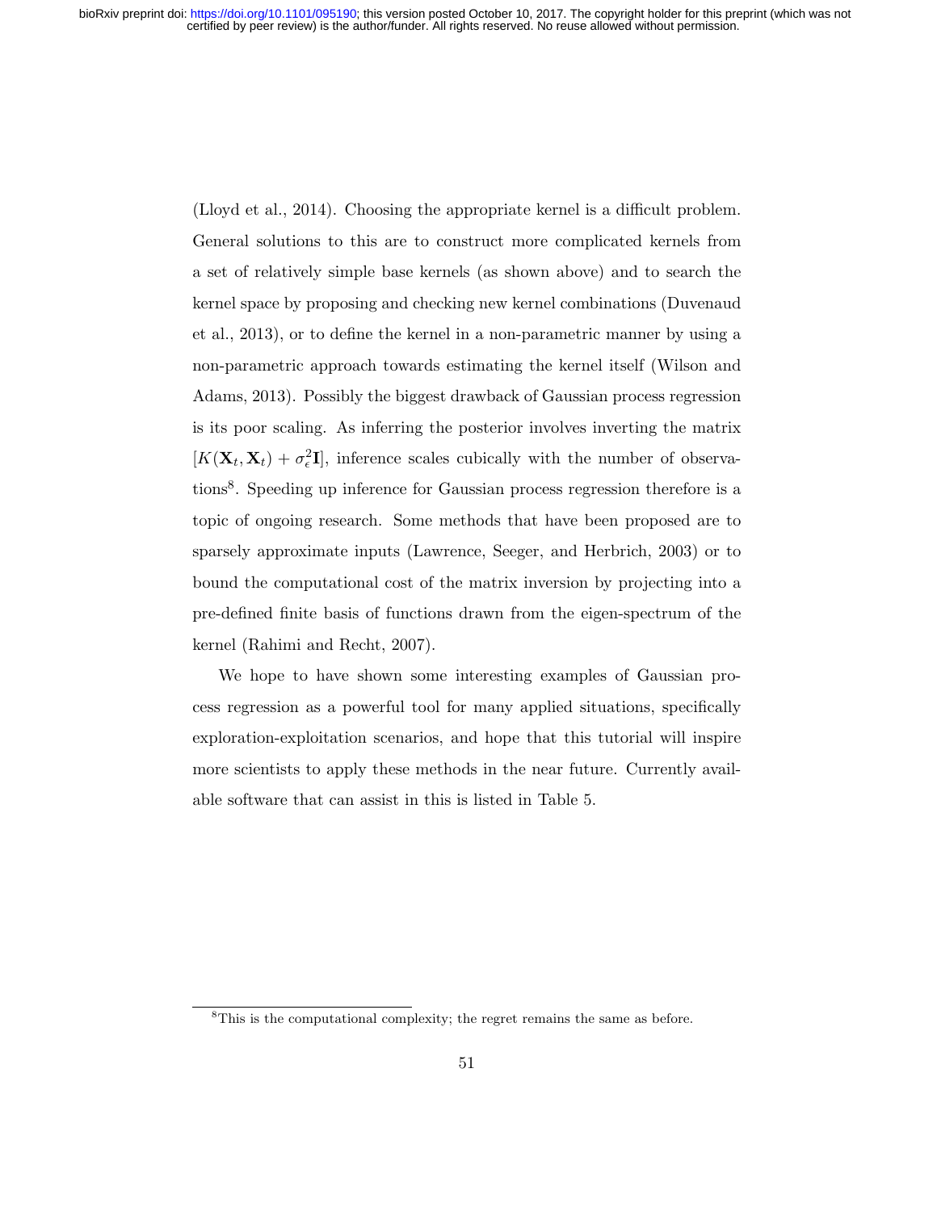(Lloyd et al., 2014). Choosing the appropriate kernel is a difficult problem. General solutions to this are to construct more complicated kernels from a set of relatively simple base kernels (as shown above) and to search the kernel space by proposing and checking new kernel combinations (Duvenaud et al., 2013), or to define the kernel in a non-parametric manner by using a non-parametric approach towards estimating the kernel itself (Wilson and Adams, 2013). Possibly the biggest drawback of Gaussian process regression is its poor scaling. As inferring the posterior involves inverting the matrix $[K(\mathbf{X}_t, \mathbf{X}_t) + \sigma_\epsilon^2 \mathbf{I}]$, inference scales cubically with the number of observations[8]. Speeding up inference for Gaussian process regression therefore is a topic of ongoing research. Some methods that have been proposed are to sparsely approximate inputs (Lawrence, Seeger, and Herbrich, 2003) or to bound the computational cost of the matrix inversion by projecting into a pre-defined finite basis of functions drawn from the eigen-spectrum of the kernel (Rahimi and Recht, 2007).

We hope to have shown some interesting examples of Gaussian process regression as a powerful tool for many applied situations, specifically exploration-exploitation scenarios, and hope that this tutorial will inspire more scientists to apply these methods in the near future. Currently available software that can assist in this is listed in Table 5.

[8] This is the computational complexity; the regret remains the same as before.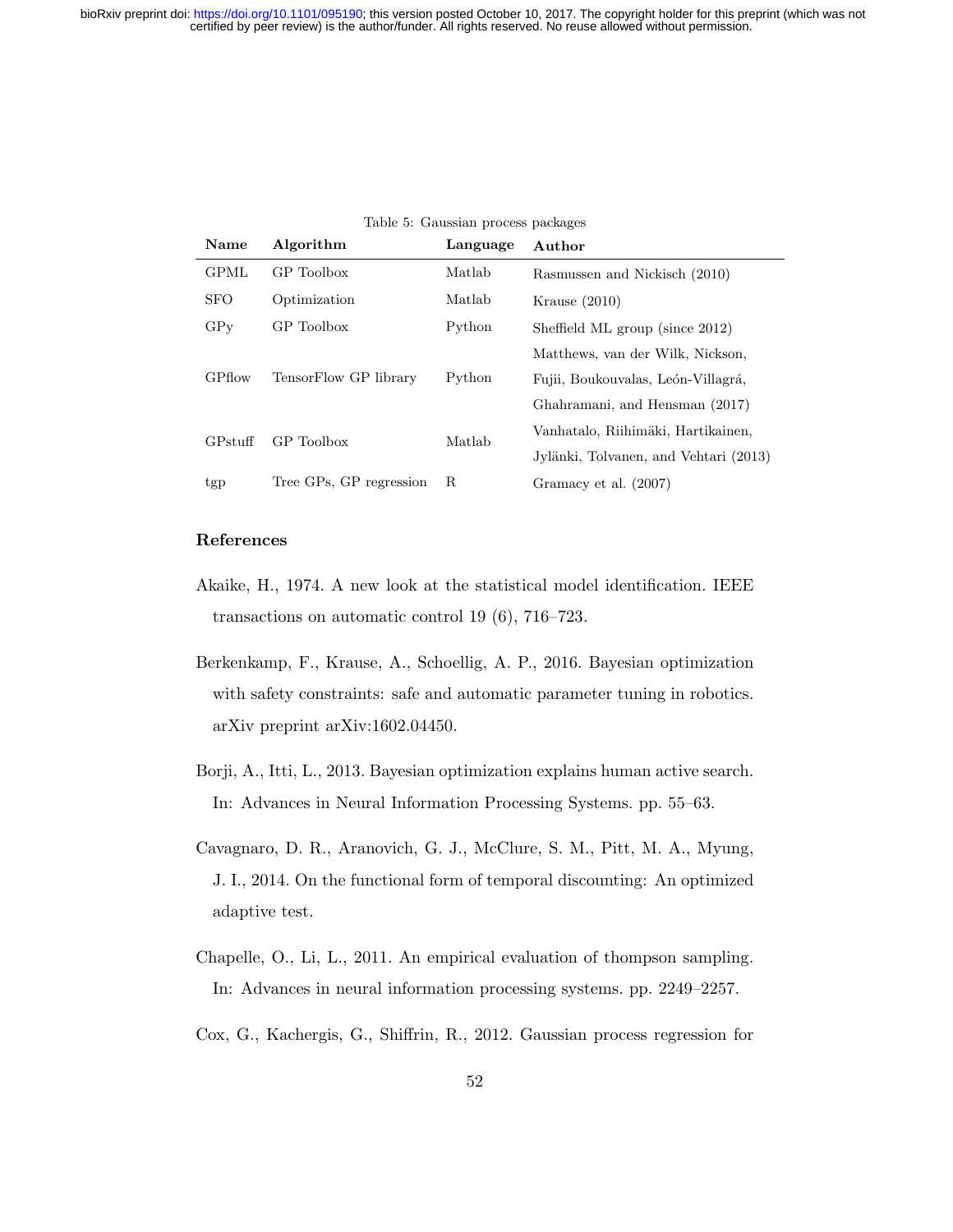Table 5: Gaussian process packages

| Name | Algorithm | Language | Author |
|---|---|---|---|
| GPML | GP Toolbox | Matlab | Rasmussen and Nickisch (2010) |
| SFO | Optimization | Matlab | Krause (2010) |
| GPy | GP Toolbox | Python | Sheffield ML group (since 2012) |
| GPflow | TensorFlow GP library | Python | Matthews, van der Wilk, Nickson, Fujii, Boukouvalas, León-Villagrá, Ghahramani, and Hensman (2017) |
| GPstuff | GP Toolbox | Matlab | Vanhatalo, Riihimäki, Hartikainen, Jylänki, Tolvanen, and Vehtari (2013) |
| tgp | Tree GPs, GP regression | R | Gramacy et al. (2007) |

## References

Akaike, H., 1974. A new look at the statistical model identification. IEEE transactions on automatic control 19 (6), 716–723.

Berkenkamp, F., Krause, A., Schoellig, A. P., 2016. Bayesian optimization with safety constraints: safe and automatic parameter tuning in robotics. arXiv preprint arXiv:1602.04450.

Borji, A., Itti, L., 2013. Bayesian optimization explains human active search. In: Advances in Neural Information Processing Systems. pp. 55–63.

Cavagnaro, D. R., Aranovich, G. J., McClure, S. M., Pitt, M. A., Myung, J. I., 2014. On the functional form of temporal discounting: An optimized adaptive test.

Chapelle, O., Li, L., 2011. An empirical evaluation of thompson sampling. In: Advances in neural information processing systems. pp. 2249–2257.

Cox, G., Kachergis, G., Shiffrin, R., 2012. Gaussian process regression for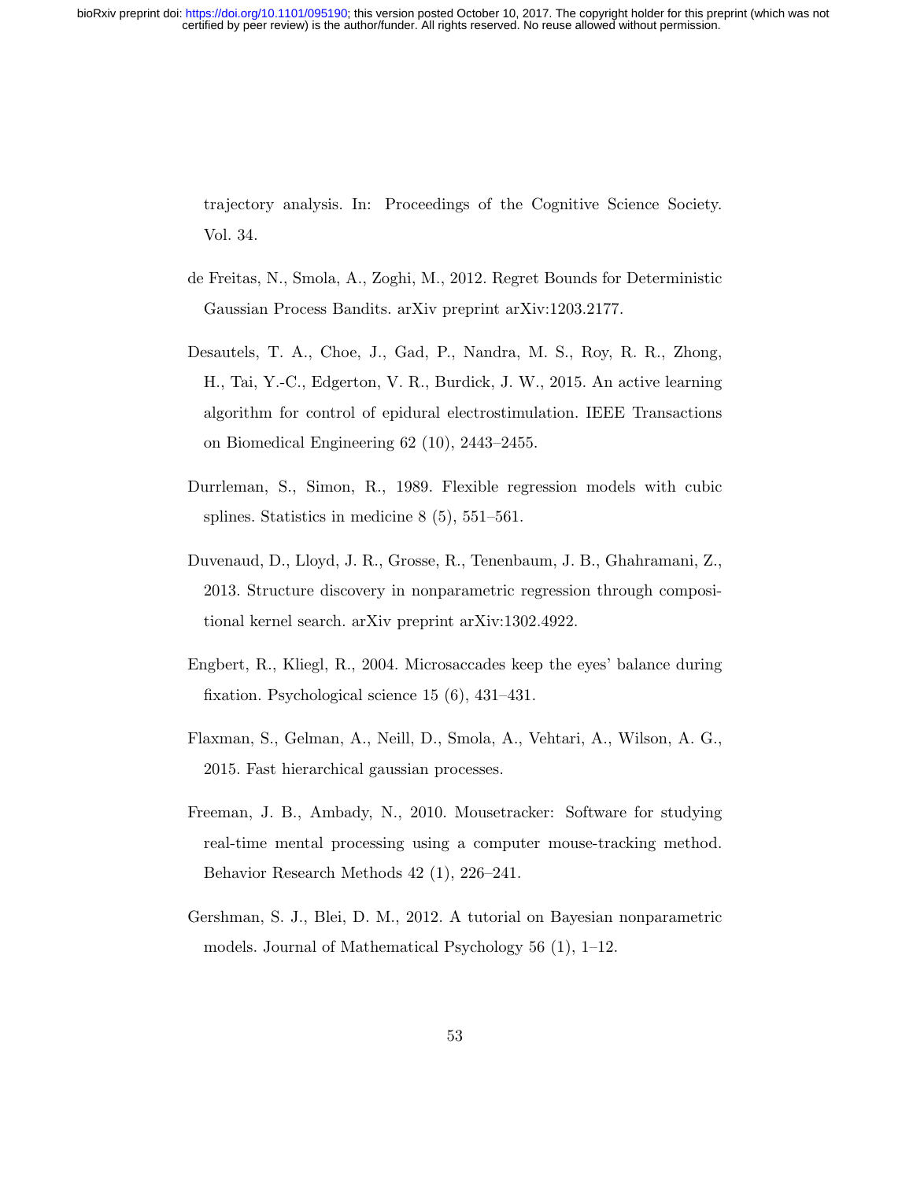trajectory analysis. In: Proceedings of the Cognitive Science Society. Vol. 34.

de Freitas, N., Smola, A., Zoghi, M., 2012. Regret Bounds for Deterministic Gaussian Process Bandits. arXiv preprint arXiv:1203.2177.

Desautels, T. A., Choe, J., Gad, P., Nandra, M. S., Roy, R. R., Zhong, H., Tai, Y.-C., Edgerton, V. R., Burdick, J. W., 2015. An active learning algorithm for control of epidural electrostimulation. IEEE Transactions on Biomedical Engineering 62 (10), 2443–2455.

Durrleman, S., Simon, R., 1989. Flexible regression models with cubic splines. Statistics in medicine 8 (5), 551–561.

Duvenaud, D., Lloyd, J. R., Grosse, R., Tenenbaum, J. B., Ghahramani, Z., 2013. Structure discovery in nonparametric regression through compositional kernel search. arXiv preprint arXiv:1302.4922.

Engbert, R., Kliegl, R., 2004. Microsaccades keep the eyes' balance during fixation. Psychological science 15 (6), 431–431.

Flaxman, S., Gelman, A., Neill, D., Smola, A., Vehtari, A., Wilson, A. G., 2015. Fast hierarchical gaussian processes.

Freeman, J. B., Ambady, N., 2010. Mousetracker: Software for studying real-time mental processing using a computer mouse-tracking method. Behavior Research Methods 42 (1), 226–241.

Gershman, S. J., Blei, D. M., 2012. A tutorial on Bayesian nonparametric models. Journal of Mathematical Psychology 56 (1), 1–12.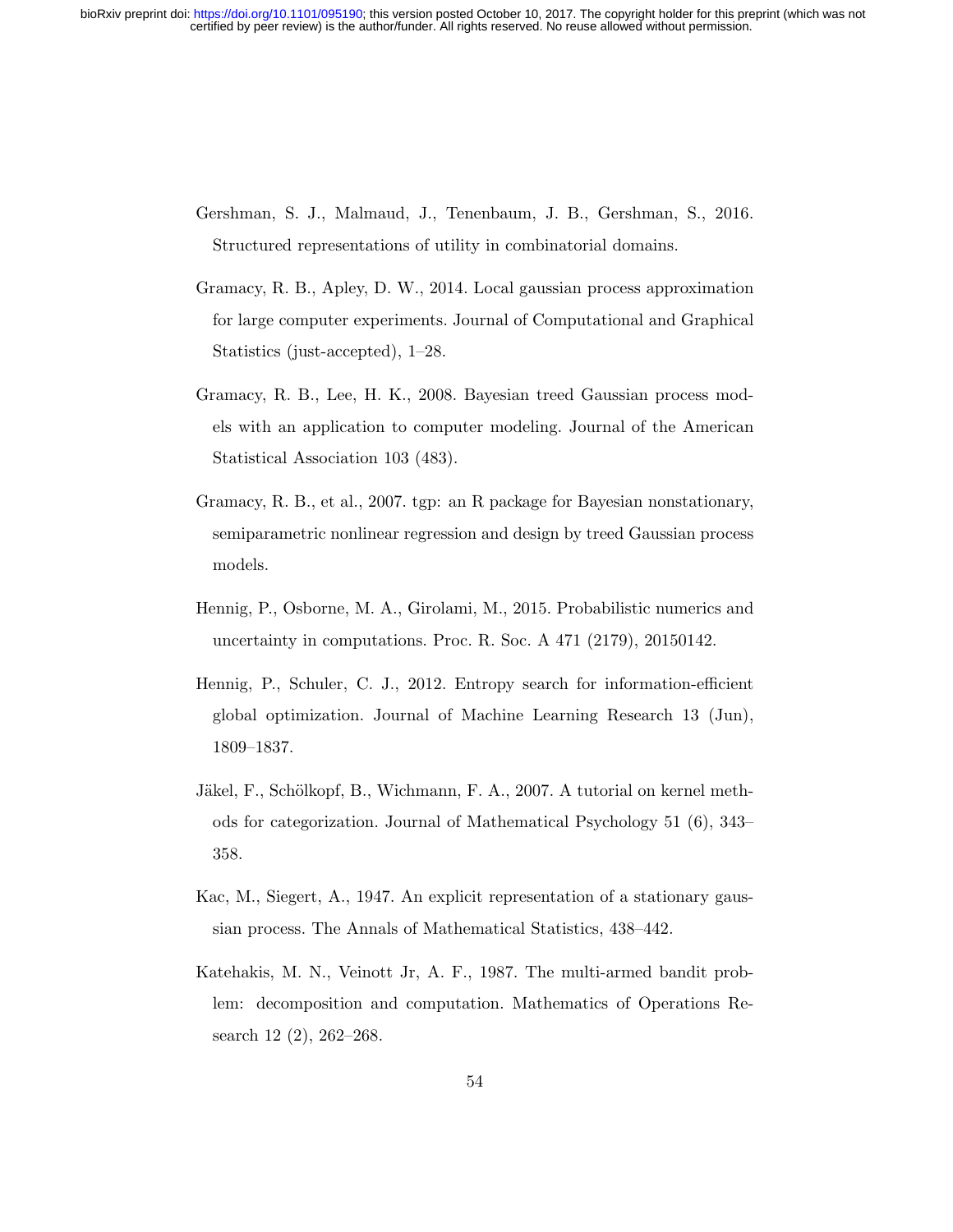Gershman, S. J., Malmaud, J., Tenenbaum, J. B., Gershman, S., 2016. Structured representations of utility in combinatorial domains.

Gramacy, R. B., Apley, D. W., 2014. Local gaussian process approximation for large computer experiments. Journal of Computational and Graphical Statistics (just-accepted), 1–28.

Gramacy, R. B., Lee, H. K., 2008. Bayesian treed Gaussian process models with an application to computer modeling. Journal of the American Statistical Association 103 (483).

Gramacy, R. B., et al., 2007. tgp: an R package for Bayesian nonstationary, semiparametric nonlinear regression and design by treed Gaussian process models.

Hennig, P., Osborne, M. A., Girolami, M., 2015. Probabilistic numerics and uncertainty in computations. Proc. R. Soc. A 471 (2179), 20150142.

Hennig, P., Schuler, C. J., 2012. Entropy search for information-efficient global optimization. Journal of Machine Learning Research 13 (Jun), 1809–1837.

Jäkel, F., Schölkopf, B., Wichmann, F. A., 2007. A tutorial on kernel methods for categorization. Journal of Mathematical Psychology 51 (6), 343–358.

Kac, M., Siegert, A., 1947. An explicit representation of a stationary gaussian process. The Annals of Mathematical Statistics, 438–442.

Katehakis, M. N., Veinott Jr, A. F., 1987. The multi-armed bandit problem: decomposition and computation. Mathematics of Operations Research 12 (2), 262–268.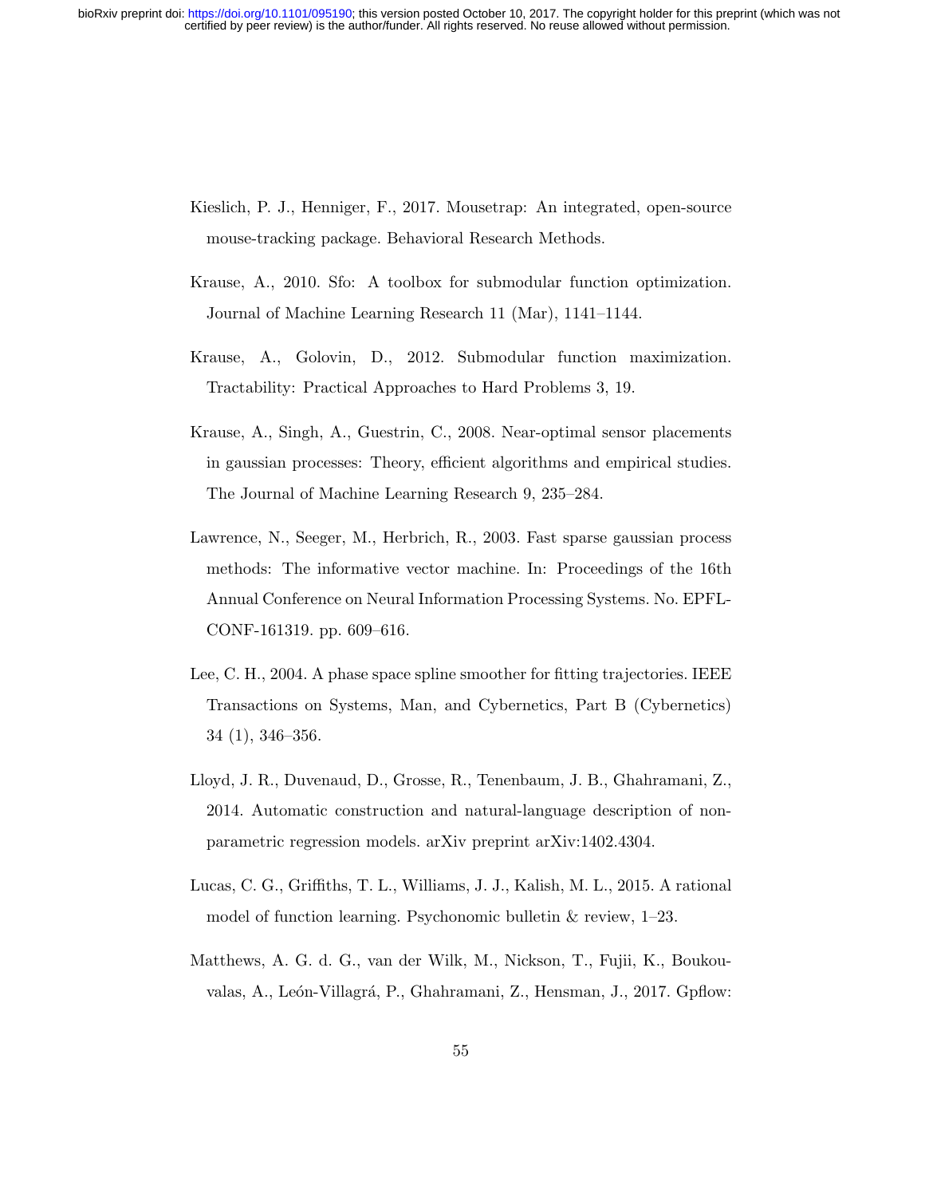Kieslich, P. J., Henniger, F., 2017. Mousetrap: An integrated, open-source mouse-tracking package. Behavioral Research Methods.

Krause, A., 2010. Sfo: A toolbox for submodular function optimization. Journal of Machine Learning Research 11 (Mar), 1141–1144.

Krause, A., Golovin, D., 2012. Submodular function maximization. Tractability: Practical Approaches to Hard Problems 3, 19.

Krause, A., Singh, A., Guestrin, C., 2008. Near-optimal sensor placements in gaussian processes: Theory, efficient algorithms and empirical studies. The Journal of Machine Learning Research 9, 235–284.

Lawrence, N., Seeger, M., Herbrich, R., 2003. Fast sparse gaussian process methods: The informative vector machine. In: Proceedings of the 16th Annual Conference on Neural Information Processing Systems. No. EPFL-CONF-161319. pp. 609–616.

Lee, C. H., 2004. A phase space spline smoother for fitting trajectories. IEEE Transactions on Systems, Man, and Cybernetics, Part B (Cybernetics) 34 (1), 346–356.

Lloyd, J. R., Duvenaud, D., Grosse, R., Tenenbaum, J. B., Ghahramani, Z., 2014. Automatic construction and natural-language description of non-parametric regression models. arXiv preprint arXiv:1402.4304.

Lucas, C. G., Griffiths, T. L., Williams, J. J., Kalish, M. L., 2015. A rational model of function learning. Psychonomic bulletin & review, 1–23.

Matthews, A. G. d. G., van der Wilk, M., Nickson, T., Fujii, K., Boukouvalas, A., León-Villagrá, P., Ghahramani, Z., Hensman, J., 2017. Gpflow: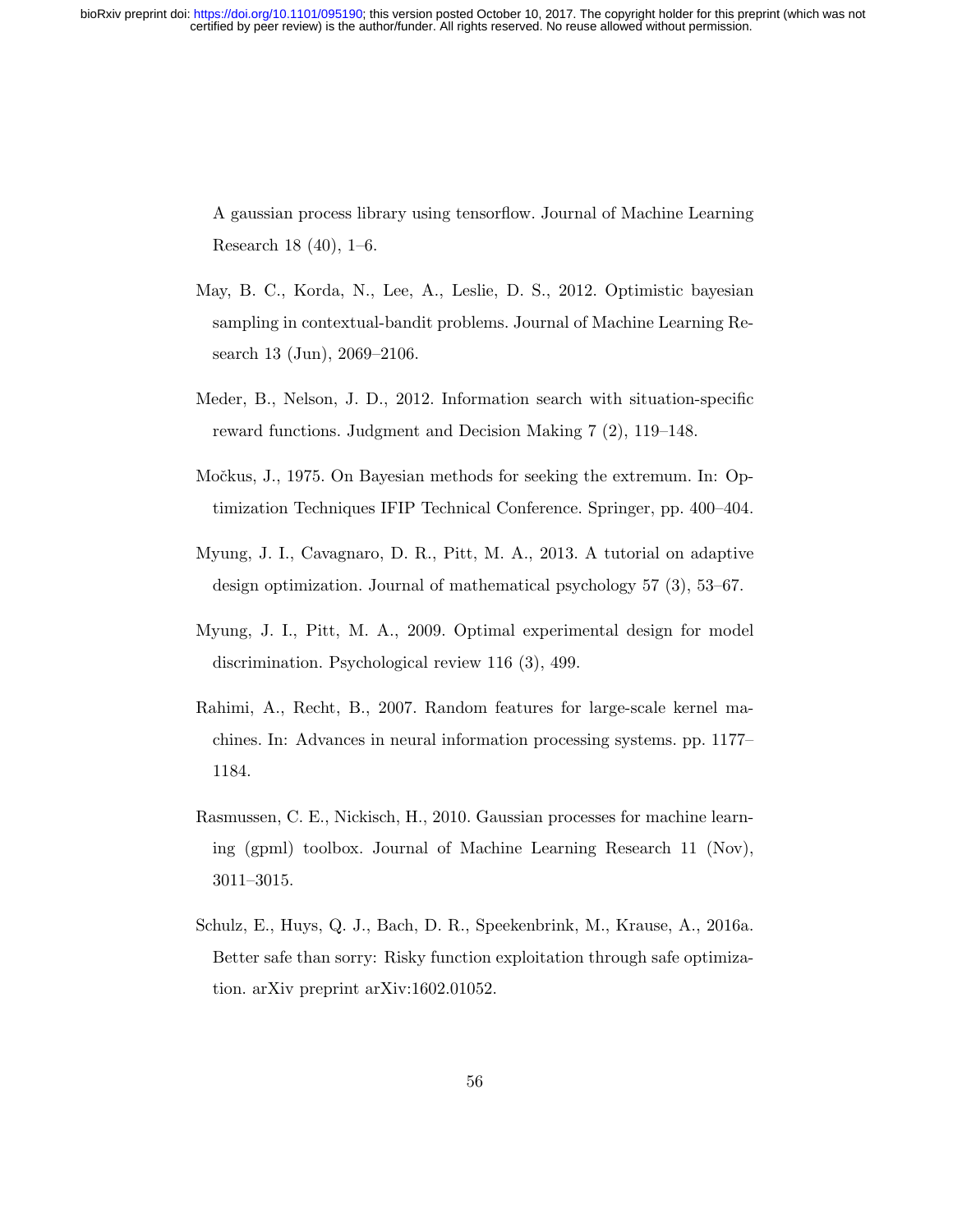A gaussian process library using tensorflow. Journal of Machine Learning Research 18 (40), 1–6.

May, B. C., Korda, N., Lee, A., Leslie, D. S., 2012. Optimistic bayesian sampling in contextual-bandit problems. Journal of Machine Learning Research 13 (Jun), 2069–2106.

Meder, B., Nelson, J. D., 2012. Information search with situation-specific reward functions. Judgment and Decision Making 7 (2), 119–148.

Močkus, J., 1975. On Bayesian methods for seeking the extremum. In: Optimization Techniques IFIP Technical Conference. Springer, pp. 400–404.

Myung, J. I., Cavagnaro, D. R., Pitt, M. A., 2013. A tutorial on adaptive design optimization. Journal of mathematical psychology 57 (3), 53–67.

Myung, J. I., Pitt, M. A., 2009. Optimal experimental design for model discrimination. Psychological review 116 (3), 499.

Rahimi, A., Recht, B., 2007. Random features for large-scale kernel machines. In: Advances in neural information processing systems. pp. 1177–1184.

Rasmussen, C. E., Nickisch, H., 2010. Gaussian processes for machine learning (gpml) toolbox. Journal of Machine Learning Research 11 (Nov), 3011–3015.

Schulz, E., Huys, Q. J., Bach, D. R., Speekenbrink, M., Krause, A., 2016a. Better safe than sorry: Risky function exploitation through safe optimization. arXiv preprint arXiv:1602.01052.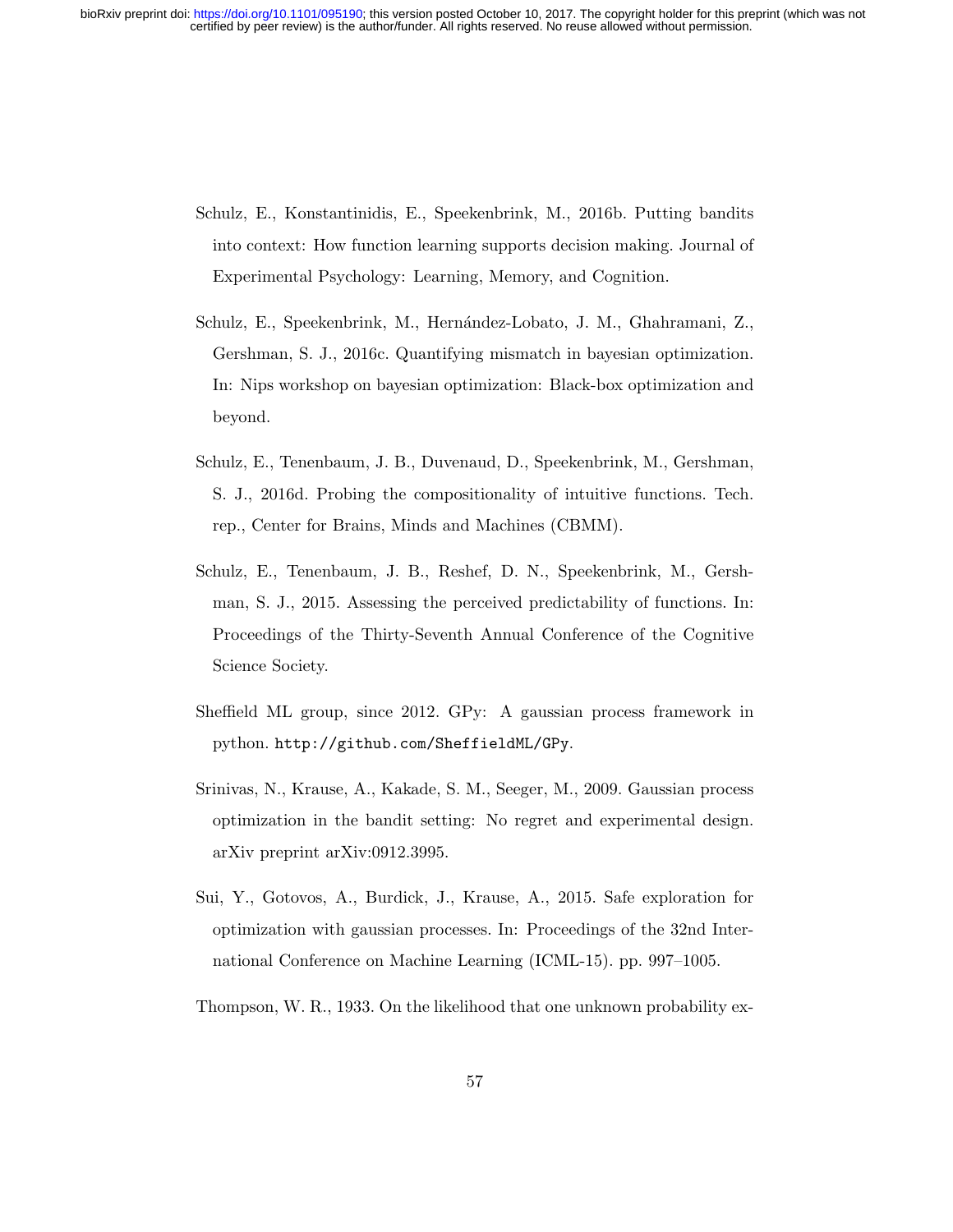Schulz, E., Konstantinidis, E., Speekenbrink, M., 2016b. Putting bandits into context: How function learning supports decision making. Journal of Experimental Psychology: Learning, Memory, and Cognition.

Schulz, E., Speekenbrink, M., Hernández-Lobato, J. M., Ghahramani, Z., Gershman, S. J., 2016c. Quantifying mismatch in bayesian optimization. In: Nips workshop on bayesian optimization: Black-box optimization and beyond.

Schulz, E., Tenenbaum, J. B., Duvenaud, D., Speekenbrink, M., Gershman, S. J., 2016d. Probing the compositionality of intuitive functions. Tech. rep., Center for Brains, Minds and Machines (CBMM).

Schulz, E., Tenenbaum, J. B., Reshef, D. N., Speekenbrink, M., Gershman, S. J., 2015. Assessing the perceived predictability of functions. In: Proceedings of the Thirty-Seventh Annual Conference of the Cognitive Science Society.

Sheffield ML group, since 2012. GPy: A gaussian process framework in python. `http://github.com/SheffieldML/GPy`.

Srinivas, N., Krause, A., Kakade, S. M., Seeger, M., 2009. Gaussian process optimization in the bandit setting: No regret and experimental design. arXiv preprint arXiv:0912.3995.

Sui, Y., Gotovos, A., Burdick, J., Krause, A., 2015. Safe exploration for optimization with gaussian processes. In: Proceedings of the 32nd International Conference on Machine Learning (ICML-15). pp. 997–1005.

Thompson, W. R., 1933. On the likelihood that one unknown probability ex-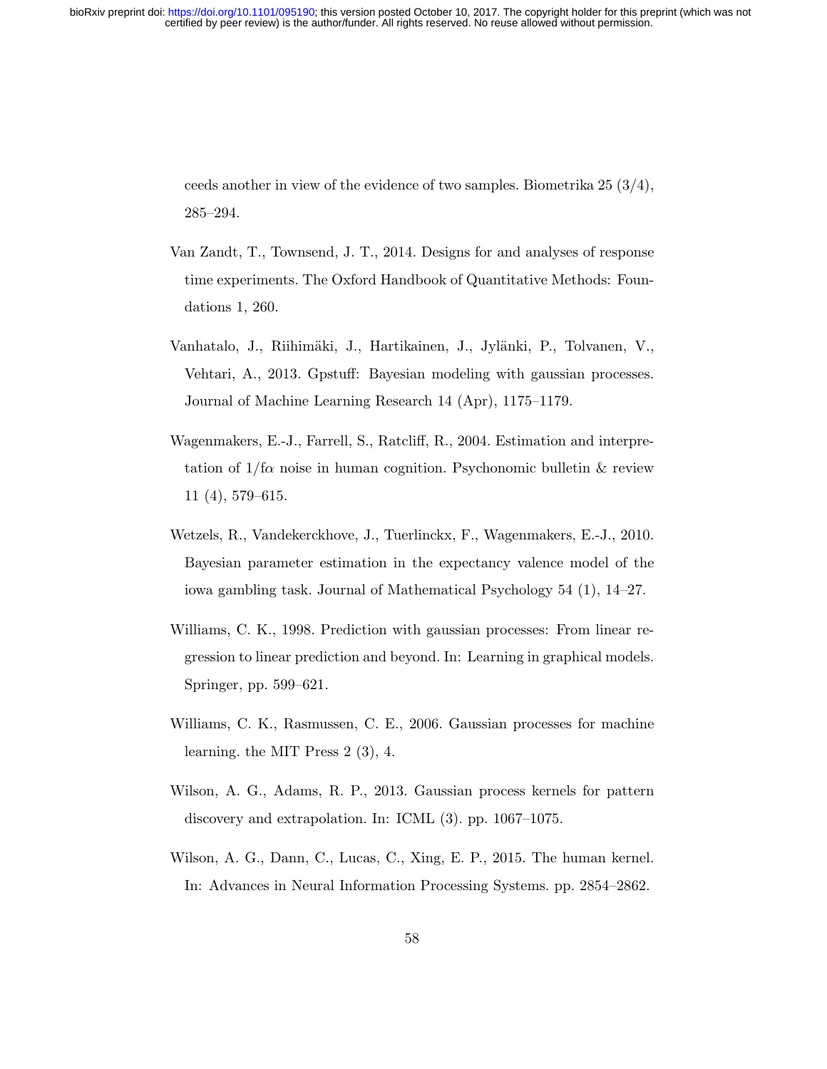ceeds another in view of the evidence of two samples. Biometrika 25 (3/4), 285–294.

Van Zandt, T., Townsend, J. T., 2014. Designs for and analyses of response time experiments. The Oxford Handbook of Quantitative Methods: Foundations 1, 260.

Vanhatalo, J., Riihimäki, J., Hartikainen, J., Jylänki, P., Tolvanen, V., Vehtari, A., 2013. Gpstuff: Bayesian modeling with gaussian processes. Journal of Machine Learning Research 14 (Apr), 1175–1179.

Wagenmakers, E.-J., Farrell, S., Ratcliff, R., 2004. Estimation and interpretation of $1/f\alpha$ noise in human cognition. Psychonomic bulletin & review 11 (4), 579–615.

Wetzels, R., Vandekerckhove, J., Tuerlinckx, F., Wagenmakers, E.-J., 2010. Bayesian parameter estimation in the expectancy valence model of the iowa gambling task. Journal of Mathematical Psychology 54 (1), 14–27.

Williams, C. K., 1998. Prediction with gaussian processes: From linear regression to linear prediction and beyond. In: Learning in graphical models. Springer, pp. 599–621.

Williams, C. K., Rasmussen, C. E., 2006. Gaussian processes for machine learning. the MIT Press 2 (3), 4.

Wilson, A. G., Adams, R. P., 2013. Gaussian process kernels for pattern discovery and extrapolation. In: ICML (3). pp. 1067–1075.

Wilson, A. G., Dann, C., Lucas, C., Xing, E. P., 2015. The human kernel. In: Advances in Neural Information Processing Systems. pp. 2854–2862.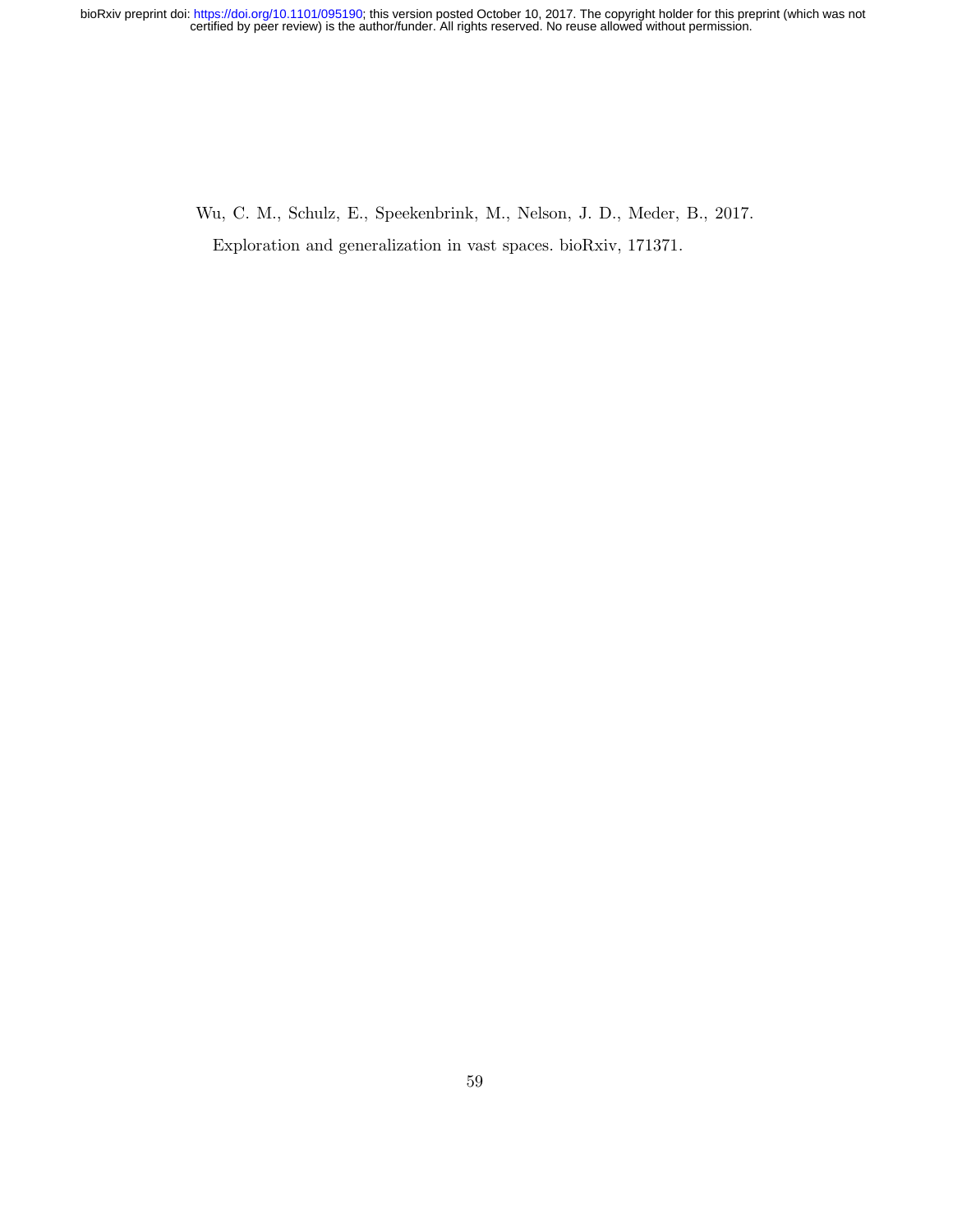Wu, C. M., Schulz, E., Speekenbrink, M., Nelson, J. D., Meder, B., 2017. Exploration and generalization in vast spaces. bioRxiv, 171371.